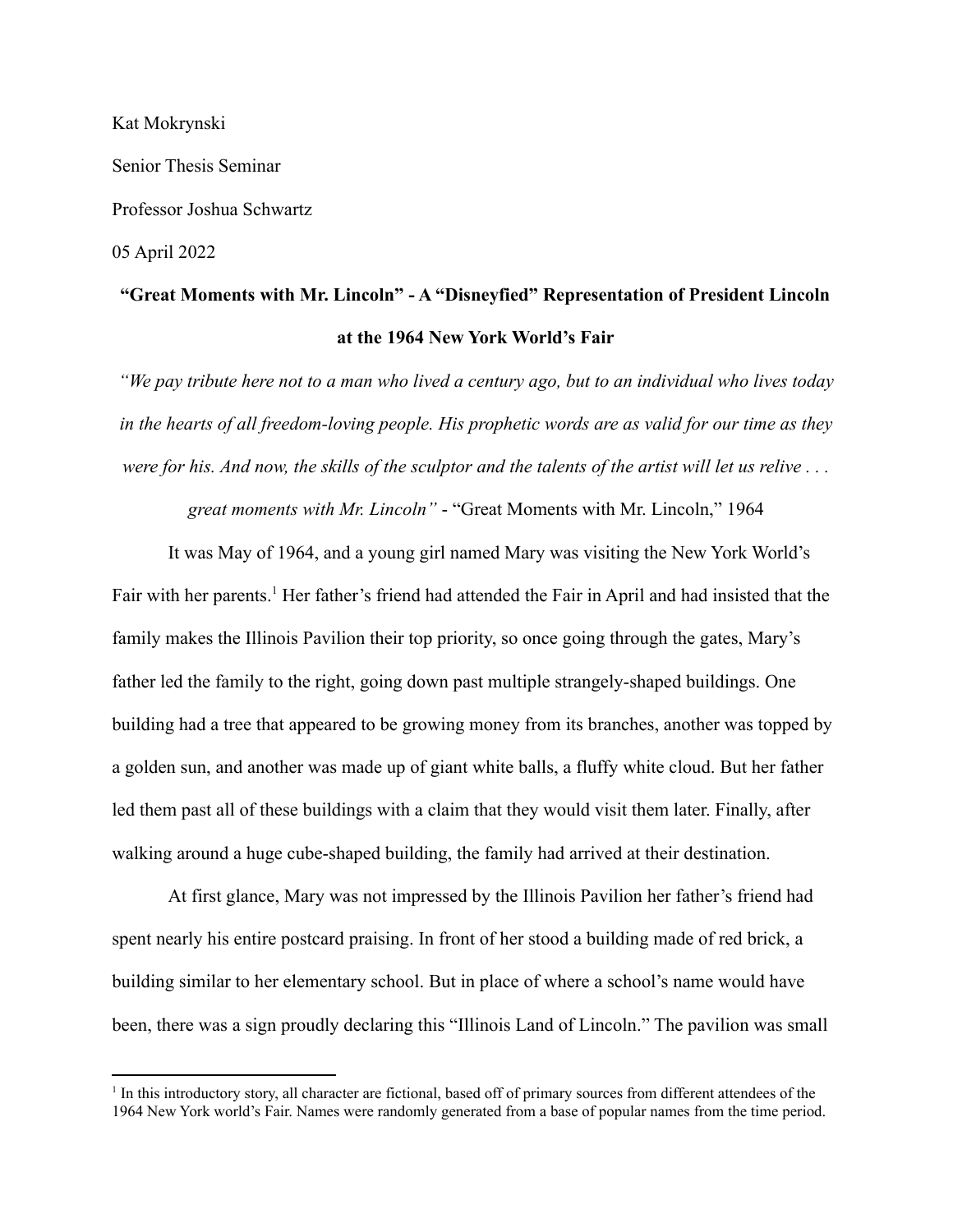Kat Mokrynski

Senior Thesis Seminar

Professor Joshua Schwartz

05 April 2022

# "Great Moments with Mr. Lincoln" - A "Disneyfied" Representation of President Lincoln at the 1964 New York World's Fair

*"We pay tribute here not to a man who lived a century ago, but to an individual who lives today in the hearts of all freedom-loving people. His prophetic words are as valid for our time as they were for his. And now, the skills of the sculptor and the talents of the artist will let us relive . . . great moments with Mr. Lincoln"* - "Great Moments with Mr. Lincoln," 1964

It was May of 1964, and a young girl named Mary was visiting the New York World's Fair with her parents.[1] Her father's friend had attended the Fair in April and had insisted that the family makes the Illinois Pavilion their top priority, so once going through the gates, Mary's father led the family to the right, going down past multiple strangely-shaped buildings. One building had a tree that appeared to be growing money from its branches, another was topped by a golden sun, and another was made up of giant white balls, a fluffy white cloud. But her father led them past all of these buildings with a claim that they would visit them later. Finally, after walking around a huge cube-shaped building, the family had arrived at their destination.

At first glance, Mary was not impressed by the Illinois Pavilion her father's friend had spent nearly his entire postcard praising. In front of her stood a building made of red brick, a building similar to her elementary school. But in place of where a school's name would have been, there was a sign proudly declaring this "Illinois Land of Lincoln." The pavilion was small

[1] In this introductory story, all character are fictional, based off of primary sources from different attendees of the 1964 New York world's Fair. Names were randomly generated from a base of popular names from the time period.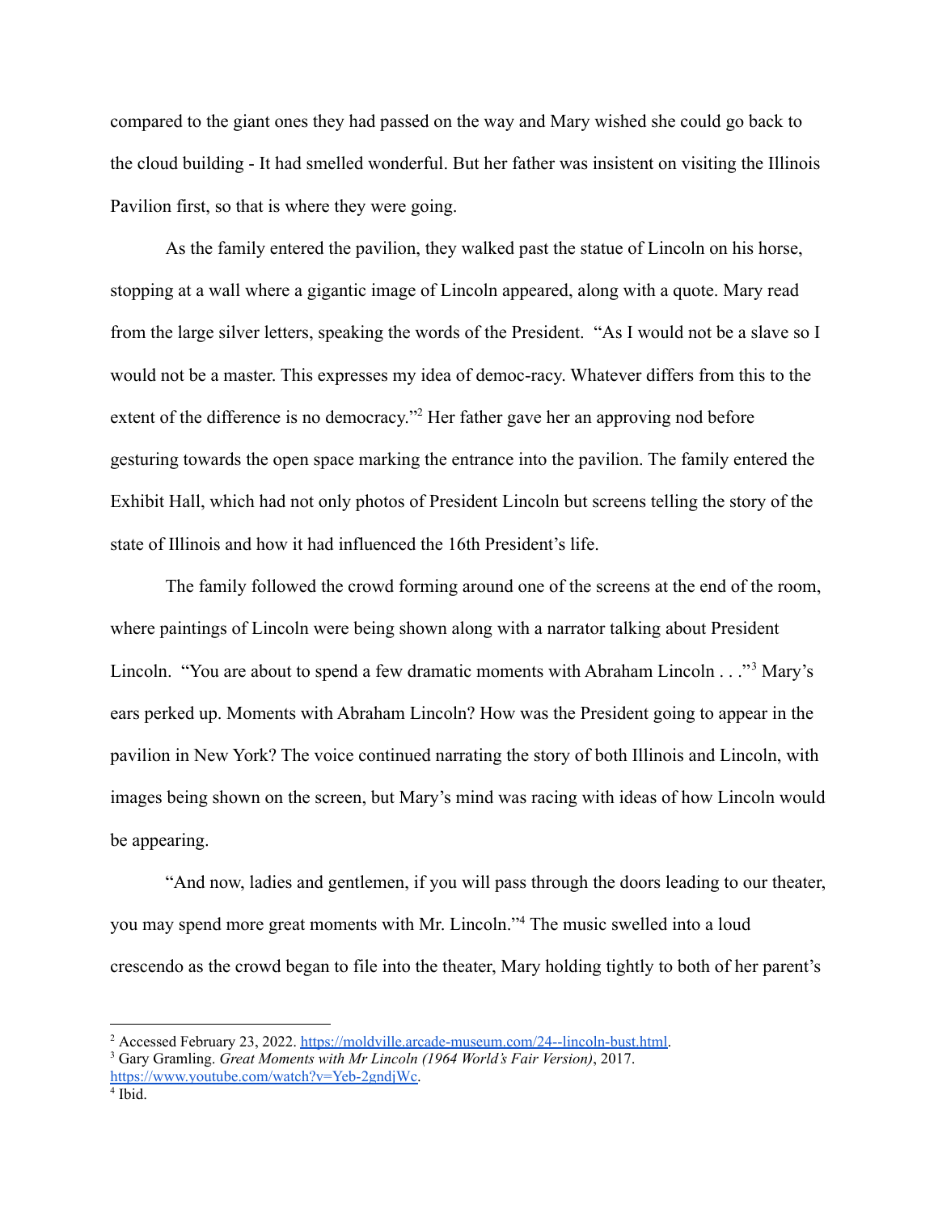compared to the giant ones they had passed on the way and Mary wished she could go back to the cloud building - It had smelled wonderful. But her father was insistent on visiting the Illinois Pavilion first, so that is where they were going.

As the family entered the pavilion, they walked past the statue of Lincoln on his horse, stopping at a wall where a gigantic image of Lincoln appeared, along with a quote. Mary read from the large silver letters, speaking the words of the President. "As I would not be a slave so I would not be a master. This expresses my idea of democ-racy. Whatever differs from this to the extent of the difference is no democracy."[2] Her father gave her an approving nod before gesturing towards the open space marking the entrance into the pavilion. The family entered the Exhibit Hall, which had not only photos of President Lincoln but screens telling the story of the state of Illinois and how it had influenced the 16th President's life.

The family followed the crowd forming around one of the screens at the end of the room, where paintings of Lincoln were being shown along with a narrator talking about President Lincoln. "You are about to spend a few dramatic moments with Abraham Lincoln . . ."[3] Mary's ears perked up. Moments with Abraham Lincoln? How was the President going to appear in the pavilion in New York? The voice continued narrating the story of both Illinois and Lincoln, with images being shown on the screen, but Mary's mind was racing with ideas of how Lincoln would be appearing.

"And now, ladies and gentlemen, if you will pass through the doors leading to our theater, you may spend more great moments with Mr. Lincoln."[4] The music swelled into a loud crescendo as the crowd began to file into the theater, Mary holding tightly to both of her parent's

---

[2] Accessed February 23, 2022. https://moldville.arcade-museum.com/24--lincoln-bust.html.

[3] Gary Gramling. *Great Moments with Mr Lincoln (1964 World's Fair Version)*, 2017. https://www.youtube.com/watch?v=Yeb-2gndjWc.

[4] Ibid.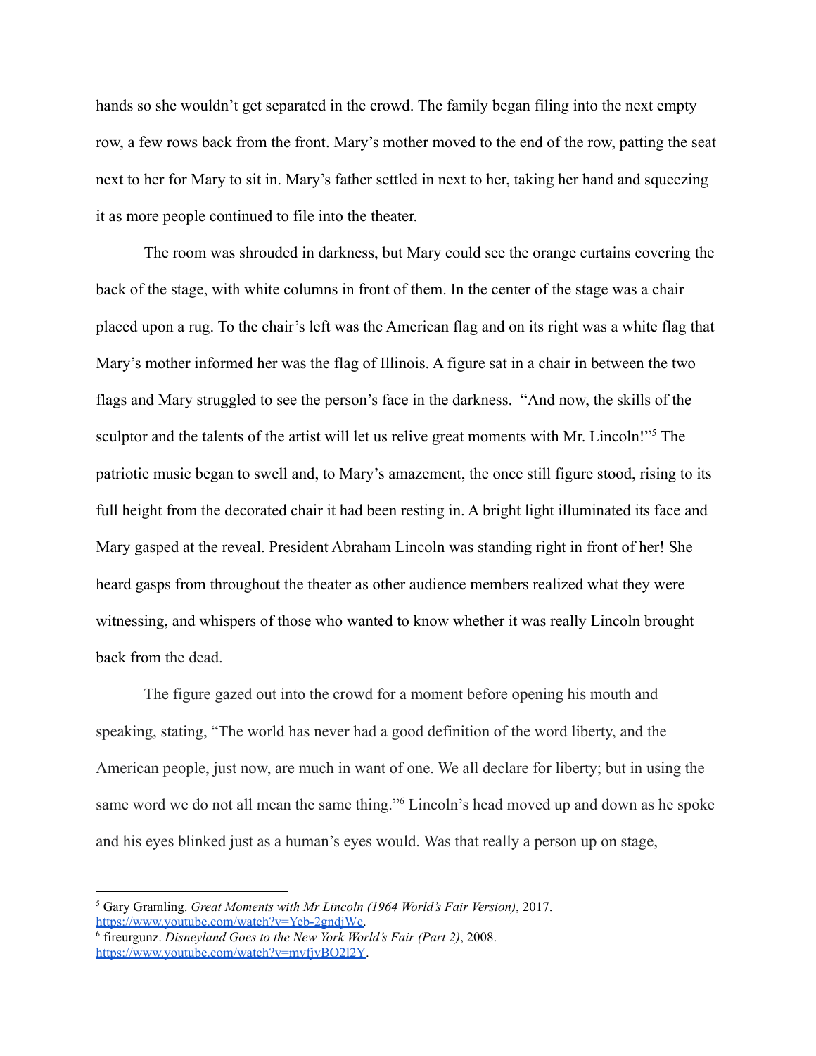hands so she wouldn't get separated in the crowd. The family began filing into the next empty row, a few rows back from the front. Mary's mother moved to the end of the row, patting the seat next to her for Mary to sit in. Mary's father settled in next to her, taking her hand and squeezing it as more people continued to file into the theater.

The room was shrouded in darkness, but Mary could see the orange curtains covering the back of the stage, with white columns in front of them. In the center of the stage was a chair placed upon a rug. To the chair's left was the American flag and on its right was a white flag that Mary's mother informed her was the flag of Illinois. A figure sat in a chair in between the two flags and Mary struggled to see the person's face in the darkness. "And now, the skills of the sculptor and the talents of the artist will let us relive great moments with Mr. Lincoln!"[5] The patriotic music began to swell and, to Mary's amazement, the once still figure stood, rising to its full height from the decorated chair it had been resting in. A bright light illuminated its face and Mary gasped at the reveal. President Abraham Lincoln was standing right in front of her! She heard gasps from throughout the theater as other audience members realized what they were witnessing, and whispers of those who wanted to know whether it was really Lincoln brought back from the dead.

The figure gazed out into the crowd for a moment before opening his mouth and speaking, stating, "The world has never had a good definition of the word liberty, and the American people, just now, are much in want of one. We all declare for liberty; but in using the same word we do not all mean the same thing."[6] Lincoln's head moved up and down as he spoke and his eyes blinked just as a human's eyes would. Was that really a person up on stage,

---

[5] Gary Gramling. *Great Moments with Mr Lincoln (1964 World's Fair Version)*, 2017. https://www.youtube.com/watch?v=Yeb-2gndjWc.

[6] fireurgunz. *Disneyland Goes to the New York World's Fair (Part 2)*, 2008. https://www.youtube.com/watch?v=mvfjvBO2l2Y.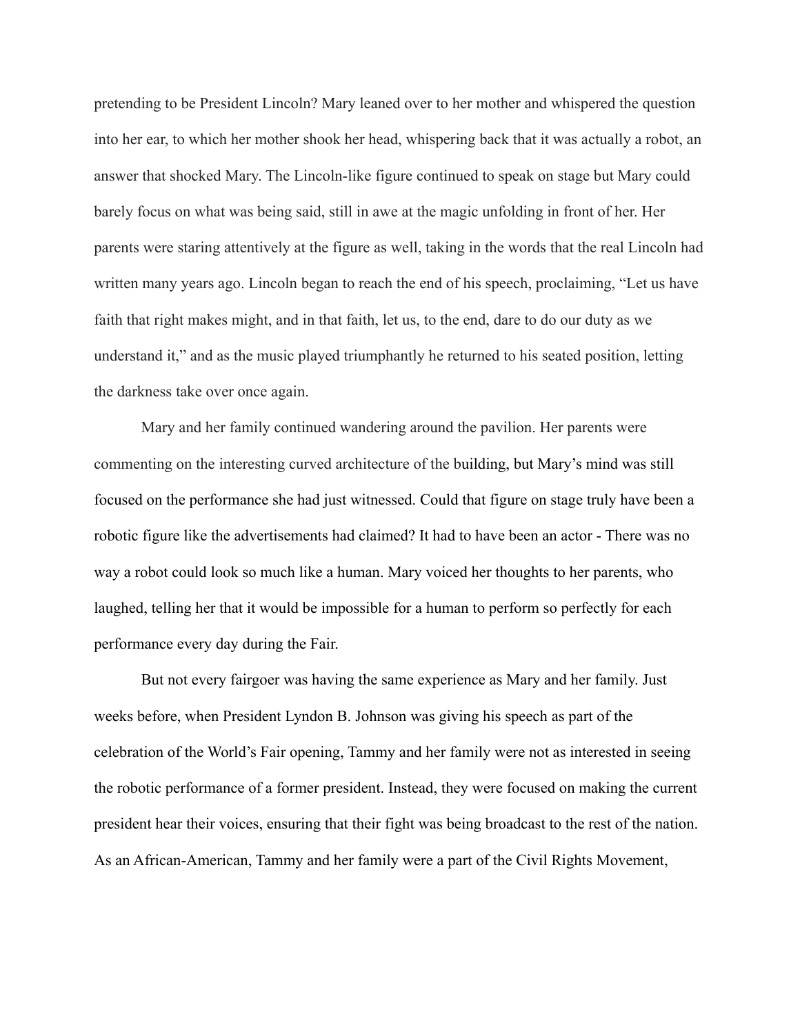pretending to be President Lincoln? Mary leaned over to her mother and whispered the question into her ear, to which her mother shook her head, whispering back that it was actually a robot, an answer that shocked Mary. The Lincoln-like figure continued to speak on stage but Mary could barely focus on what was being said, still in awe at the magic unfolding in front of her. Her parents were staring attentively at the figure as well, taking in the words that the real Lincoln had written many years ago. Lincoln began to reach the end of his speech, proclaiming, “Let us have faith that right makes might, and in that faith, let us, to the end, dare to do our duty as we understand it,” and as the music played triumphantly he returned to his seated position, letting the darkness take over once again.

Mary and her family continued wandering around the pavilion. Her parents were commenting on the interesting curved architecture of the building, but Mary’s mind was still focused on the performance she had just witnessed. Could that figure on stage truly have been a robotic figure like the advertisements had claimed? It had to have been an actor - There was no way a robot could look so much like a human. Mary voiced her thoughts to her parents, who laughed, telling her that it would be impossible for a human to perform so perfectly for each performance every day during the Fair.

But not every fairgoer was having the same experience as Mary and her family. Just weeks before, when President Lyndon B. Johnson was giving his speech as part of the celebration of the World’s Fair opening, Tammy and her family were not as interested in seeing the robotic performance of a former president. Instead, they were focused on making the current president hear their voices, ensuring that their fight was being broadcast to the rest of the nation. As an African-American, Tammy and her family were a part of the Civil Rights Movement,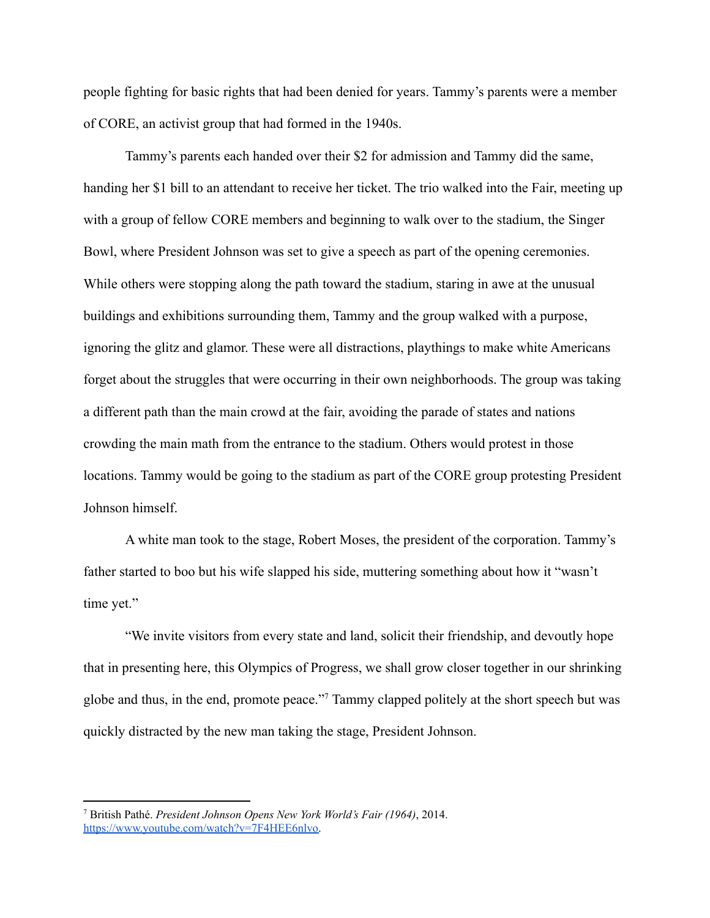people fighting for basic rights that had been denied for years. Tammy's parents were a member of CORE, an activist group that had formed in the 1940s.

Tammy's parents each handed over their $2 for admission and Tammy did the same, handing her $1 bill to an attendant to receive her ticket. The trio walked into the Fair, meeting up with a group of fellow CORE members and beginning to walk over to the stadium, the Singer Bowl, where President Johnson was set to give a speech as part of the opening ceremonies. While others were stopping along the path toward the stadium, staring in awe at the unusual buildings and exhibitions surrounding them, Tammy and the group walked with a purpose, ignoring the glitz and glamor. These were all distractions, playthings to make white Americans forget about the struggles that were occurring in their own neighborhoods. The group was taking a different path than the main crowd at the fair, avoiding the parade of states and nations crowding the main math from the entrance to the stadium. Others would protest in those locations. Tammy would be going to the stadium as part of the CORE group protesting President Johnson himself.

A white man took to the stage, Robert Moses, the president of the corporation. Tammy's father started to boo but his wife slapped his side, muttering something about how it "wasn't time yet."

"We invite visitors from every state and land, solicit their friendship, and devoutly hope that in presenting here, this Olympics of Progress, we shall grow closer together in our shrinking globe and thus, in the end, promote peace."[7] Tammy clapped politely at the short speech but was quickly distracted by the new man taking the stage, President Johnson.

---

[7] British Pathé. *President Johnson Opens New York World's Fair (1964)*, 2014. https://www.youtube.com/watch?v=7F4HEE6nlvo.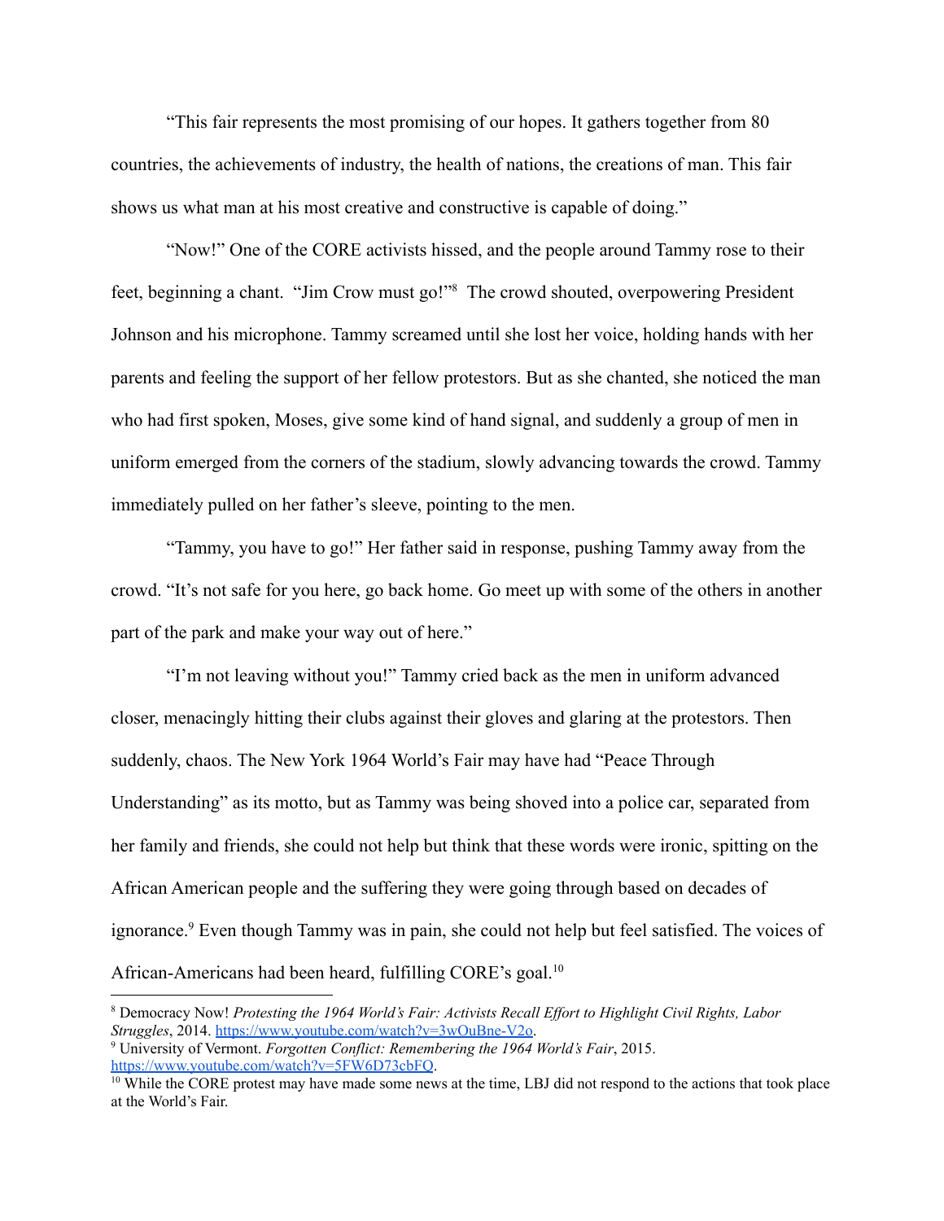"This fair represents the most promising of our hopes. It gathers together from 80 countries, the achievements of industry, the health of nations, the creations of man. This fair shows us what man at his most creative and constructive is capable of doing."

"Now!" One of the CORE activists hissed, and the people around Tammy rose to their feet, beginning a chant. "Jim Crow must go!"[8] The crowd shouted, overpowering President Johnson and his microphone. Tammy screamed until she lost her voice, holding hands with her parents and feeling the support of her fellow protestors. But as she chanted, she noticed the man who had first spoken, Moses, give some kind of hand signal, and suddenly a group of men in uniform emerged from the corners of the stadium, slowly advancing towards the crowd. Tammy immediately pulled on her father's sleeve, pointing to the men.

"Tammy, you have to go!" Her father said in response, pushing Tammy away from the crowd. "It's not safe for you here, go back home. Go meet up with some of the others in another part of the park and make your way out of here."

"I'm not leaving without you!" Tammy cried back as the men in uniform advanced closer, menacingly hitting their clubs against their gloves and glaring at the protestors. Then suddenly, chaos. The New York 1964 World's Fair may have had "Peace Through Understanding" as its motto, but as Tammy was being shoved into a police car, separated from her family and friends, she could not help but think that these words were ironic, spitting on the African American people and the suffering they were going through based on decades of ignorance.[9] Even though Tammy was in pain, she could not help but feel satisfied. The voices of African-Americans had been heard, fulfilling CORE's goal.[10]

---

[8] Democracy Now! *Protesting the 1964 World's Fair: Activists Recall Effort to Highlight Civil Rights, Labor Struggles*, 2014. https://www.youtube.com/watch?v=3wOuBne-V2o.

[9] University of Vermont. *Forgotten Conflict: Remembering the 1964 World's Fair*, 2015. https://www.youtube.com/watch?v=5FW6D73cbFQ.

[10] While the CORE protest may have made some news at the time, LBJ did not respond to the actions that took place at the World's Fair.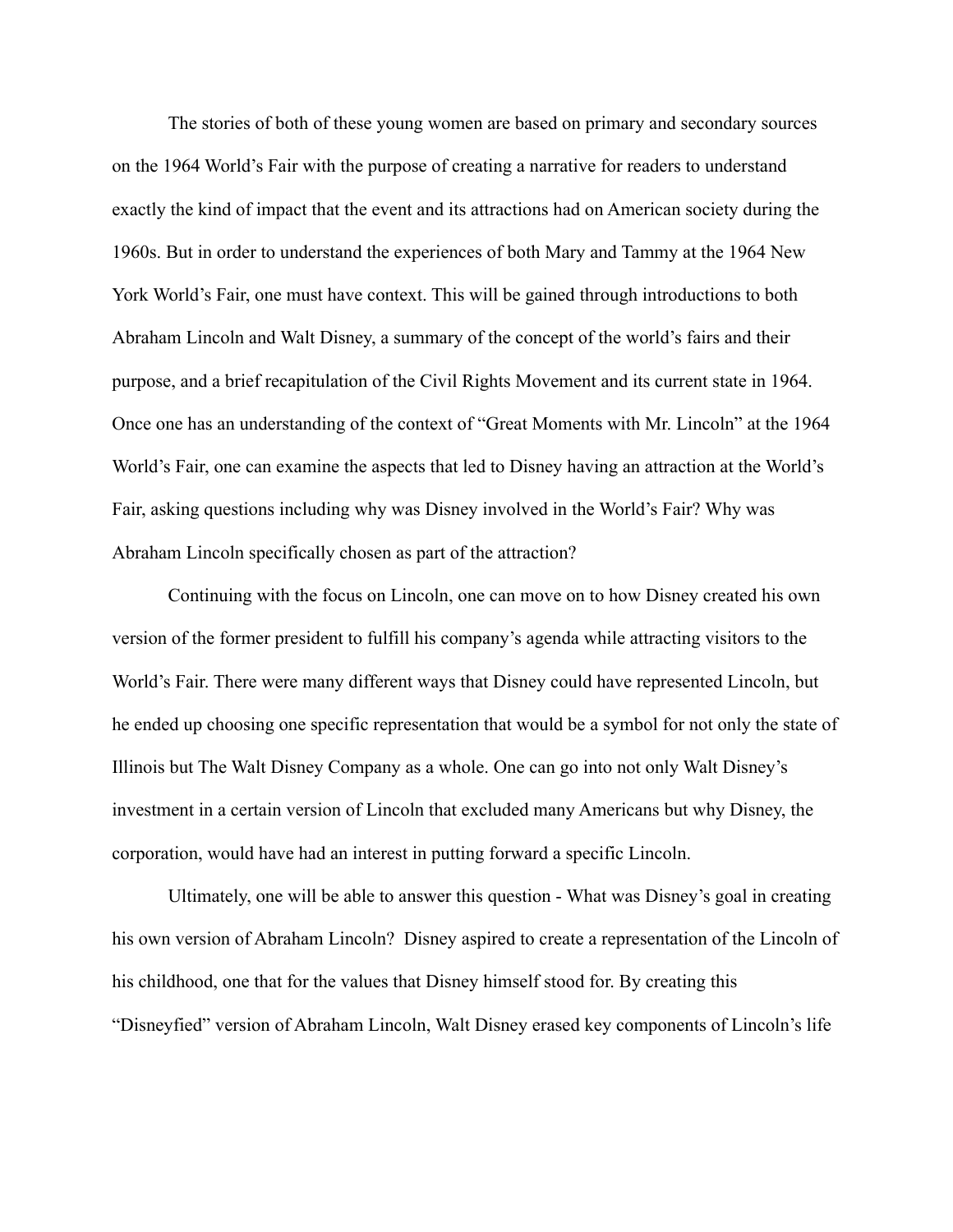The stories of both of these young women are based on primary and secondary sources on the 1964 World's Fair with the purpose of creating a narrative for readers to understand exactly the kind of impact that the event and its attractions had on American society during the 1960s. But in order to understand the experiences of both Mary and Tammy at the 1964 New York World's Fair, one must have context. This will be gained through introductions to both Abraham Lincoln and Walt Disney, a summary of the concept of the world's fairs and their purpose, and a brief recapitulation of the Civil Rights Movement and its current state in 1964. Once one has an understanding of the context of "Great Moments with Mr. Lincoln" at the 1964 World's Fair, one can examine the aspects that led to Disney having an attraction at the World's Fair, asking questions including why was Disney involved in the World's Fair? Why was Abraham Lincoln specifically chosen as part of the attraction?

Continuing with the focus on Lincoln, one can move on to how Disney created his own version of the former president to fulfill his company's agenda while attracting visitors to the World's Fair. There were many different ways that Disney could have represented Lincoln, but he ended up choosing one specific representation that would be a symbol for not only the state of Illinois but The Walt Disney Company as a whole. One can go into not only Walt Disney's investment in a certain version of Lincoln that excluded many Americans but why Disney, the corporation, would have had an interest in putting forward a specific Lincoln.

Ultimately, one will be able to answer this question - What was Disney's goal in creating his own version of Abraham Lincoln? Disney aspired to create a representation of the Lincoln of his childhood, one that for the values that Disney himself stood for. By creating this "Disneyfied" version of Abraham Lincoln, Walt Disney erased key components of Lincoln's life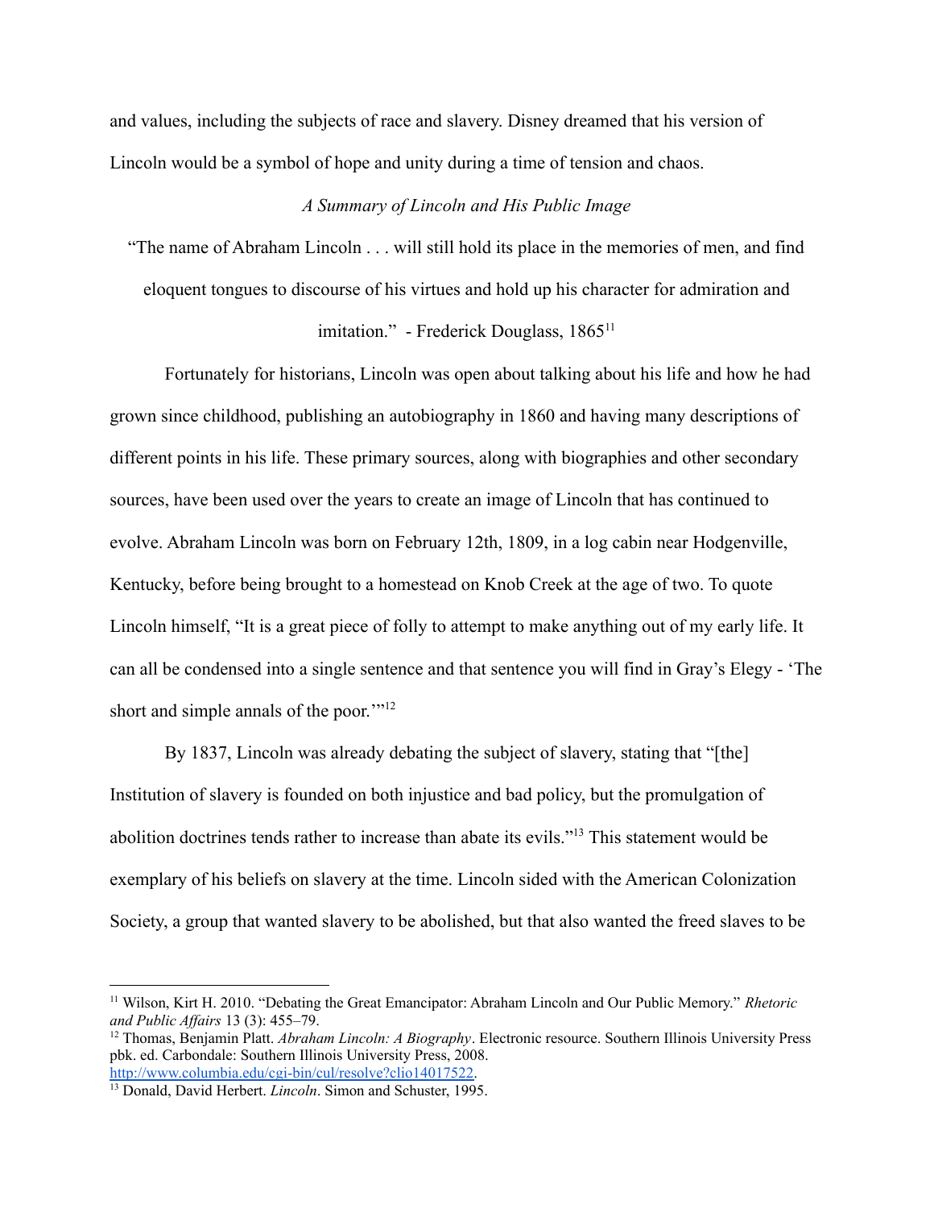and values, including the subjects of race and slavery. Disney dreamed that his version of Lincoln would be a symbol of hope and unity during a time of tension and chaos.

### *A Summary of Lincoln and His Public Image*

> "The name of Abraham Lincoln . . . will still hold its place in the memories of men, and find eloquent tongues to discourse of his virtues and hold up his character for admiration and imitation." - Frederick Douglass, 1865[11]

Fortunately for historians, Lincoln was open about talking about his life and how he had grown since childhood, publishing an autobiography in 1860 and having many descriptions of different points in his life. These primary sources, along with biographies and other secondary sources, have been used over the years to create an image of Lincoln that has continued to evolve. Abraham Lincoln was born on February 12th, 1809, in a log cabin near Hodgenville, Kentucky, before being brought to a homestead on Knob Creek at the age of two. To quote Lincoln himself, "It is a great piece of folly to attempt to make anything out of my early life. It can all be condensed into a single sentence and that sentence you will find in Gray's Elegy - 'The short and simple annals of the poor.'"[12]

By 1837, Lincoln was already debating the subject of slavery, stating that "[the] Institution of slavery is founded on both injustice and bad policy, but the promulgation of abolition doctrines tends rather to increase than abate its evils."[13] This statement would be exemplary of his beliefs on slavery at the time. Lincoln sided with the American Colonization Society, a group that wanted slavery to be abolished, but that also wanted the freed slaves to be

---

[11] Wilson, Kirt H. 2010. "Debating the Great Emancipator: Abraham Lincoln and Our Public Memory." *Rhetoric and Public Affairs* 13 (3): 455–79.

[12] Thomas, Benjamin Platt. *Abraham Lincoln: A Biography*. Electronic resource. Southern Illinois University Press pbk. ed. Carbondale: Southern Illinois University Press, 2008. http://www.columbia.edu/cgi-bin/cul/resolve?clio14017522.

[13] Donald, David Herbert. *Lincoln*. Simon and Schuster, 1995.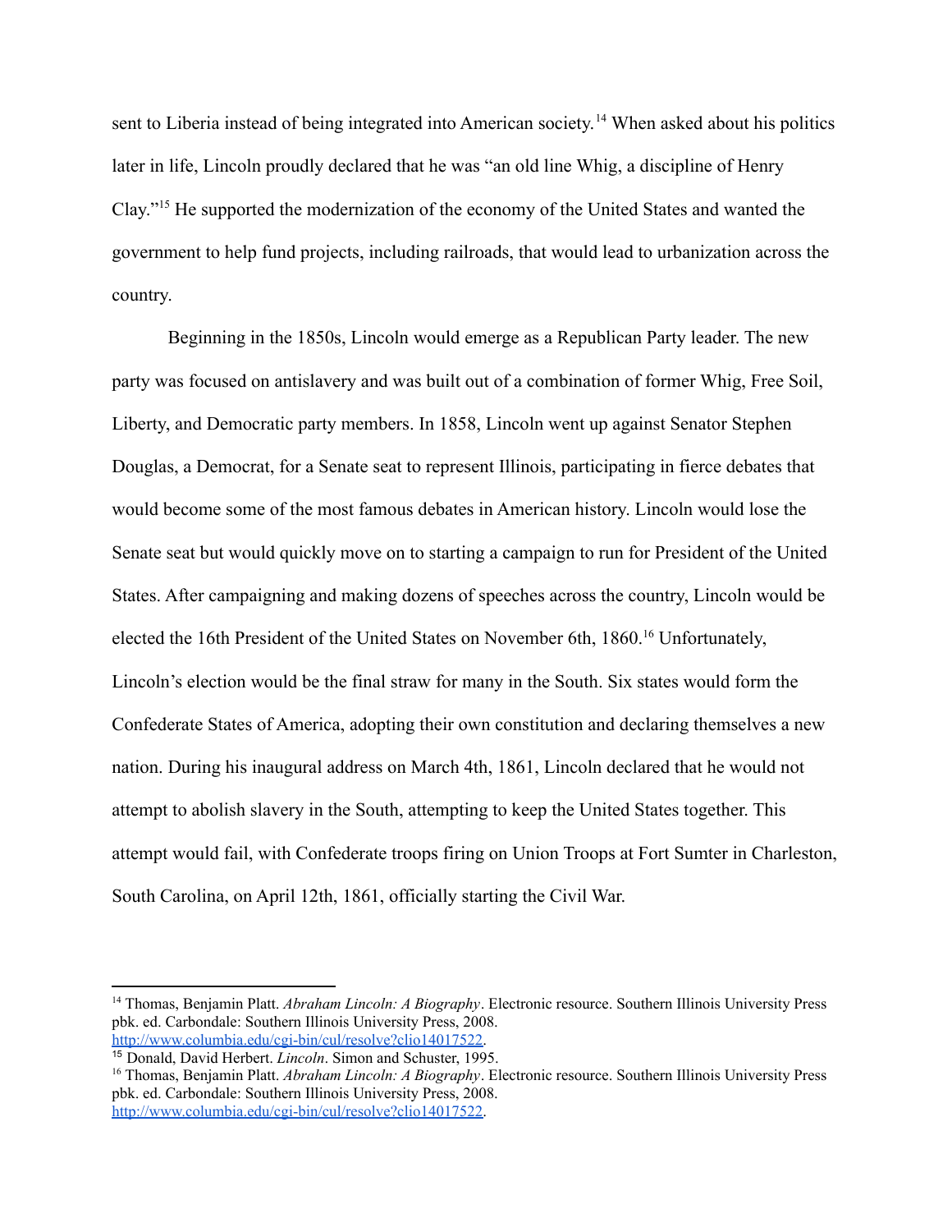sent to Liberia instead of being integrated into American society.[14] When asked about his politics later in life, Lincoln proudly declared that he was "an old line Whig, a discipline of Henry Clay."[15] He supported the modernization of the economy of the United States and wanted the government to help fund projects, including railroads, that would lead to urbanization across the country.

Beginning in the 1850s, Lincoln would emerge as a Republican Party leader. The new party was focused on antislavery and was built out of a combination of former Whig, Free Soil, Liberty, and Democratic party members. In 1858, Lincoln went up against Senator Stephen Douglas, a Democrat, for a Senate seat to represent Illinois, participating in fierce debates that would become some of the most famous debates in American history. Lincoln would lose the Senate seat but would quickly move on to starting a campaign to run for President of the United States. After campaigning and making dozens of speeches across the country, Lincoln would be elected the 16th President of the United States on November 6th, 1860.[16] Unfortunately, Lincoln's election would be the final straw for many in the South. Six states would form the Confederate States of America, adopting their own constitution and declaring themselves a new nation. During his inaugural address on March 4th, 1861, Lincoln declared that he would not attempt to abolish slavery in the South, attempting to keep the United States together. This attempt would fail, with Confederate troops firing on Union Troops at Fort Sumter in Charleston, South Carolina, on April 12th, 1861, officially starting the Civil War.

---

[14] Thomas, Benjamin Platt. *Abraham Lincoln: A Biography*. Electronic resource. Southern Illinois University Press pbk. ed. Carbondale: Southern Illinois University Press, 2008. http://www.columbia.edu/cgi-bin/cul/resolve?clio14017522.

[15] Donald, David Herbert. *Lincoln*. Simon and Schuster, 1995.

[16] Thomas, Benjamin Platt. *Abraham Lincoln: A Biography*. Electronic resource. Southern Illinois University Press pbk. ed. Carbondale: Southern Illinois University Press, 2008. http://www.columbia.edu/cgi-bin/cul/resolve?clio14017522.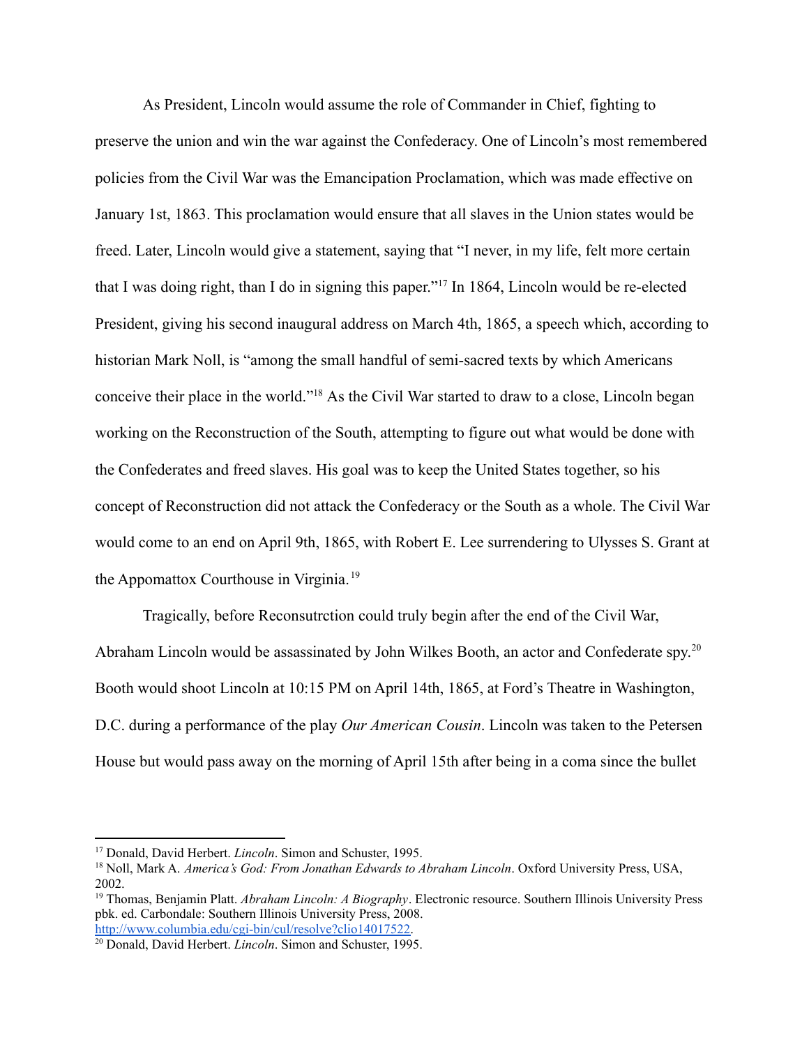As President, Lincoln would assume the role of Commander in Chief, fighting to preserve the union and win the war against the Confederacy. One of Lincoln's most remembered policies from the Civil War was the Emancipation Proclamation, which was made effective on January 1st, 1863. This proclamation would ensure that all slaves in the Union states would be freed. Later, Lincoln would give a statement, saying that "I never, in my life, felt more certain that I was doing right, than I do in signing this paper."[17] In 1864, Lincoln would be re-elected President, giving his second inaugural address on March 4th, 1865, a speech which, according to historian Mark Noll, is "among the small handful of semi-sacred texts by which Americans conceive their place in the world."[18] As the Civil War started to draw to a close, Lincoln began working on the Reconstruction of the South, attempting to figure out what would be done with the Confederates and freed slaves. His goal was to keep the United States together, so his concept of Reconstruction did not attack the Confederacy or the South as a whole. The Civil War would come to an end on April 9th, 1865, with Robert E. Lee surrendering to Ulysses S. Grant at the Appomattox Courthouse in Virginia.[19]

Tragically, before Reconsutrction could truly begin after the end of the Civil War, Abraham Lincoln would be assassinated by John Wilkes Booth, an actor and Confederate spy.[20] Booth would shoot Lincoln at 10:15 PM on April 14th, 1865, at Ford's Theatre in Washington, D.C. during a performance of the play *Our American Cousin*. Lincoln was taken to the Petersen House but would pass away on the morning of April 15th after being in a coma since the bullet

---

[17] Donald, David Herbert. *Lincoln*. Simon and Schuster, 1995.

[18] Noll, Mark A. *America's God: From Jonathan Edwards to Abraham Lincoln*. Oxford University Press, USA, 2002.

[19] Thomas, Benjamin Platt. *Abraham Lincoln: A Biography*. Electronic resource. Southern Illinois University Press pbk. ed. Carbondale: Southern Illinois University Press, 2008. http://www.columbia.edu/cgi-bin/cul/resolve?clio14017522.

[20] Donald, David Herbert. *Lincoln*. Simon and Schuster, 1995.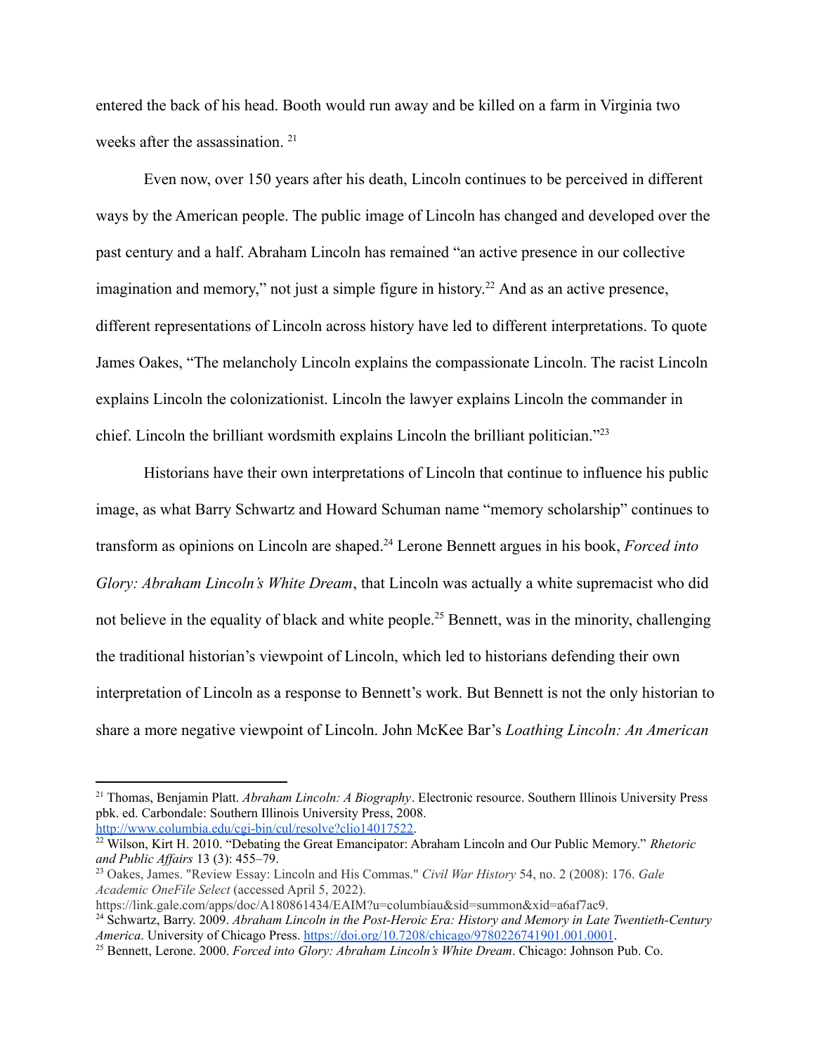entered the back of his head. Booth would run away and be killed on a farm in Virginia two weeks after the assassination. [21]

Even now, over 150 years after his death, Lincoln continues to be perceived in different ways by the American people. The public image of Lincoln has changed and developed over the past century and a half. Abraham Lincoln has remained "an active presence in our collective imagination and memory," not just a simple figure in history.[22] And as an active presence, different representations of Lincoln across history have led to different interpretations. To quote James Oakes, "The melancholy Lincoln explains the compassionate Lincoln. The racist Lincoln explains Lincoln the colonizationist. Lincoln the lawyer explains Lincoln the commander in chief. Lincoln the brilliant wordsmith explains Lincoln the brilliant politician."[23]

Historians have their own interpretations of Lincoln that continue to influence his public image, as what Barry Schwartz and Howard Schuman name "memory scholarship" continues to transform as opinions on Lincoln are shaped.[24] Lerone Bennett argues in his book, *Forced into Glory: Abraham Lincoln's White Dream*, that Lincoln was actually a white supremacist who did not believe in the equality of black and white people.[25] Bennett, was in the minority, challenging the traditional historian's viewpoint of Lincoln, which led to historians defending their own interpretation of Lincoln as a response to Bennett's work. But Bennett is not the only historian to share a more negative viewpoint of Lincoln. John McKee Bar's *Loathing Lincoln: An American*

---

[21] Thomas, Benjamin Platt. *Abraham Lincoln: A Biography*. Electronic resource. Southern Illinois University Press pbk. ed. Carbondale: Southern Illinois University Press, 2008. http://www.columbia.edu/cgi-bin/cul/resolve?clio14017522.

[22] Wilson, Kirt H. 2010. "Debating the Great Emancipator: Abraham Lincoln and Our Public Memory." *Rhetoric and Public Affairs* 13 (3): 455–79.

[23] Oakes, James. "Review Essay: Lincoln and His Commas." *Civil War History* 54, no. 2 (2008): 176. *Gale Academic OneFile Select* (accessed April 5, 2022). https://link.gale.com/apps/doc/A180861434/EAIM?u=columbiau&sid=summon&xid=a6af7ac9.

[24] Schwartz, Barry. 2009. *Abraham Lincoln in the Post-Heroic Era: History and Memory in Late Twentieth-Century America*. University of Chicago Press. https://doi.org/10.7208/chicago/9780226741901.001.0001.

[25] Bennett, Lerone. 2000. *Forced into Glory: Abraham Lincoln's White Dream*. Chicago: Johnson Pub. Co.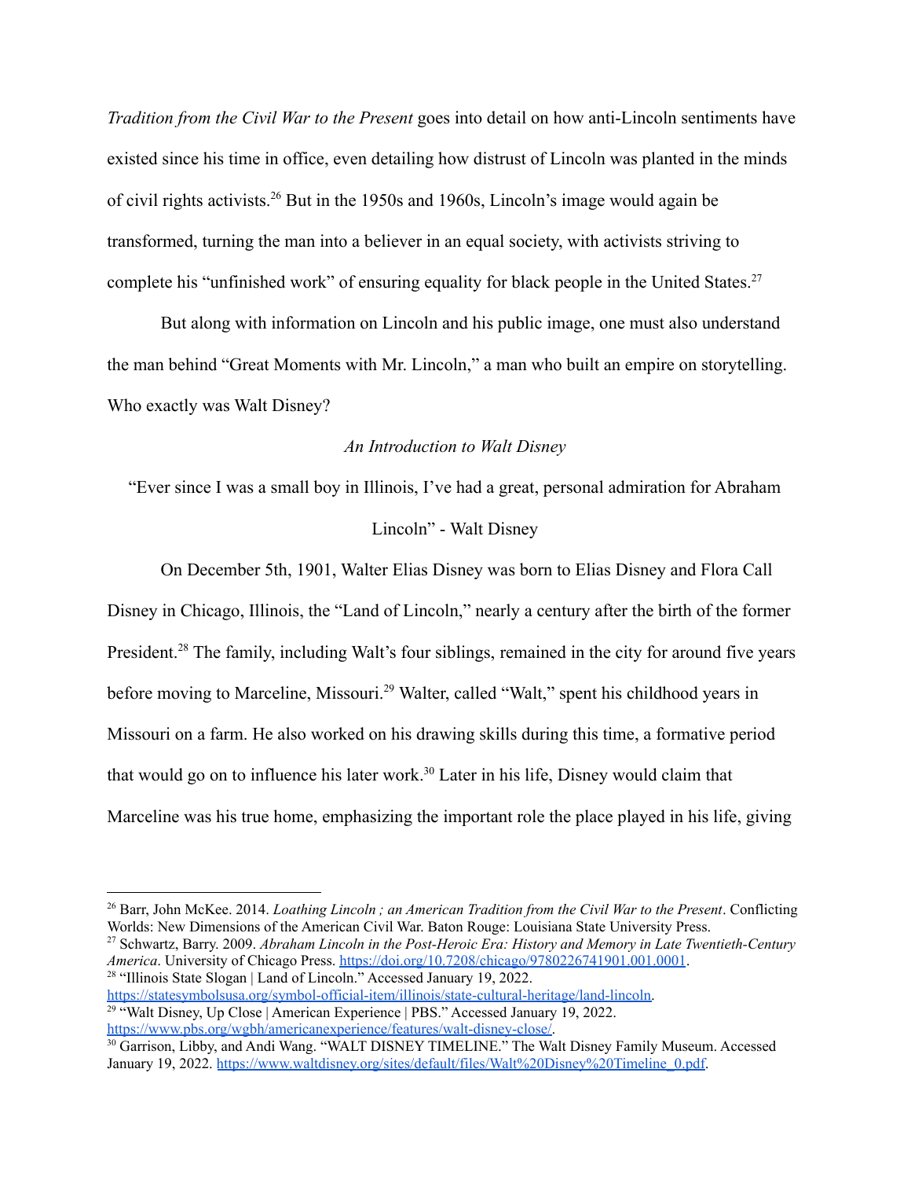*Tradition from the Civil War to the Present* goes into detail on how anti-Lincoln sentiments have existed since his time in office, even detailing how distrust of Lincoln was planted in the minds of civil rights activists.[26] But in the 1950s and 1960s, Lincoln's image would again be transformed, turning the man into a believer in an equal society, with activists striving to complete his "unfinished work" of ensuring equality for black people in the United States.[27]

But along with information on Lincoln and his public image, one must also understand the man behind "Great Moments with Mr. Lincoln," a man who built an empire on storytelling. Who exactly was Walt Disney?

*An Introduction to Walt Disney*

"Ever since I was a small boy in Illinois, I've had a great, personal admiration for Abraham Lincoln" - Walt Disney

On December 5th, 1901, Walter Elias Disney was born to Elias Disney and Flora Call Disney in Chicago, Illinois, the "Land of Lincoln," nearly a century after the birth of the former President.[28] The family, including Walt's four siblings, remained in the city for around five years before moving to Marceline, Missouri.[29] Walter, called "Walt," spent his childhood years in Missouri on a farm. He also worked on his drawing skills during this time, a formative period that would go on to influence his later work.[30] Later in his life, Disney would claim that Marceline was his true home, emphasizing the important role the place played in his life, giving

---

[26] Barr, John McKee. 2014. *Loathing Lincoln ; an American Tradition from the Civil War to the Present*. Conflicting Worlds: New Dimensions of the American Civil War. Baton Rouge: Louisiana State University Press.

[27] Schwartz, Barry. 2009. *Abraham Lincoln in the Post-Heroic Era: History and Memory in Late Twentieth-Century America*. University of Chicago Press. https://doi.org/10.7208/chicago/9780226741901.001.0001.

[28] "Illinois State Slogan | Land of Lincoln." Accessed January 19, 2022. https://statesymbolsusa.org/symbol-official-item/illinois/state-cultural-heritage/land-lincoln.

[29] "Walt Disney, Up Close | American Experience | PBS." Accessed January 19, 2022. https://www.pbs.org/wgbh/americanexperience/features/walt-disney-close/.

[30] Garrison, Libby, and Andi Wang. "WALT DISNEY TIMELINE." The Walt Disney Family Museum. Accessed January 19, 2022. https://www.waltdisney.org/sites/default/files/Walt%20Disney%20Timeline_0.pdf.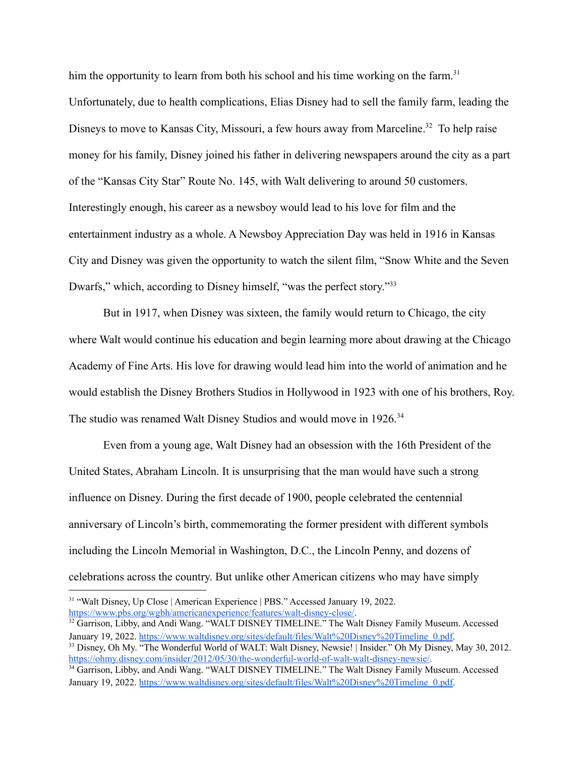him the opportunity to learn from both his school and his time working on the farm.[31] Unfortunately, due to health complications, Elias Disney had to sell the family farm, leading the Disneys to move to Kansas City, Missouri, a few hours away from Marceline.[32] To help raise money for his family, Disney joined his father in delivering newspapers around the city as a part of the "Kansas City Star" Route No. 145, with Walt delivering to around 50 customers. Interestingly enough, his career as a newsboy would lead to his love for film and the entertainment industry as a whole. A Newsboy Appreciation Day was held in 1916 in Kansas City and Disney was given the opportunity to watch the silent film, "Snow White and the Seven Dwarfs," which, according to Disney himself, "was the perfect story."[33]

But in 1917, when Disney was sixteen, the family would return to Chicago, the city where Walt would continue his education and begin learning more about drawing at the Chicago Academy of Fine Arts. His love for drawing would lead him into the world of animation and he would establish the Disney Brothers Studios in Hollywood in 1923 with one of his brothers, Roy. The studio was renamed Walt Disney Studios and would move in 1926.[34]

Even from a young age, Walt Disney had an obsession with the 16th President of the United States, Abraham Lincoln. It is unsurprising that the man would have such a strong influence on Disney. During the first decade of 1900, people celebrated the centennial anniversary of Lincoln's birth, commemorating the former president with different symbols including the Lincoln Memorial in Washington, D.C., the Lincoln Penny, and dozens of celebrations across the country. But unlike other American citizens who may have simply

---

[31] "Walt Disney, Up Close | American Experience | PBS." Accessed January 19, 2022. https://www.pbs.org/wgbh/americanexperience/features/walt-disney-close/.

[32] Garrison, Libby, and Andi Wang. "WALT DISNEY TIMELINE." The Walt Disney Family Museum. Accessed January 19, 2022. https://www.waltdisney.org/sites/default/files/Walt%20Disney%20Timeline_0.pdf.

[33] Disney, Oh My. "The Wonderful World of WALT: Walt Disney, Newsie! | Insider." Oh My Disney, May 30, 2012. https://ohmy.disney.com/insider/2012/05/30/the-wonderful-world-of-walt-walt-disney-newsie/.

[34] Garrison, Libby, and Andi Wang. "WALT DISNEY TIMELINE." The Walt Disney Family Museum. Accessed January 19, 2022. https://www.waltdisney.org/sites/default/files/Walt%20Disney%20Timeline_0.pdf.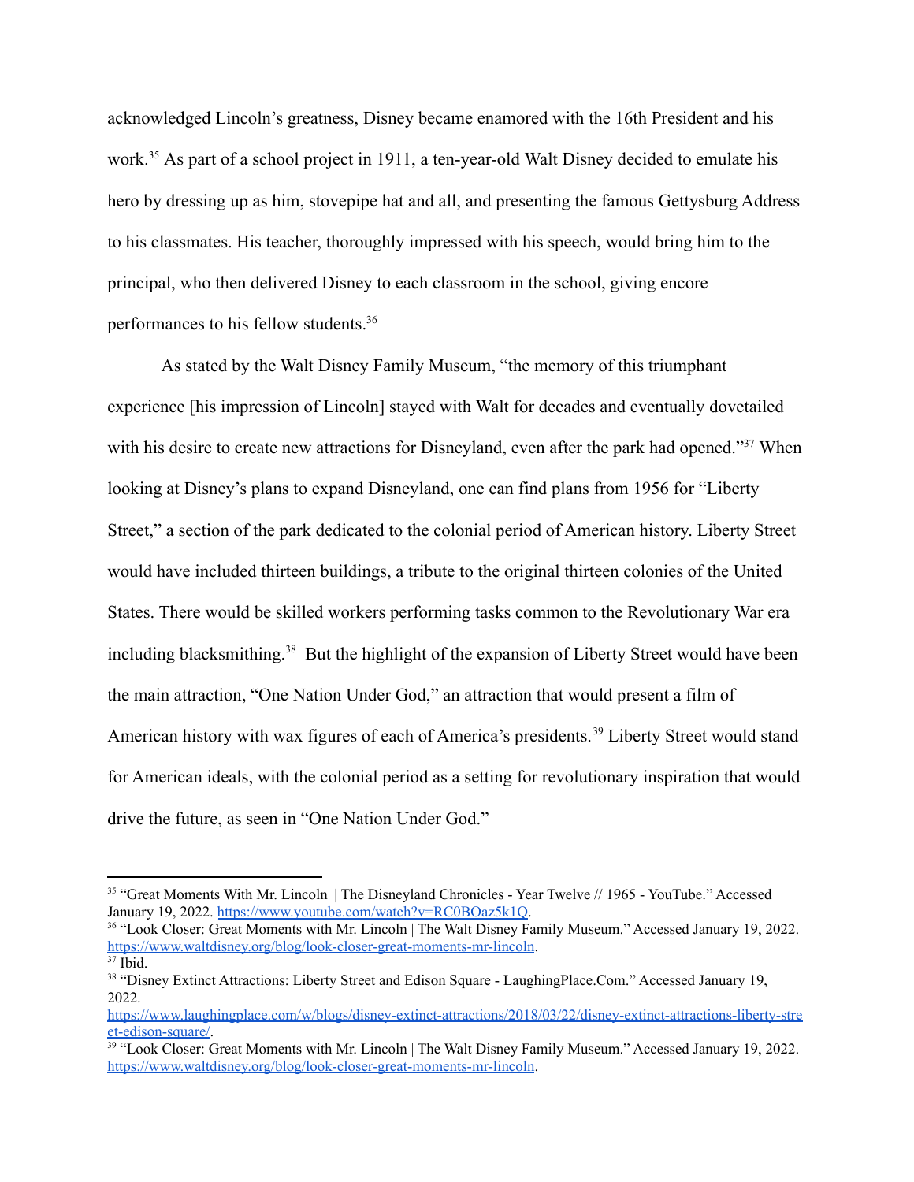acknowledged Lincoln's greatness, Disney became enamored with the 16th President and his work.[35] As part of a school project in 1911, a ten-year-old Walt Disney decided to emulate his hero by dressing up as him, stovepipe hat and all, and presenting the famous Gettysburg Address to his classmates. His teacher, thoroughly impressed with his speech, would bring him to the principal, who then delivered Disney to each classroom in the school, giving encore performances to his fellow students.[36]

As stated by the Walt Disney Family Museum, "the memory of this triumphant experience [his impression of Lincoln] stayed with Walt for decades and eventually dovetailed with his desire to create new attractions for Disneyland, even after the park had opened."[37] When looking at Disney's plans to expand Disneyland, one can find plans from 1956 for "Liberty Street," a section of the park dedicated to the colonial period of American history. Liberty Street would have included thirteen buildings, a tribute to the original thirteen colonies of the United States. There would be skilled workers performing tasks common to the Revolutionary War era including blacksmithing.[38] But the highlight of the expansion of Liberty Street would have been the main attraction, "One Nation Under God," an attraction that would present a film of American history with wax figures of each of America's presidents.[39] Liberty Street would stand for American ideals, with the colonial period as a setting for revolutionary inspiration that would drive the future, as seen in "One Nation Under God."

---

[35] "Great Moments With Mr. Lincoln || The Disneyland Chronicles - Year Twelve // 1965 - YouTube." Accessed January 19, 2022. https://www.youtube.com/watch?v=RC0BOaz5k1Q.

[36] "Look Closer: Great Moments with Mr. Lincoln | The Walt Disney Family Museum." Accessed January 19, 2022. https://www.waltdisney.org/blog/look-closer-great-moments-mr-lincoln.

[37] Ibid.

[38] "Disney Extinct Attractions: Liberty Street and Edison Square - LaughingPlace.Com." Accessed January 19, 2022. https://www.laughingplace.com/w/blogs/disney-extinct-attractions/2018/03/22/disney-extinct-attractions-liberty-street-edison-square/.

[39] "Look Closer: Great Moments with Mr. Lincoln | The Walt Disney Family Museum." Accessed January 19, 2022. https://www.waltdisney.org/blog/look-closer-great-moments-mr-lincoln.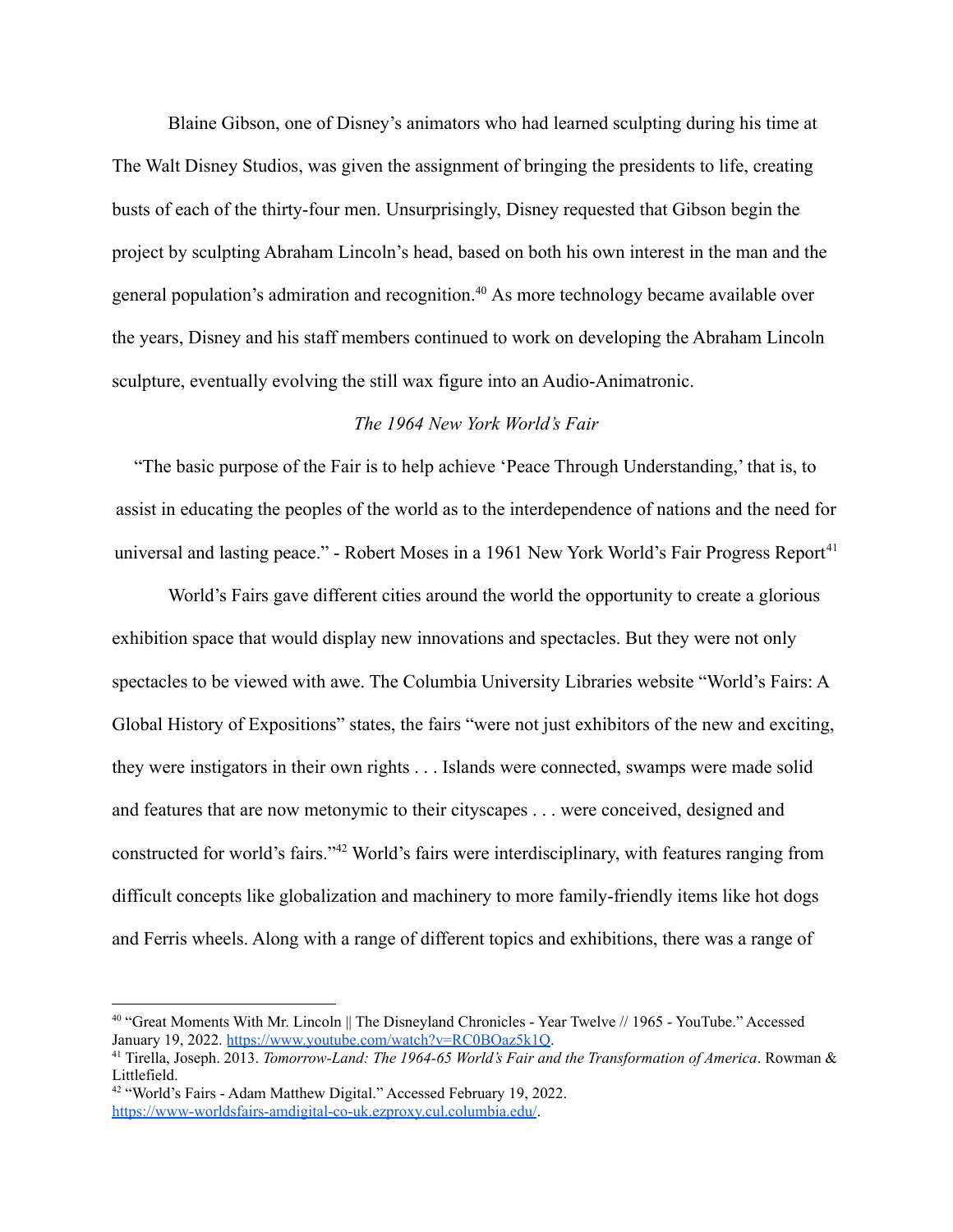Blaine Gibson, one of Disney's animators who had learned sculpting during his time at The Walt Disney Studios, was given the assignment of bringing the presidents to life, creating busts of each of the thirty-four men. Unsurprisingly, Disney requested that Gibson begin the project by sculpting Abraham Lincoln's head, based on both his own interest in the man and the general population's admiration and recognition.[40] As more technology became available over the years, Disney and his staff members continued to work on developing the Abraham Lincoln sculpture, eventually evolving the still wax figure into an Audio-Animatronic.

### *The 1964 New York World's Fair*

"The basic purpose of the Fair is to help achieve 'Peace Through Understanding,' that is, to assist in educating the peoples of the world as to the interdependence of nations and the need for universal and lasting peace." - Robert Moses in a 1961 New York World's Fair Progress Report[41]

World's Fairs gave different cities around the world the opportunity to create a glorious exhibition space that would display new innovations and spectacles. But they were not only spectacles to be viewed with awe. The Columbia University Libraries website "World's Fairs: A Global History of Expositions" states, the fairs "were not just exhibitors of the new and exciting, they were instigators in their own rights . . . Islands were connected, swamps were made solid and features that are now metonymic to their cityscapes . . . were conceived, designed and constructed for world's fairs."[42] World's fairs were interdisciplinary, with features ranging from difficult concepts like globalization and machinery to more family-friendly items like hot dogs and Ferris wheels. Along with a range of different topics and exhibitions, there was a range of

---

[40] "Great Moments With Mr. Lincoln || The Disneyland Chronicles - Year Twelve // 1965 - YouTube." Accessed January 19, 2022. https://www.youtube.com/watch?v=RC0BOaz5k1Q.

[41] Tirella, Joseph. 2013. *Tomorrow-Land: The 1964-65 World's Fair and the Transformation of America*. Rowman & Littlefield.

[42] "World's Fairs - Adam Matthew Digital." Accessed February 19, 2022. https://www-worldsfairs-amdigital-co-uk.ezproxy.cul.columbia.edu/.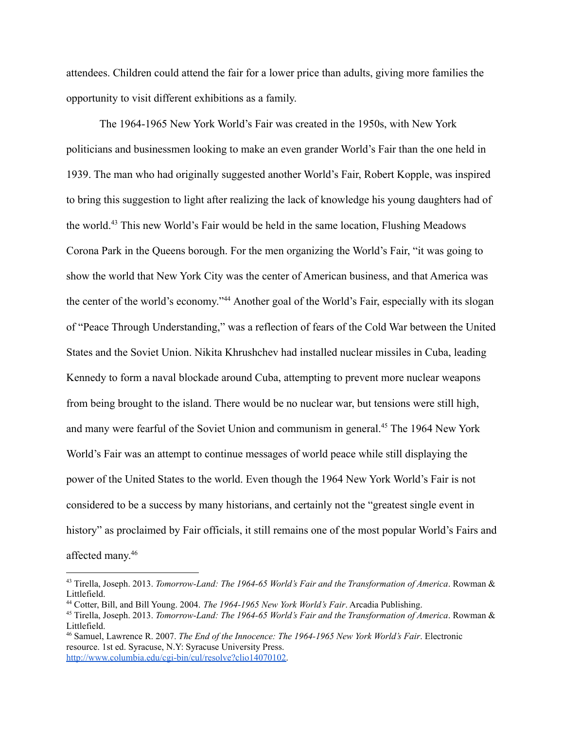attendees. Children could attend the fair for a lower price than adults, giving more families the opportunity to visit different exhibitions as a family.

The 1964-1965 New York World's Fair was created in the 1950s, with New York politicians and businessmen looking to make an even grander World's Fair than the one held in 1939. The man who had originally suggested another World's Fair, Robert Kopple, was inspired to bring this suggestion to light after realizing the lack of knowledge his young daughters had of the world.[43] This new World's Fair would be held in the same location, Flushing Meadows Corona Park in the Queens borough. For the men organizing the World's Fair, "it was going to show the world that New York City was the center of American business, and that America was the center of the world's economy."[44] Another goal of the World's Fair, especially with its slogan of "Peace Through Understanding," was a reflection of fears of the Cold War between the United States and the Soviet Union. Nikita Khrushchev had installed nuclear missiles in Cuba, leading Kennedy to form a naval blockade around Cuba, attempting to prevent more nuclear weapons from being brought to the island. There would be no nuclear war, but tensions were still high, and many were fearful of the Soviet Union and communism in general.[45] The 1964 New York World's Fair was an attempt to continue messages of world peace while still displaying the power of the United States to the world. Even though the 1964 New York World's Fair is not considered to be a success by many historians, and certainly not the "greatest single event in history" as proclaimed by Fair officials, it still remains one of the most popular World's Fairs and affected many.[46]

---

[43] Tirella, Joseph. 2013. *Tomorrow-Land: The 1964-65 World's Fair and the Transformation of America*. Rowman & Littlefield.

[44] Cotter, Bill, and Bill Young. 2004. *The 1964-1965 New York World's Fair*. Arcadia Publishing.

[45] Tirella, Joseph. 2013. *Tomorrow-Land: The 1964-65 World's Fair and the Transformation of America*. Rowman & Littlefield.

[46] Samuel, Lawrence R. 2007. *The End of the Innocence: The 1964-1965 New York World's Fair*. Electronic resource. 1st ed. Syracuse, N.Y: Syracuse University Press. http://www.columbia.edu/cgi-bin/cul/resolve?clio14070102.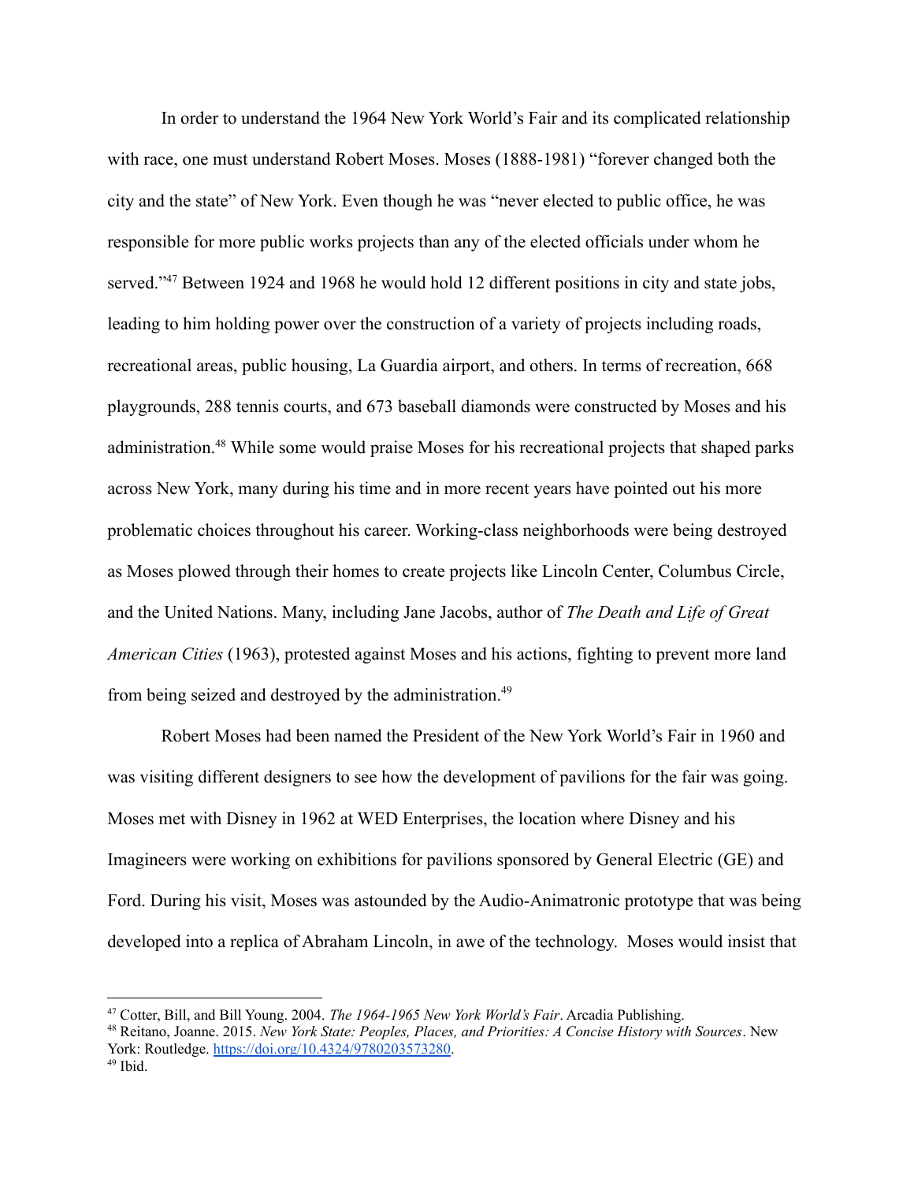In order to understand the 1964 New York World's Fair and its complicated relationship with race, one must understand Robert Moses. Moses (1888-1981) "forever changed both the city and the state" of New York. Even though he was "never elected to public office, he was responsible for more public works projects than any of the elected officials under whom he served."[47] Between 1924 and 1968 he would hold 12 different positions in city and state jobs, leading to him holding power over the construction of a variety of projects including roads, recreational areas, public housing, La Guardia airport, and others. In terms of recreation, 668 playgrounds, 288 tennis courts, and 673 baseball diamonds were constructed by Moses and his administration.[48] While some would praise Moses for his recreational projects that shaped parks across New York, many during his time and in more recent years have pointed out his more problematic choices throughout his career. Working-class neighborhoods were being destroyed as Moses plowed through their homes to create projects like Lincoln Center, Columbus Circle, and the United Nations. Many, including Jane Jacobs, author of *The Death and Life of Great American Cities* (1963), protested against Moses and his actions, fighting to prevent more land from being seized and destroyed by the administration.[49]

Robert Moses had been named the President of the New York World's Fair in 1960 and was visiting different designers to see how the development of pavilions for the fair was going. Moses met with Disney in 1962 at WED Enterprises, the location where Disney and his Imagineers were working on exhibitions for pavilions sponsored by General Electric (GE) and Ford. During his visit, Moses was astounded by the Audio-Animatronic prototype that was being developed into a replica of Abraham Lincoln, in awe of the technology. Moses would insist that

---

[47] Cotter, Bill, and Bill Young. 2004. *The 1964-1965 New York World's Fair*. Arcadia Publishing.

[48] Reitano, Joanne. 2015. *New York State: Peoples, Places, and Priorities: A Concise History with Sources*. New York: Routledge. https://doi.org/10.4324/9780203573280.

[49] Ibid.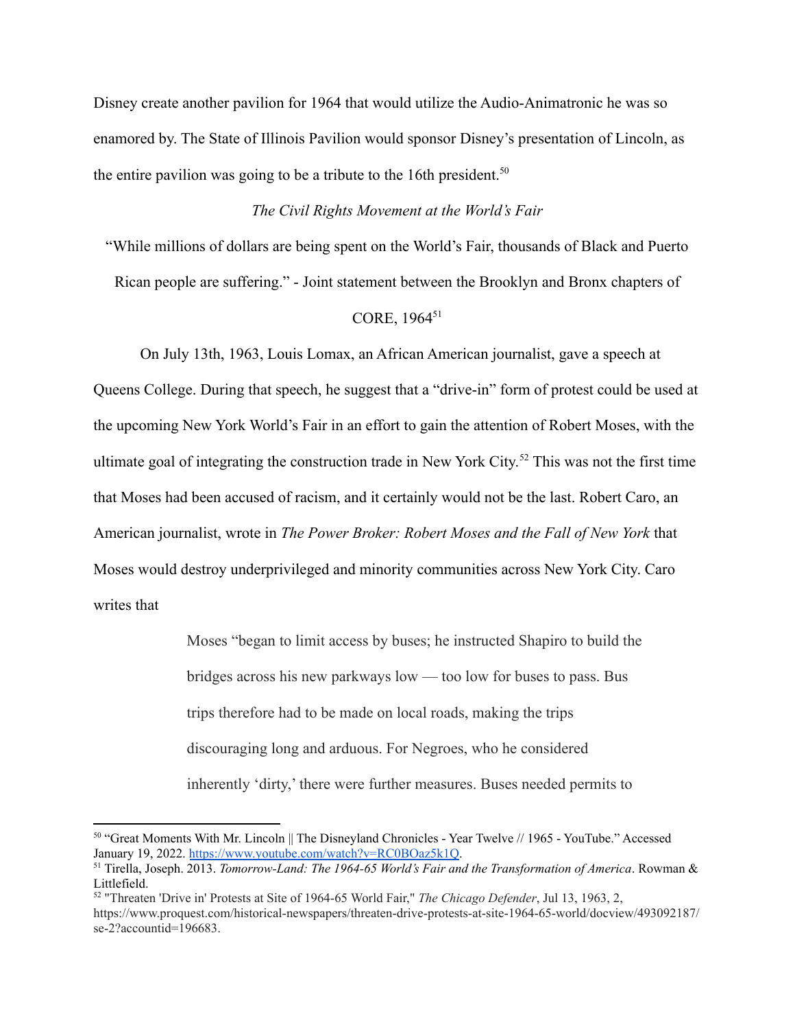Disney create another pavilion for 1964 that would utilize the Audio-Animatronic he was so enamored by. The State of Illinois Pavilion would sponsor Disney's presentation of Lincoln, as the entire pavilion was going to be a tribute to the 16th president.[50]

### *The Civil Rights Movement at the World's Fair*

"While millions of dollars are being spent on the World's Fair, thousands of Black and Puerto Rican people are suffering." - Joint statement between the Brooklyn and Bronx chapters of CORE, 1964[51]

On July 13th, 1963, Louis Lomax, an African American journalist, gave a speech at Queens College. During that speech, he suggest that a "drive-in" form of protest could be used at the upcoming New York World's Fair in an effort to gain the attention of Robert Moses, with the ultimate goal of integrating the construction trade in New York City.[52] This was not the first time that Moses had been accused of racism, and it certainly would not be the last. Robert Caro, an American journalist, wrote in *The Power Broker: Robert Moses and the Fall of New York* that Moses would destroy underprivileged and minority communities across New York City. Caro writes that

> Moses "began to limit access by buses; he instructed Shapiro to build the bridges across his new parkways low — too low for buses to pass. Bus trips therefore had to be made on local roads, making the trips discouraging long and arduous. For Negroes, who he considered inherently 'dirty,' there were further measures. Buses needed permits to

---

[50] "Great Moments With Mr. Lincoln || The Disneyland Chronicles - Year Twelve // 1965 - YouTube." Accessed January 19, 2022. https://www.youtube.com/watch?v=RC0BOaz5k1Q.

[51] Tirella, Joseph. 2013. *Tomorrow-Land: The 1964-65 World's Fair and the Transformation of America*. Rowman & Littlefield.

[52] "Threaten 'Drive in' Protests at Site of 1964-65 World Fair," *The Chicago Defender*, Jul 13, 1963, 2, https://www.proquest.com/historical-newspapers/threaten-drive-protests-at-site-1964-65-world/docview/493092187/se-2?accountid=196683.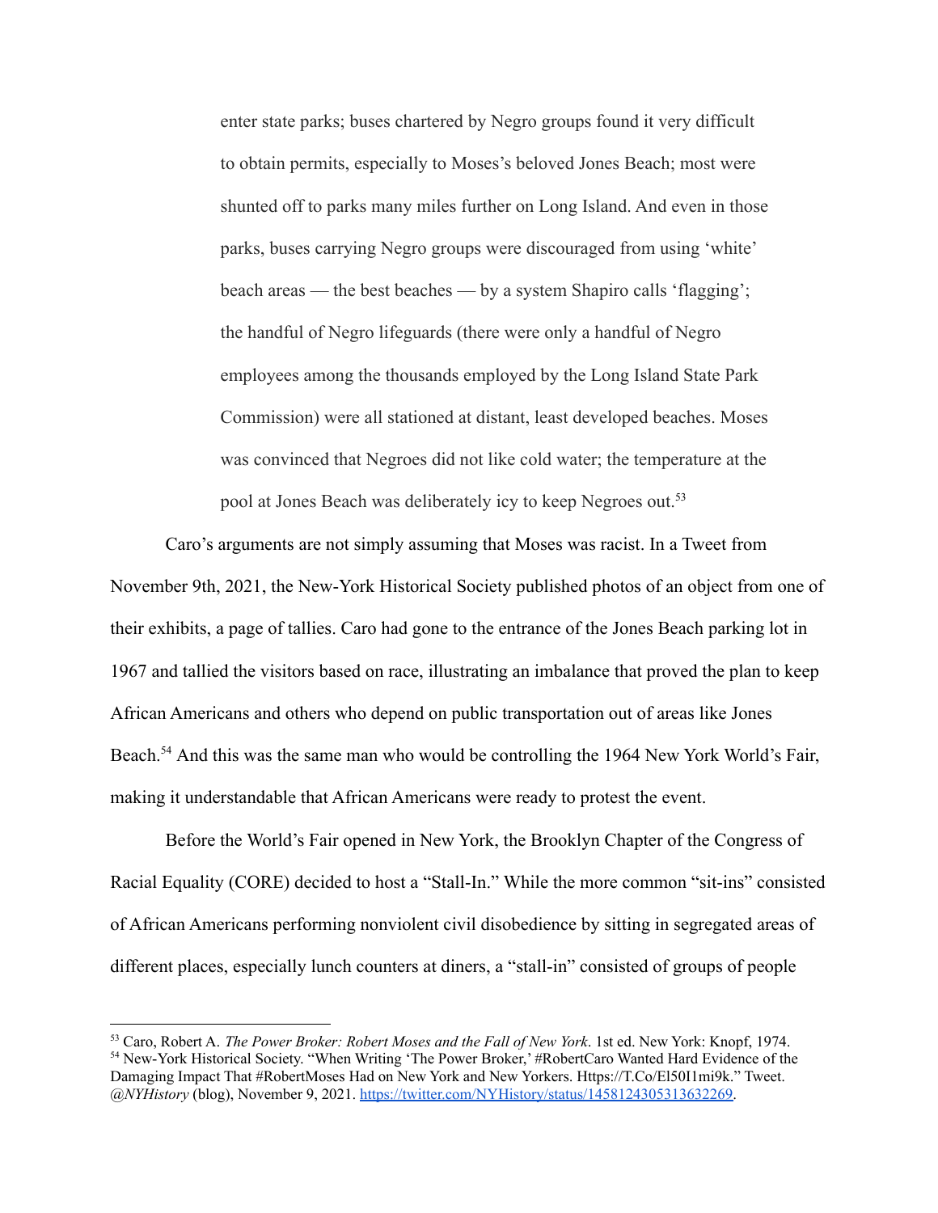> enter state parks; buses chartered by Negro groups found it very difficult to obtain permits, especially to Moses's beloved Jones Beach; most were shunted off to parks many miles further on Long Island. And even in those parks, buses carrying Negro groups were discouraged from using 'white' beach areas — the best beaches — by a system Shapiro calls 'flagging'; the handful of Negro lifeguards (there were only a handful of Negro employees among the thousands employed by the Long Island State Park Commission) were all stationed at distant, least developed beaches. Moses was convinced that Negroes did not like cold water; the temperature at the pool at Jones Beach was deliberately icy to keep Negroes out.[53]

Caro's arguments are not simply assuming that Moses was racist. In a Tweet from November 9th, 2021, the New-York Historical Society published photos of an object from one of their exhibits, a page of tallies. Caro had gone to the entrance of the Jones Beach parking lot in 1967 and tallied the visitors based on race, illustrating an imbalance that proved the plan to keep African Americans and others who depend on public transportation out of areas like Jones Beach.[54] And this was the same man who would be controlling the 1964 New York World's Fair, making it understandable that African Americans were ready to protest the event.

Before the World's Fair opened in New York, the Brooklyn Chapter of the Congress of Racial Equality (CORE) decided to host a "Stall-In." While the more common "sit-ins" consisted of African Americans performing nonviolent civil disobedience by sitting in segregated areas of different places, especially lunch counters at diners, a "stall-in" consisted of groups of people

---

[53] Caro, Robert A. *The Power Broker: Robert Moses and the Fall of New York*. 1st ed. New York: Knopf, 1974.

[54] New-York Historical Society. "When Writing 'The Power Broker,' #RobertCaro Wanted Hard Evidence of the Damaging Impact That #RobertMoses Had on New York and New Yorkers. Https://T.Co/El50I1mi9k." Tweet. *@NYHistory* (blog), November 9, 2021. https://twitter.com/NYHistory/status/1458124305313632269.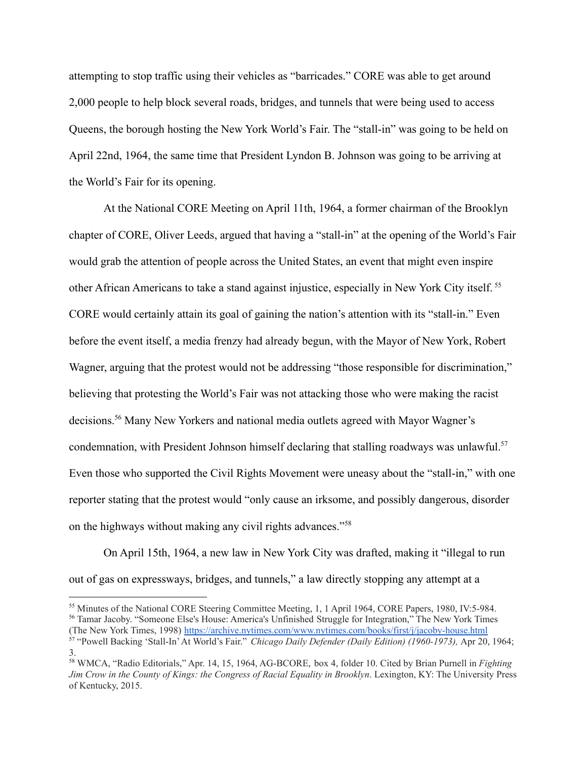attempting to stop traffic using their vehicles as "barricades." CORE was able to get around 2,000 people to help block several roads, bridges, and tunnels that were being used to access Queens, the borough hosting the New York World's Fair. The "stall-in" was going to be held on April 22nd, 1964, the same time that President Lyndon B. Johnson was going to be arriving at the World's Fair for its opening.

At the National CORE Meeting on April 11th, 1964, a former chairman of the Brooklyn chapter of CORE, Oliver Leeds, argued that having a "stall-in" at the opening of the World's Fair would grab the attention of people across the United States, an event that might even inspire other African Americans to take a stand against injustice, especially in New York City itself.[55] CORE would certainly attain its goal of gaining the nation's attention with its "stall-in." Even before the event itself, a media frenzy had already begun, with the Mayor of New York, Robert Wagner, arguing that the protest would not be addressing "those responsible for discrimination," believing that protesting the World's Fair was not attacking those who were making the racist decisions.[56] Many New Yorkers and national media outlets agreed with Mayor Wagner's condemnation, with President Johnson himself declaring that stalling roadways was unlawful.[57] Even those who supported the Civil Rights Movement were uneasy about the "stall-in," with one reporter stating that the protest would "only cause an irksome, and possibly dangerous, disorder on the highways without making any civil rights advances."[58]

On April 15th, 1964, a new law in New York City was drafted, making it "illegal to run out of gas on expressways, bridges, and tunnels," a law directly stopping any attempt at a

---

[55] Minutes of the National CORE Steering Committee Meeting, 1, 1 April 1964, CORE Papers, 1980, IV:5-984.

[56] Tamar Jacoby. "Someone Else's House: America's Unfinished Struggle for Integration," The New York Times (The New York Times, 1998) https://archive.nytimes.com/www.nytimes.com/books/first/j/jacoby-house.html

[57] "Powell Backing 'Stall-In' At World's Fair." *Chicago Daily Defender (Daily Edition) (1960-1973),* Apr 20, 1964; 3.

[58] WMCA, "Radio Editorials," Apr. 14, 15, 1964, AG-BCORE, box 4, folder 10. Cited by Brian Purnell in *Fighting Jim Crow in the County of Kings: the Congress of Racial Equality in Brooklyn*. Lexington, KY: The University Press of Kentucky, 2015.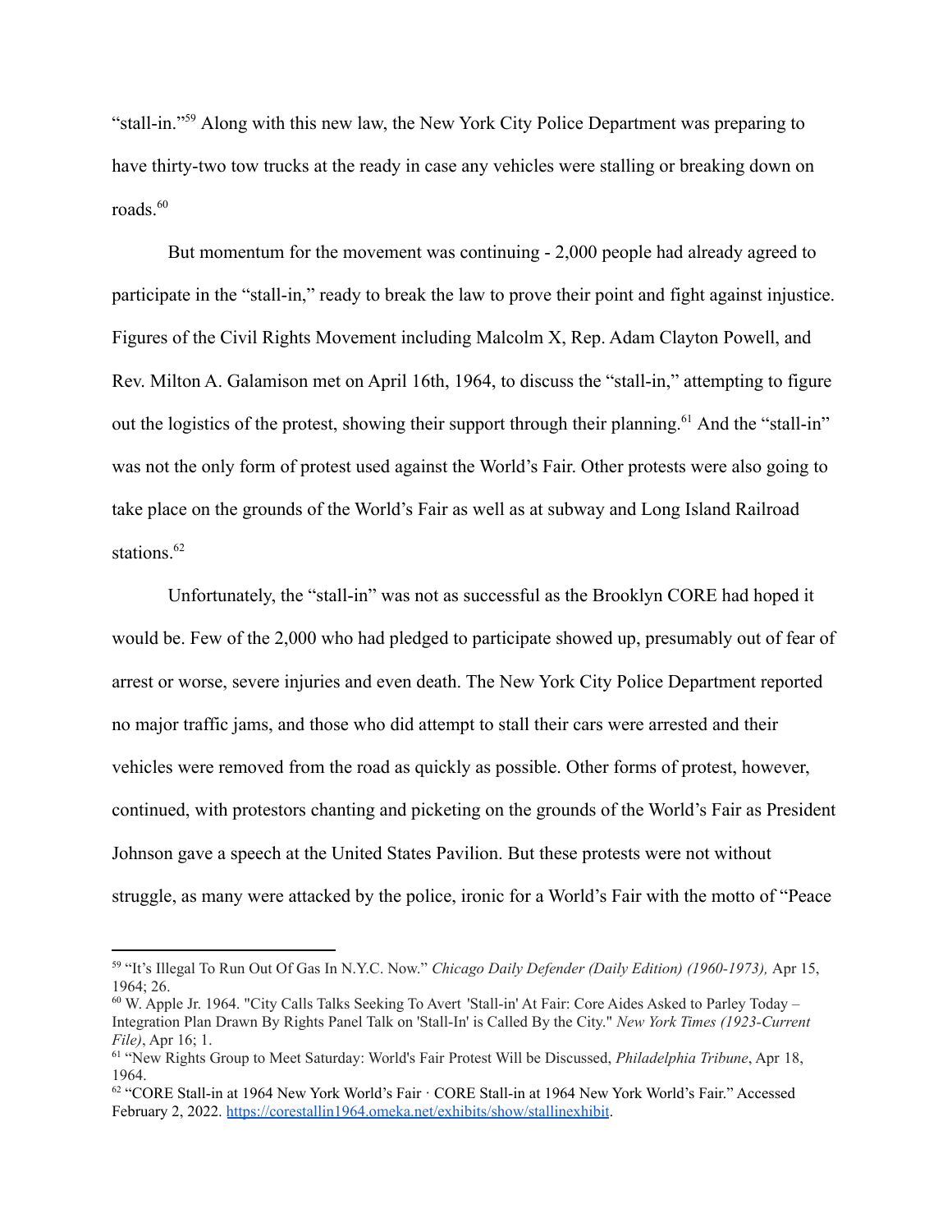"stall-in."[59] Along with this new law, the New York City Police Department was preparing to have thirty-two tow trucks at the ready in case any vehicles were stalling or breaking down on roads.[60]

But momentum for the movement was continuing - 2,000 people had already agreed to participate in the "stall-in," ready to break the law to prove their point and fight against injustice. Figures of the Civil Rights Movement including Malcolm X, Rep. Adam Clayton Powell, and Rev. Milton A. Galamison met on April 16th, 1964, to discuss the "stall-in," attempting to figure out the logistics of the protest, showing their support through their planning.[61] And the "stall-in" was not the only form of protest used against the World's Fair. Other protests were also going to take place on the grounds of the World's Fair as well as at subway and Long Island Railroad stations.[62]

Unfortunately, the "stall-in" was not as successful as the Brooklyn CORE had hoped it would be. Few of the 2,000 who had pledged to participate showed up, presumably out of fear of arrest or worse, severe injuries and even death. The New York City Police Department reported no major traffic jams, and those who did attempt to stall their cars were arrested and their vehicles were removed from the road as quickly as possible. Other forms of protest, however, continued, with protestors chanting and picketing on the grounds of the World's Fair as President Johnson gave a speech at the United States Pavilion. But these protests were not without struggle, as many were attacked by the police, ironic for a World's Fair with the motto of "Peace

---

[59] "It's Illegal To Run Out Of Gas In N.Y.C. Now." *Chicago Daily Defender (Daily Edition) (1960-1973),* Apr 15, 1964; 26.

[60] W. Apple Jr. 1964. "City Calls Talks Seeking To Avert 'Stall-in' At Fair: Core Aides Asked to Parley Today – Integration Plan Drawn By Rights Panel Talk on 'Stall-In' is Called By the City." *New York Times (1923-Current File)*, Apr 16; 1.

[61] "New Rights Group to Meet Saturday: World's Fair Protest Will be Discussed, *Philadelphia Tribune*, Apr 18, 1964.

[62] "CORE Stall-in at 1964 New York World's Fair · CORE Stall-in at 1964 New York World's Fair." Accessed February 2, 2022. https://corestallin1964.omeka.net/exhibits/show/stallinexhibit.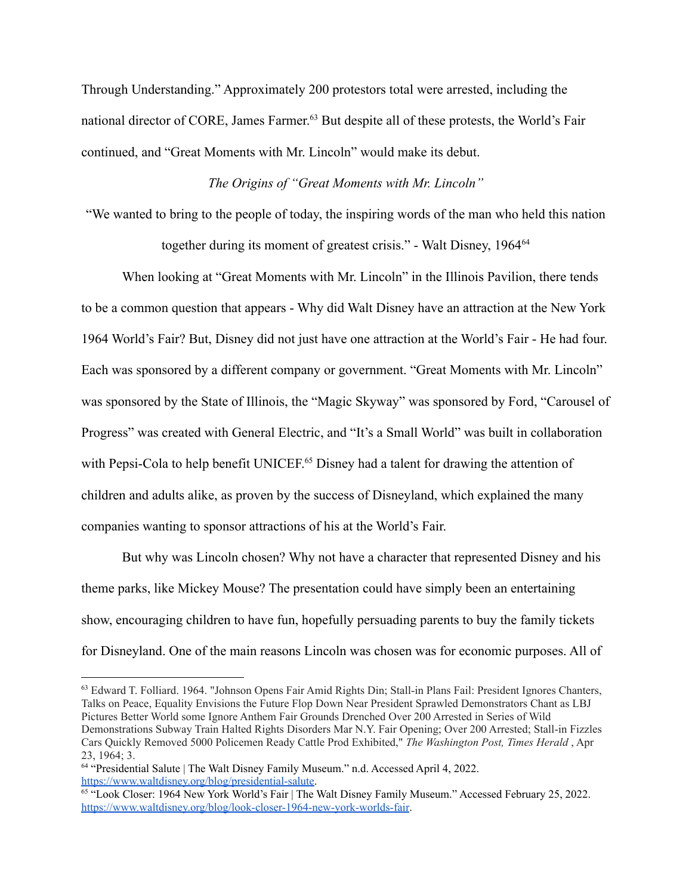Through Understanding." Approximately 200 protestors total were arrested, including the national director of CORE, James Farmer.[63] But despite all of these protests, the World's Fair continued, and "Great Moments with Mr. Lincoln" would make its debut.

### *The Origins of "Great Moments with Mr. Lincoln"*

"We wanted to bring to the people of today, the inspiring words of the man who held this nation together during its moment of greatest crisis." - Walt Disney, 1964[64]

When looking at "Great Moments with Mr. Lincoln" in the Illinois Pavilion, there tends to be a common question that appears - Why did Walt Disney have an attraction at the New York 1964 World's Fair? But, Disney did not just have one attraction at the World's Fair - He had four. Each was sponsored by a different company or government. "Great Moments with Mr. Lincoln" was sponsored by the State of Illinois, the "Magic Skyway" was sponsored by Ford, "Carousel of Progress" was created with General Electric, and "It's a Small World" was built in collaboration with Pepsi-Cola to help benefit UNICEF.[65] Disney had a talent for drawing the attention of children and adults alike, as proven by the success of Disneyland, which explained the many companies wanting to sponsor attractions of his at the World's Fair.

But why was Lincoln chosen? Why not have a character that represented Disney and his theme parks, like Mickey Mouse? The presentation could have simply been an entertaining show, encouraging children to have fun, hopefully persuading parents to buy the family tickets for Disneyland. One of the main reasons Lincoln was chosen was for economic purposes. All of

---

[63] Edward T. Folliard. 1964. "Johnson Opens Fair Amid Rights Din; Stall-in Plans Fail: President Ignores Chanters, Talks on Peace, Equality Envisions the Future Flop Down Near President Sprawled Demonstrators Chant as LBJ Pictures Better World some Ignore Anthem Fair Grounds Drenched Over 200 Arrested in Series of Wild Demonstrations Subway Train Halted Rights Disorders Mar N.Y. Fair Opening; Over 200 Arrested; Stall-in Fizzles Cars Quickly Removed 5000 Policemen Ready Cattle Prod Exhibited," *The Washington Post, Times Herald* , Apr 23, 1964; 3.

[64] "Presidential Salute | The Walt Disney Family Museum." n.d. Accessed April 4, 2022. https://www.waltdisney.org/blog/presidential-salute.

[65] "Look Closer: 1964 New York World's Fair | The Walt Disney Family Museum." Accessed February 25, 2022. https://www.waltdisney.org/blog/look-closer-1964-new-york-worlds-fair.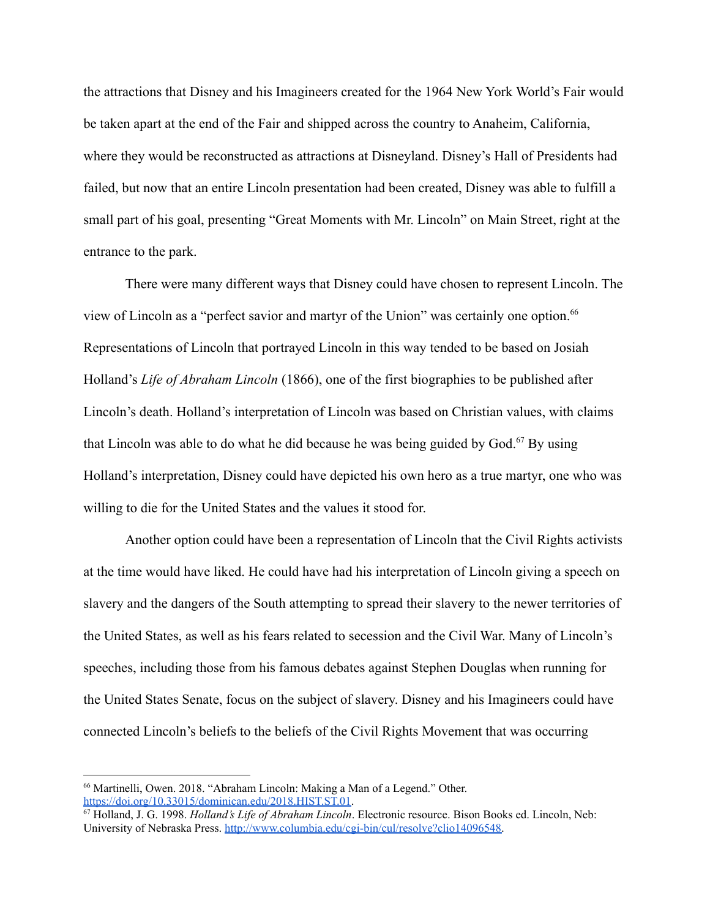the attractions that Disney and his Imagineers created for the 1964 New York World's Fair would be taken apart at the end of the Fair and shipped across the country to Anaheim, California, where they would be reconstructed as attractions at Disneyland. Disney's Hall of Presidents had failed, but now that an entire Lincoln presentation had been created, Disney was able to fulfill a small part of his goal, presenting "Great Moments with Mr. Lincoln" on Main Street, right at the entrance to the park.

There were many different ways that Disney could have chosen to represent Lincoln. The view of Lincoln as a "perfect savior and martyr of the Union" was certainly one option.[66] Representations of Lincoln that portrayed Lincoln in this way tended to be based on Josiah Holland's *Life of Abraham Lincoln* (1866), one of the first biographies to be published after Lincoln's death. Holland's interpretation of Lincoln was based on Christian values, with claims that Lincoln was able to do what he did because he was being guided by God.[67] By using Holland's interpretation, Disney could have depicted his own hero as a true martyr, one who was willing to die for the United States and the values it stood for.

Another option could have been a representation of Lincoln that the Civil Rights activists at the time would have liked. He could have had his interpretation of Lincoln giving a speech on slavery and the dangers of the South attempting to spread their slavery to the newer territories of the United States, as well as his fears related to secession and the Civil War. Many of Lincoln's speeches, including those from his famous debates against Stephen Douglas when running for the United States Senate, focus on the subject of slavery. Disney and his Imagineers could have connected Lincoln's beliefs to the beliefs of the Civil Rights Movement that was occurring

---

[66] Martinelli, Owen. 2018. "Abraham Lincoln: Making a Man of a Legend." Other. https://doi.org/10.33015/dominican.edu/2018.HIST.ST.01.

[67] Holland, J. G. 1998. *Holland's Life of Abraham Lincoln*. Electronic resource. Bison Books ed. Lincoln, Neb: University of Nebraska Press. http://www.columbia.edu/cgi-bin/cul/resolve?clio14096548.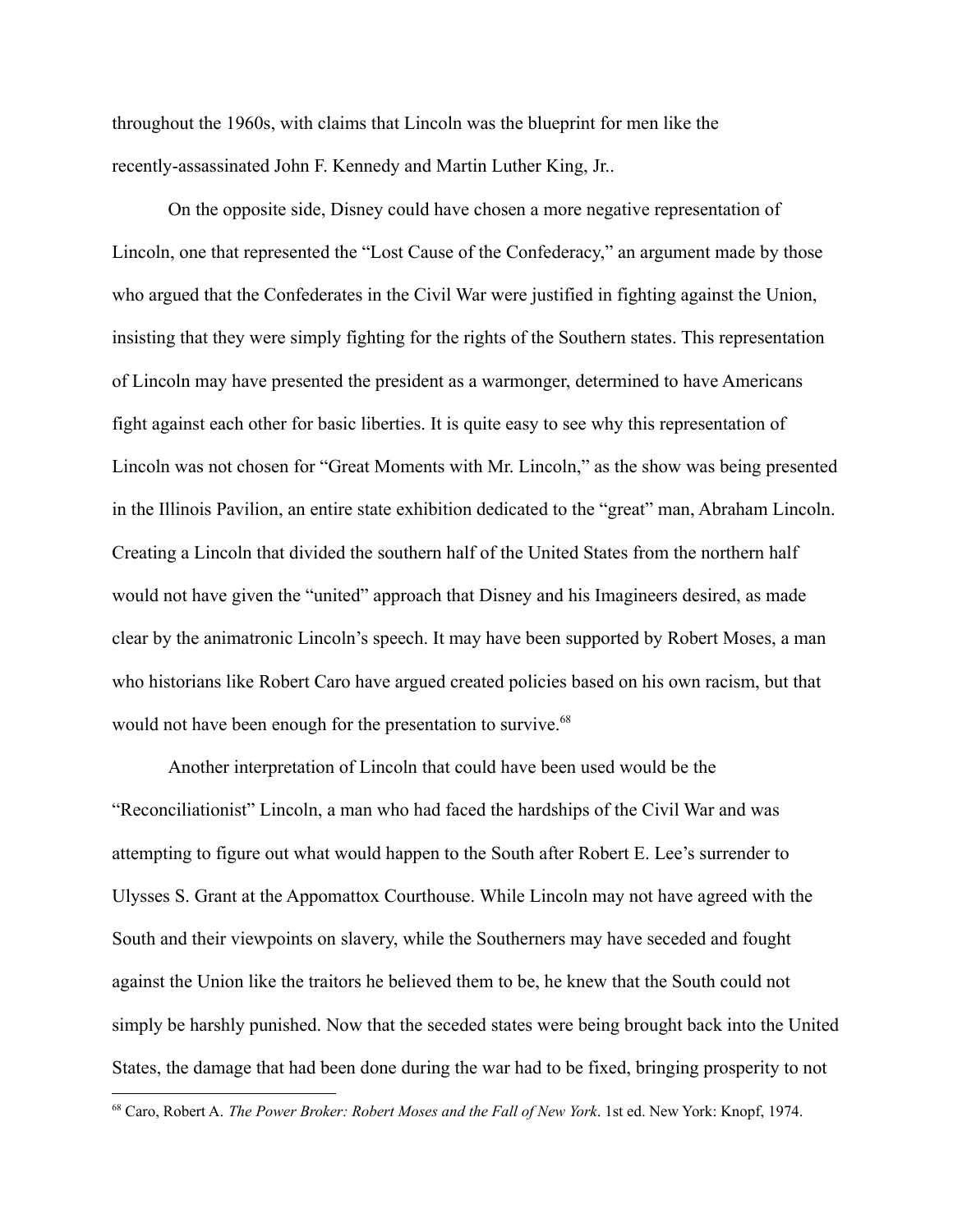throughout the 1960s, with claims that Lincoln was the blueprint for men like the recently-assassinated John F. Kennedy and Martin Luther King, Jr..

On the opposite side, Disney could have chosen a more negative representation of Lincoln, one that represented the "Lost Cause of the Confederacy," an argument made by those who argued that the Confederates in the Civil War were justified in fighting against the Union, insisting that they were simply fighting for the rights of the Southern states. This representation of Lincoln may have presented the president as a warmonger, determined to have Americans fight against each other for basic liberties. It is quite easy to see why this representation of Lincoln was not chosen for "Great Moments with Mr. Lincoln," as the show was being presented in the Illinois Pavilion, an entire state exhibition dedicated to the "great" man, Abraham Lincoln. Creating a Lincoln that divided the southern half of the United States from the northern half would not have given the "united" approach that Disney and his Imagineers desired, as made clear by the animatronic Lincoln's speech. It may have been supported by Robert Moses, a man who historians like Robert Caro have argued created policies based on his own racism, but that would not have been enough for the presentation to survive.[68]

Another interpretation of Lincoln that could have been used would be the "Reconciliationist" Lincoln, a man who had faced the hardships of the Civil War and was attempting to figure out what would happen to the South after Robert E. Lee's surrender to Ulysses S. Grant at the Appomattox Courthouse. While Lincoln may not have agreed with the South and their viewpoints on slavery, while the Southerners may have seceded and fought against the Union like the traitors he believed them to be, he knew that the South could not simply be harshly punished. Now that the seceded states were being brought back into the United States, the damage that had been done during the war had to be fixed, bringing prosperity to not

[68] Caro, Robert A. *The Power Broker: Robert Moses and the Fall of New York*. 1st ed. New York: Knopf, 1974.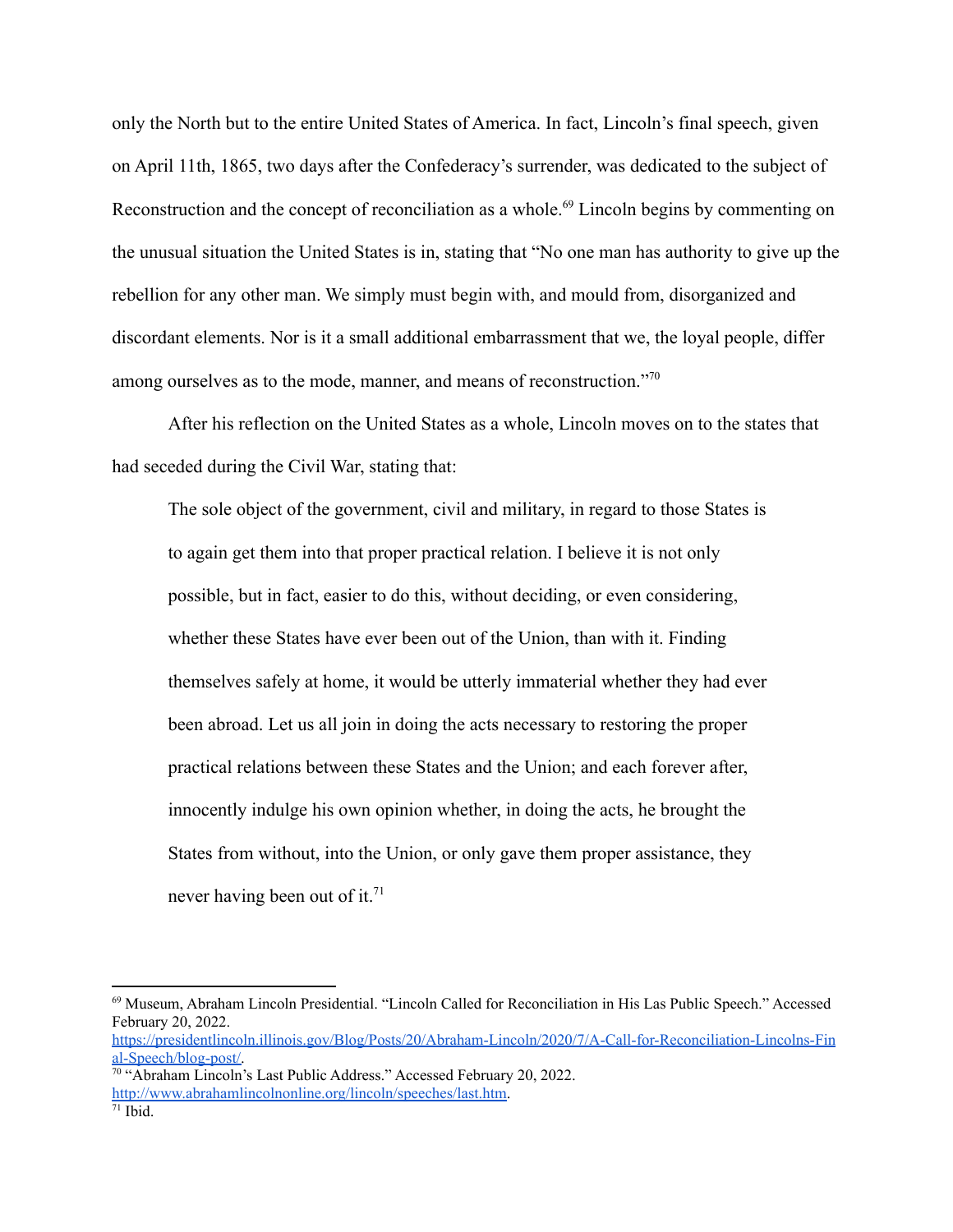only the North but to the entire United States of America. In fact, Lincoln's final speech, given on April 11th, 1865, two days after the Confederacy's surrender, was dedicated to the subject of Reconstruction and the concept of reconciliation as a whole.[69] Lincoln begins by commenting on the unusual situation the United States is in, stating that "No one man has authority to give up the rebellion for any other man. We simply must begin with, and mould from, disorganized and discordant elements. Nor is it a small additional embarrassment that we, the loyal people, differ among ourselves as to the mode, manner, and means of reconstruction."[70]

After his reflection on the United States as a whole, Lincoln moves on to the states that had seceded during the Civil War, stating that:

> The sole object of the government, civil and military, in regard to those States is to again get them into that proper practical relation. I believe it is not only possible, but in fact, easier to do this, without deciding, or even considering, whether these States have ever been out of the Union, than with it. Finding themselves safely at home, it would be utterly immaterial whether they had ever been abroad. Let us all join in doing the acts necessary to restoring the proper practical relations between these States and the Union; and each forever after, innocently indulge his own opinion whether, in doing the acts, he brought the States from without, into the Union, or only gave them proper assistance, they never having been out of it.[71]

---

[69] Museum, Abraham Lincoln Presidential. "Lincoln Called for Reconciliation in His Las Public Speech." Accessed February 20, 2022. https://presidentlincoln.illinois.gov/Blog/Posts/20/Abraham-Lincoln/2020/7/A-Call-for-Reconciliation-Lincolns-Final-Speech/blog-post/.

[70] "Abraham Lincoln's Last Public Address." Accessed February 20, 2022. http://www.abrahamlincolnonline.org/lincoln/speeches/last.htm.

[71] Ibid.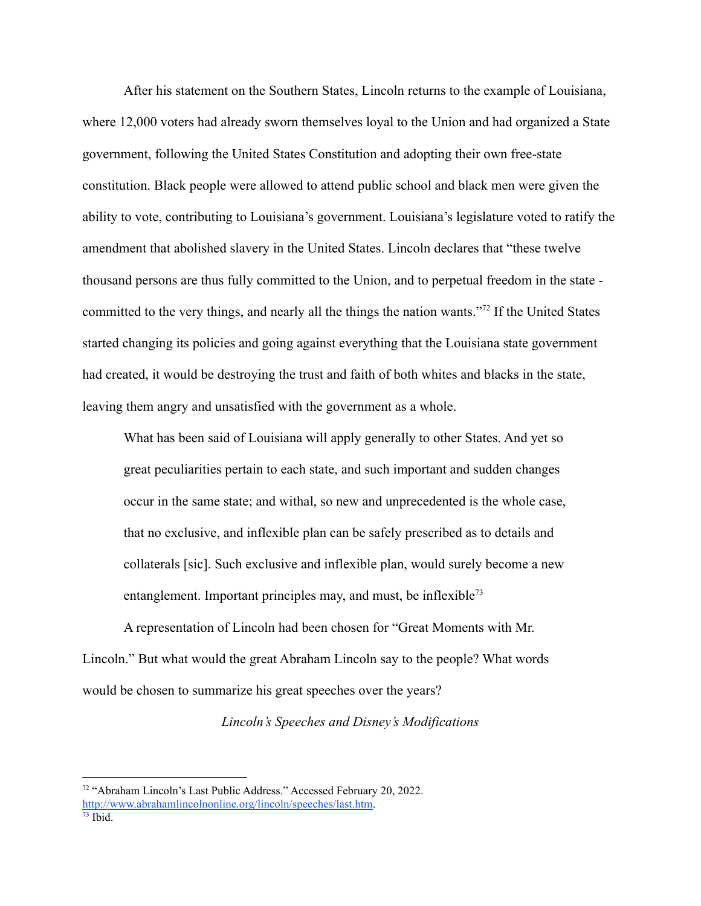After his statement on the Southern States, Lincoln returns to the example of Louisiana, where 12,000 voters had already sworn themselves loyal to the Union and had organized a State government, following the United States Constitution and adopting their own free-state constitution. Black people were allowed to attend public school and black men were given the ability to vote, contributing to Louisiana's government. Louisiana's legislature voted to ratify the amendment that abolished slavery in the United States. Lincoln declares that "these twelve thousand persons are thus fully committed to the Union, and to perpetual freedom in the state - committed to the very things, and nearly all the things the nation wants."[72] If the United States started changing its policies and going against everything that the Louisiana state government had created, it would be destroying the trust and faith of both whites and blacks in the state, leaving them angry and unsatisfied with the government as a whole.

> What has been said of Louisiana will apply generally to other States. And yet so great peculiarities pertain to each state, and such important and sudden changes occur in the same state; and withal, so new and unprecedented is the whole case, that no exclusive, and inflexible plan can safely be prescribed as to details and collaterals [sic]. Such exclusive and inflexible plan, would surely become a new entanglement. Important principles may, and must, be inflexible[73]

A representation of Lincoln had been chosen for "Great Moments with Mr. Lincoln." But what would the great Abraham Lincoln say to the people? What words would be chosen to summarize his great speeches over the years?

*Lincoln's Speeches and Disney's Modifications*

---

[72] "Abraham Lincoln's Last Public Address." Accessed February 20, 2022. http://www.abrahamlincolnonline.org/lincoln/speeches/last.htm.

[73] Ibid.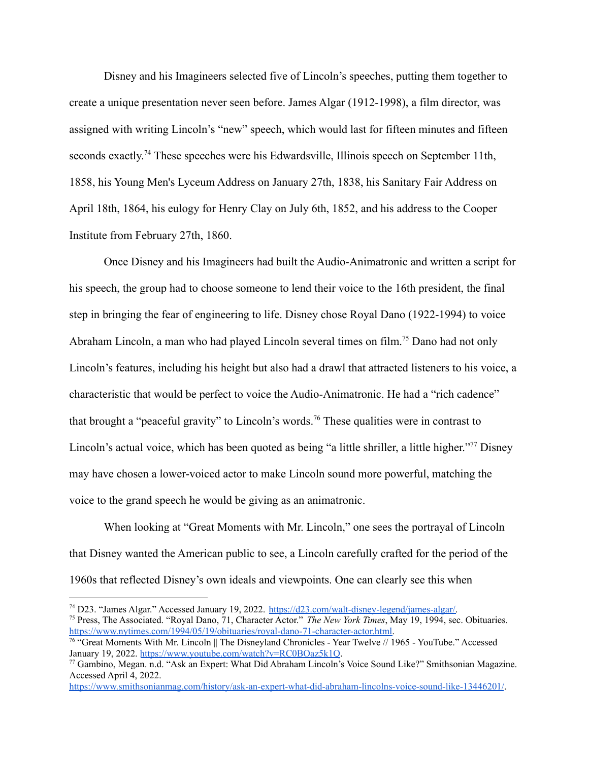Disney and his Imagineers selected five of Lincoln's speeches, putting them together to create a unique presentation never seen before. James Algar (1912-1998), a film director, was assigned with writing Lincoln's "new" speech, which would last for fifteen minutes and fifteen seconds exactly.[74] These speeches were his Edwardsville, Illinois speech on September 11th, 1858, his Young Men's Lyceum Address on January 27th, 1838, his Sanitary Fair Address on April 18th, 1864, his eulogy for Henry Clay on July 6th, 1852, and his address to the Cooper Institute from February 27th, 1860.

Once Disney and his Imagineers had built the Audio-Animatronic and written a script for his speech, the group had to choose someone to lend their voice to the 16th president, the final step in bringing the fear of engineering to life. Disney chose Royal Dano (1922-1994) to voice Abraham Lincoln, a man who had played Lincoln several times on film.[75] Dano had not only Lincoln's features, including his height but also had a drawl that attracted listeners to his voice, a characteristic that would be perfect to voice the Audio-Animatronic. He had a "rich cadence" that brought a "peaceful gravity" to Lincoln's words.[76] These qualities were in contrast to Lincoln's actual voice, which has been quoted as being "a little shriller, a little higher."[77] Disney may have chosen a lower-voiced actor to make Lincoln sound more powerful, matching the voice to the grand speech he would be giving as an animatronic.

When looking at "Great Moments with Mr. Lincoln," one sees the portrayal of Lincoln that Disney wanted the American public to see, a Lincoln carefully crafted for the period of the 1960s that reflected Disney's own ideals and viewpoints. One can clearly see this when

---

[74] D23. "James Algar." Accessed January 19, 2022. https://d23.com/walt-disney-legend/james-algar/.

[75] Press, The Associated. "Royal Dano, 71, Character Actor." *The New York Times*, May 19, 1994, sec. Obituaries. https://www.nytimes.com/1994/05/19/obituaries/royal-dano-71-character-actor.html.

[76] "Great Moments With Mr. Lincoln || The Disneyland Chronicles - Year Twelve // 1965 - YouTube." Accessed January 19, 2022. https://www.youtube.com/watch?v=RC0BOaz5k1Q.

[77] Gambino, Megan. n.d. "Ask an Expert: What Did Abraham Lincoln's Voice Sound Like?" Smithsonian Magazine. Accessed April 4, 2022. https://www.smithsonianmag.com/history/ask-an-expert-what-did-abraham-lincolns-voice-sound-like-13446201/.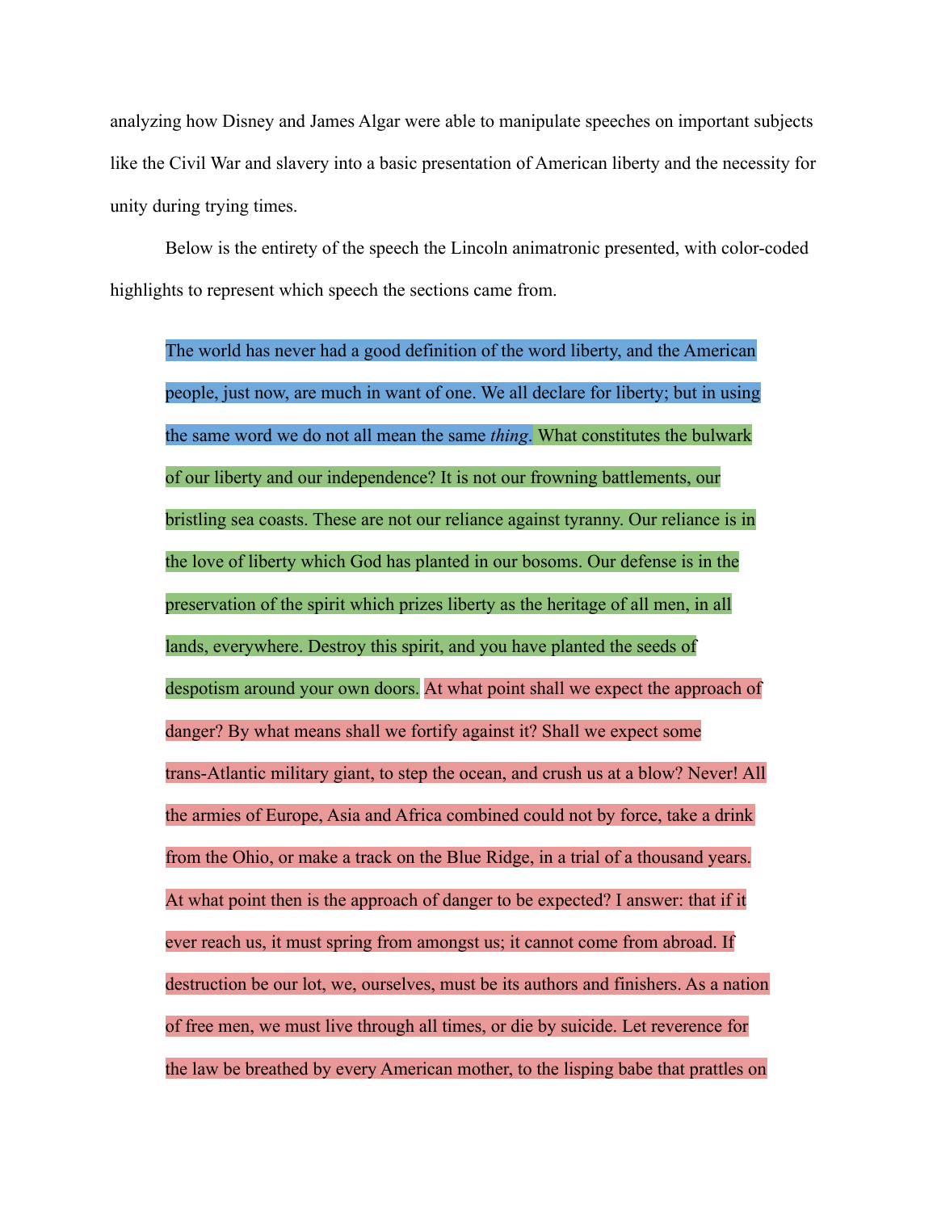analyzing how Disney and James Algar were able to manipulate speeches on important subjects like the Civil War and slavery into a basic presentation of American liberty and the necessity for unity during trying times.

Below is the entirety of the speech the Lincoln animatronic presented, with color-coded highlights to represent which speech the sections came from.

> The world has never had a good definition of the word liberty, and the American people, just now, are much in want of one. We all declare for liberty; but in using the same word we do not all mean the same *thing*. What constitutes the bulwark of our liberty and our independence? It is not our frowning battlements, our bristling sea coasts. These are not our reliance against tyranny. Our reliance is in the love of liberty which God has planted in our bosoms. Our defense is in the preservation of the spirit which prizes liberty as the heritage of all men, in all lands, everywhere. Destroy this spirit, and you have planted the seeds of despotism around your own doors. At what point shall we expect the approach of danger? By what means shall we fortify against it? Shall we expect some trans-Atlantic military giant, to step the ocean, and crush us at a blow? Never! All the armies of Europe, Asia and Africa combined could not by force, take a drink from the Ohio, or make a track on the Blue Ridge, in a trial of a thousand years. At what point then is the approach of danger to be expected? I answer: that if it ever reach us, it must spring from amongst us; it cannot come from abroad. If destruction be our lot, we, ourselves, must be its authors and finishers. As a nation of free men, we must live through all times, or die by suicide. Let reverence for the law be breathed by every American mother, to the lisping babe that prattles on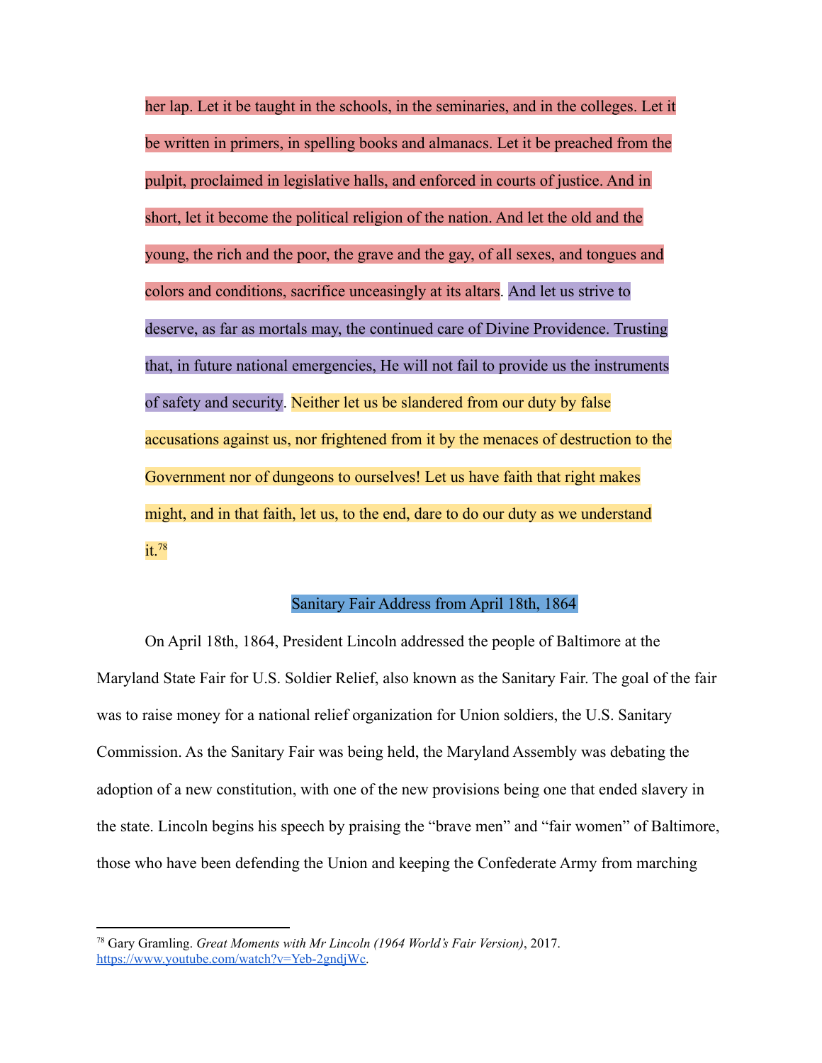her lap. Let it be taught in the schools, in the seminaries, and in the colleges. Let it be written in primers, in spelling books and almanacs. Let it be preached from the pulpit, proclaimed in legislative halls, and enforced in courts of justice. And in short, let it become the political religion of the nation. And let the old and the young, the rich and the poor, the grave and the gay, of all sexes, and tongues and colors and conditions, sacrifice unceasingly at its altars. And let us strive to deserve, as far as mortals may, the continued care of Divine Providence. Trusting that, in future national emergencies, He will not fail to provide us the instruments of safety and security. Neither let us be slandered from our duty by false accusations against us, nor frightened from it by the menaces of destruction to the Government nor of dungeons to ourselves! Let us have faith that right makes might, and in that faith, let us, to the end, dare to do our duty as we understand it.[78]

## Sanitary Fair Address from April 18th, 1864

On April 18th, 1864, President Lincoln addressed the people of Baltimore at the Maryland State Fair for U.S. Soldier Relief, also known as the Sanitary Fair. The goal of the fair was to raise money for a national relief organization for Union soldiers, the U.S. Sanitary Commission. As the Sanitary Fair was being held, the Maryland Assembly was debating the adoption of a new constitution, with one of the new provisions being one that ended slavery in the state. Lincoln begins his speech by praising the "brave men" and "fair women" of Baltimore, those who have been defending the Union and keeping the Confederate Army from marching

---

[78] Gary Gramling. *Great Moments with Mr Lincoln (1964 World's Fair Version)*, 2017. https://www.youtube.com/watch?v=Yeb-2gndjWc.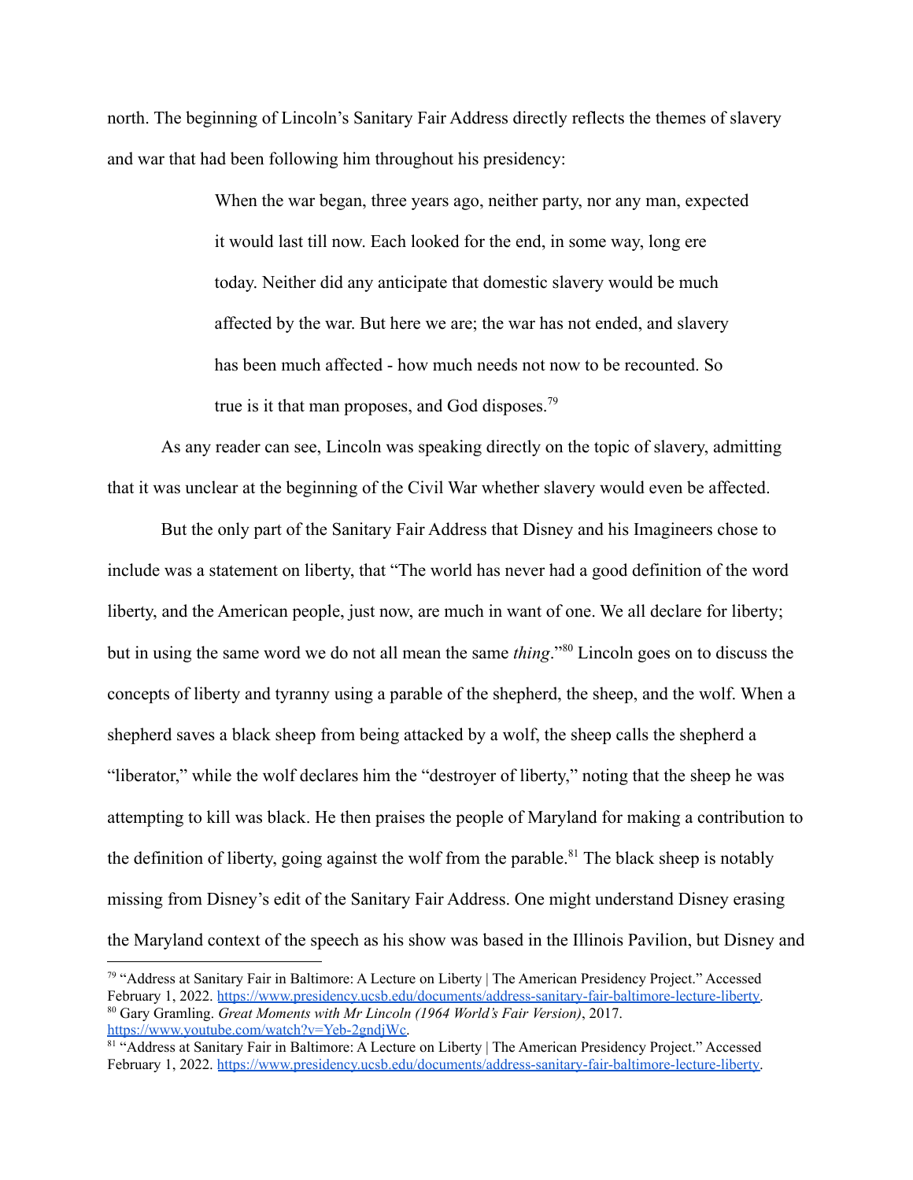north. The beginning of Lincoln's Sanitary Fair Address directly reflects the themes of slavery and war that had been following him throughout his presidency:

> When the war began, three years ago, neither party, nor any man, expected it would last till now. Each looked for the end, in some way, long ere today. Neither did any anticipate that domestic slavery would be much affected by the war. But here we are; the war has not ended, and slavery has been much affected - how much needs not now to be recounted. So true is it that man proposes, and God disposes.[79]

As any reader can see, Lincoln was speaking directly on the topic of slavery, admitting that it was unclear at the beginning of the Civil War whether slavery would even be affected.

But the only part of the Sanitary Fair Address that Disney and his Imagineers chose to include was a statement on liberty, that "The world has never had a good definition of the word liberty, and the American people, just now, are much in want of one. We all declare for liberty; but in using the same word we do not all mean the same *thing*."[80] Lincoln goes on to discuss the concepts of liberty and tyranny using a parable of the shepherd, the sheep, and the wolf. When a shepherd saves a black sheep from being attacked by a wolf, the sheep calls the shepherd a "liberator," while the wolf declares him the "destroyer of liberty," noting that the sheep he was attempting to kill was black. He then praises the people of Maryland for making a contribution to the definition of liberty, going against the wolf from the parable.[81] The black sheep is notably missing from Disney's edit of the Sanitary Fair Address. One might understand Disney erasing the Maryland context of the speech as his show was based in the Illinois Pavilion, but Disney and

---

[79] "Address at Sanitary Fair in Baltimore: A Lecture on Liberty | The American Presidency Project." Accessed February 1, 2022. https://www.presidency.ucsb.edu/documents/address-sanitary-fair-baltimore-lecture-liberty.

[80] Gary Gramling. *Great Moments with Mr Lincoln (1964 World's Fair Version)*, 2017. https://www.youtube.com/watch?v=Yeb-2gndjWc.

[81] "Address at Sanitary Fair in Baltimore: A Lecture on Liberty | The American Presidency Project." Accessed February 1, 2022. https://www.presidency.ucsb.edu/documents/address-sanitary-fair-baltimore-lecture-liberty.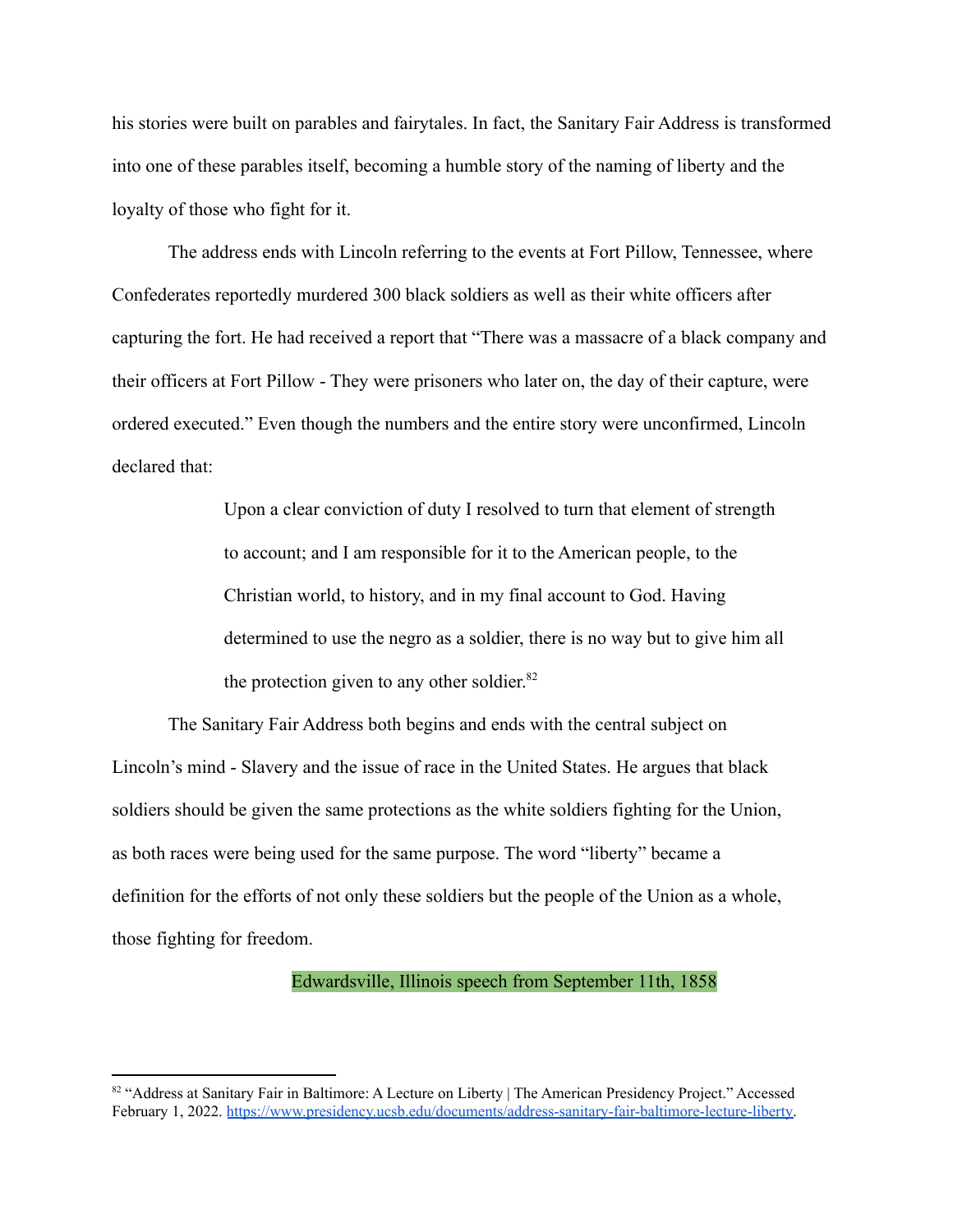his stories were built on parables and fairytales. In fact, the Sanitary Fair Address is transformed into one of these parables itself, becoming a humble story of the naming of liberty and the loyalty of those who fight for it.

The address ends with Lincoln referring to the events at Fort Pillow, Tennessee, where Confederates reportedly murdered 300 black soldiers as well as their white officers after capturing the fort. He had received a report that "There was a massacre of a black company and their officers at Fort Pillow - They were prisoners who later on, the day of their capture, were ordered executed." Even though the numbers and the entire story were unconfirmed, Lincoln declared that:

> Upon a clear conviction of duty I resolved to turn that element of strength to account; and I am responsible for it to the American people, to the Christian world, to history, and in my final account to God. Having determined to use the negro as a soldier, there is no way but to give him all the protection given to any other soldier.[82]

The Sanitary Fair Address both begins and ends with the central subject on Lincoln's mind - Slavery and the issue of race in the United States. He argues that black soldiers should be given the same protections as the white soldiers fighting for the Union, as both races were being used for the same purpose. The word "liberty" became a definition for the efforts of not only these soldiers but the people of the Union as a whole, those fighting for freedom.

## Edwardsville, Illinois speech from September 11th, 1858

---

[82] "Address at Sanitary Fair in Baltimore: A Lecture on Liberty | The American Presidency Project." Accessed February 1, 2022. https://www.presidency.ucsb.edu/documents/address-sanitary-fair-baltimore-lecture-liberty.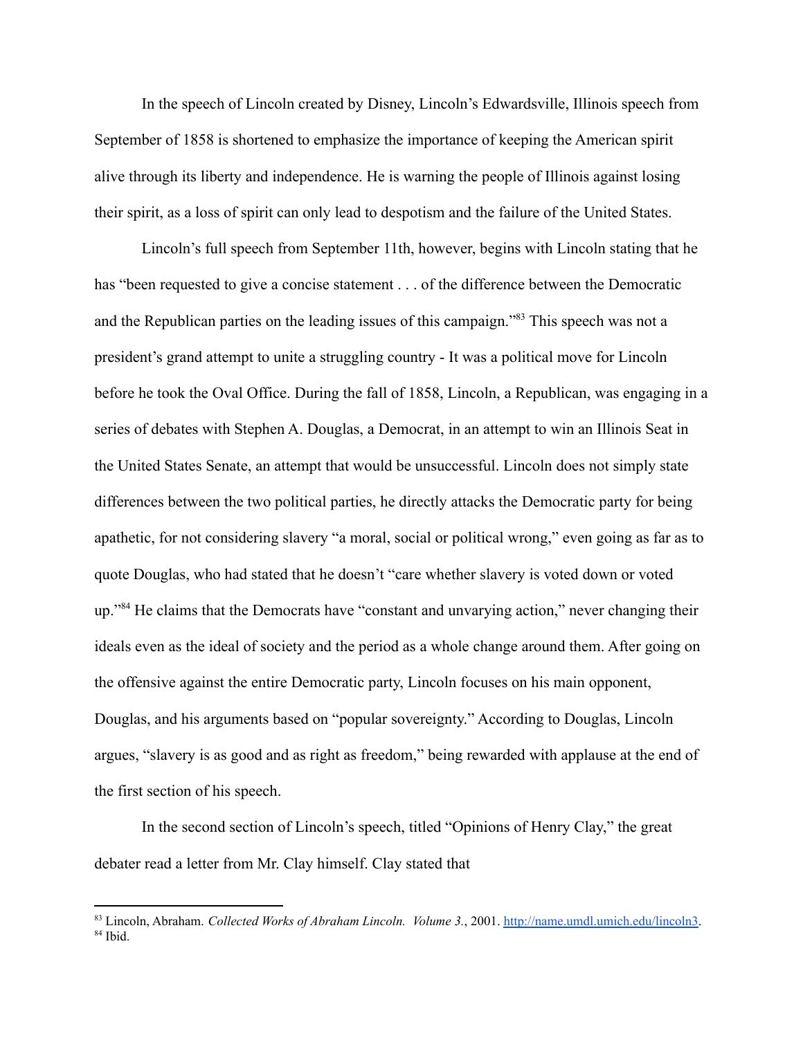In the speech of Lincoln created by Disney, Lincoln's Edwardsville, Illinois speech from September of 1858 is shortened to emphasize the importance of keeping the American spirit alive through its liberty and independence. He is warning the people of Illinois against losing their spirit, as a loss of spirit can only lead to despotism and the failure of the United States.

Lincoln's full speech from September 11th, however, begins with Lincoln stating that he has "been requested to give a concise statement . . . of the difference between the Democratic and the Republican parties on the leading issues of this campaign."[83] This speech was not a president's grand attempt to unite a struggling country - It was a political move for Lincoln before he took the Oval Office. During the fall of 1858, Lincoln, a Republican, was engaging in a series of debates with Stephen A. Douglas, a Democrat, in an attempt to win an Illinois Seat in the United States Senate, an attempt that would be unsuccessful. Lincoln does not simply state differences between the two political parties, he directly attacks the Democratic party for being apathetic, for not considering slavery "a moral, social or political wrong," even going as far as to quote Douglas, who had stated that he doesn't "care whether slavery is voted down or voted up."[84] He claims that the Democrats have "constant and unvarying action," never changing their ideals even as the ideal of society and the period as a whole change around them. After going on the offensive against the entire Democratic party, Lincoln focuses on his main opponent, Douglas, and his arguments based on "popular sovereignty." According to Douglas, Lincoln argues, "slavery is as good and as right as freedom," being rewarded with applause at the end of the first section of his speech.

In the second section of Lincoln's speech, titled "Opinions of Henry Clay," the great debater read a letter from Mr. Clay himself. Clay stated that

---

[83] Lincoln, Abraham. *Collected Works of Abraham Lincoln. Volume 3.*, 2001. http://name.umdl.umich.edu/lincoln3.
[84] Ibid.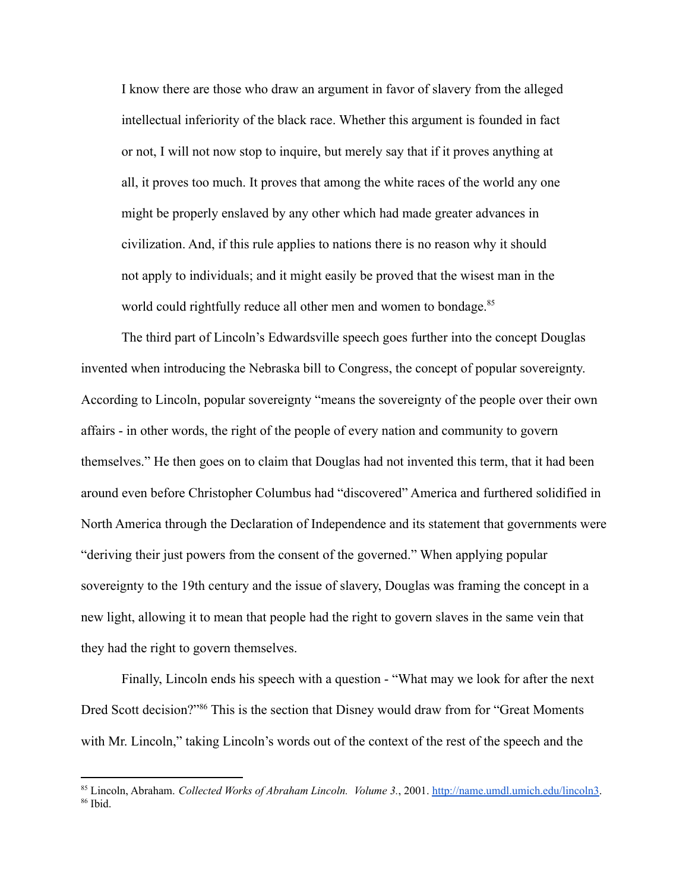> I know there are those who draw an argument in favor of slavery from the alleged intellectual inferiority of the black race. Whether this argument is founded in fact or not, I will not now stop to inquire, but merely say that if it proves anything at all, it proves too much. It proves that among the white races of the world any one might be properly enslaved by any other which had made greater advances in civilization. And, if this rule applies to nations there is no reason why it should not apply to individuals; and it might easily be proved that the wisest man in the world could rightfully reduce all other men and women to bondage.[85]

The third part of Lincoln's Edwardsville speech goes further into the concept Douglas invented when introducing the Nebraska bill to Congress, the concept of popular sovereignty. According to Lincoln, popular sovereignty "means the sovereignty of the people over their own affairs - in other words, the right of the people of every nation and community to govern themselves." He then goes on to claim that Douglas had not invented this term, that it had been around even before Christopher Columbus had "discovered" America and furthered solidified in North America through the Declaration of Independence and its statement that governments were "deriving their just powers from the consent of the governed." When applying popular sovereignty to the 19th century and the issue of slavery, Douglas was framing the concept in a new light, allowing it to mean that people had the right to govern slaves in the same vein that they had the right to govern themselves.

Finally, Lincoln ends his speech with a question - "What may we look for after the next Dred Scott decision?"[86] This is the section that Disney would draw from for "Great Moments with Mr. Lincoln," taking Lincoln's words out of the context of the rest of the speech and the

---

[85] Lincoln, Abraham. *Collected Works of Abraham Lincoln. Volume 3.*, 2001. http://name.umdl.umich.edu/lincoln3.

[86] Ibid.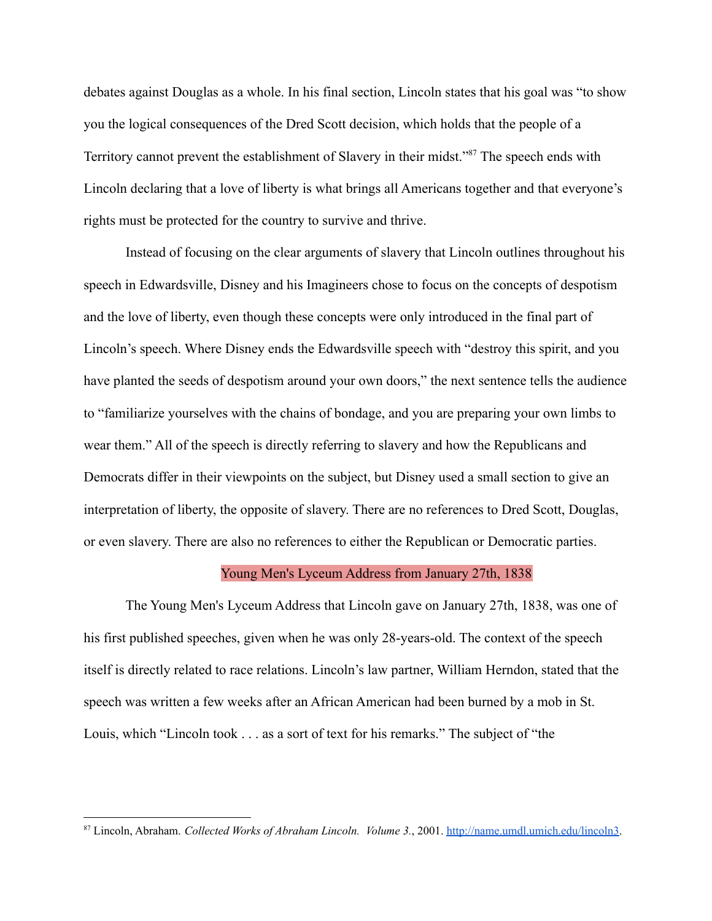debates against Douglas as a whole. In his final section, Lincoln states that his goal was "to show you the logical consequences of the Dred Scott decision, which holds that the people of a Territory cannot prevent the establishment of Slavery in their midst."[87] The speech ends with Lincoln declaring that a love of liberty is what brings all Americans together and that everyone's rights must be protected for the country to survive and thrive.

Instead of focusing on the clear arguments of slavery that Lincoln outlines throughout his speech in Edwardsville, Disney and his Imagineers chose to focus on the concepts of despotism and the love of liberty, even though these concepts were only introduced in the final part of Lincoln's speech. Where Disney ends the Edwardsville speech with "destroy this spirit, and you have planted the seeds of despotism around your own doors," the next sentence tells the audience to "familiarize yourselves with the chains of bondage, and you are preparing your own limbs to wear them." All of the speech is directly referring to slavery and how the Republicans and Democrats differ in their viewpoints on the subject, but Disney used a small section to give an interpretation of liberty, the opposite of slavery. There are no references to Dred Scott, Douglas, or even slavery. There are also no references to either the Republican or Democratic parties.

### Young Men's Lyceum Address from January 27th, 1838

The Young Men's Lyceum Address that Lincoln gave on January 27th, 1838, was one of his first published speeches, given when he was only 28-years-old. The context of the speech itself is directly related to race relations. Lincoln's law partner, William Herndon, stated that the speech was written a few weeks after an African American had been burned by a mob in St. Louis, which "Lincoln took . . . as a sort of text for his remarks." The subject of "the

---

[87] Lincoln, Abraham. *Collected Works of Abraham Lincoln. Volume 3.*, 2001. http://name.umdl.umich.edu/lincoln3.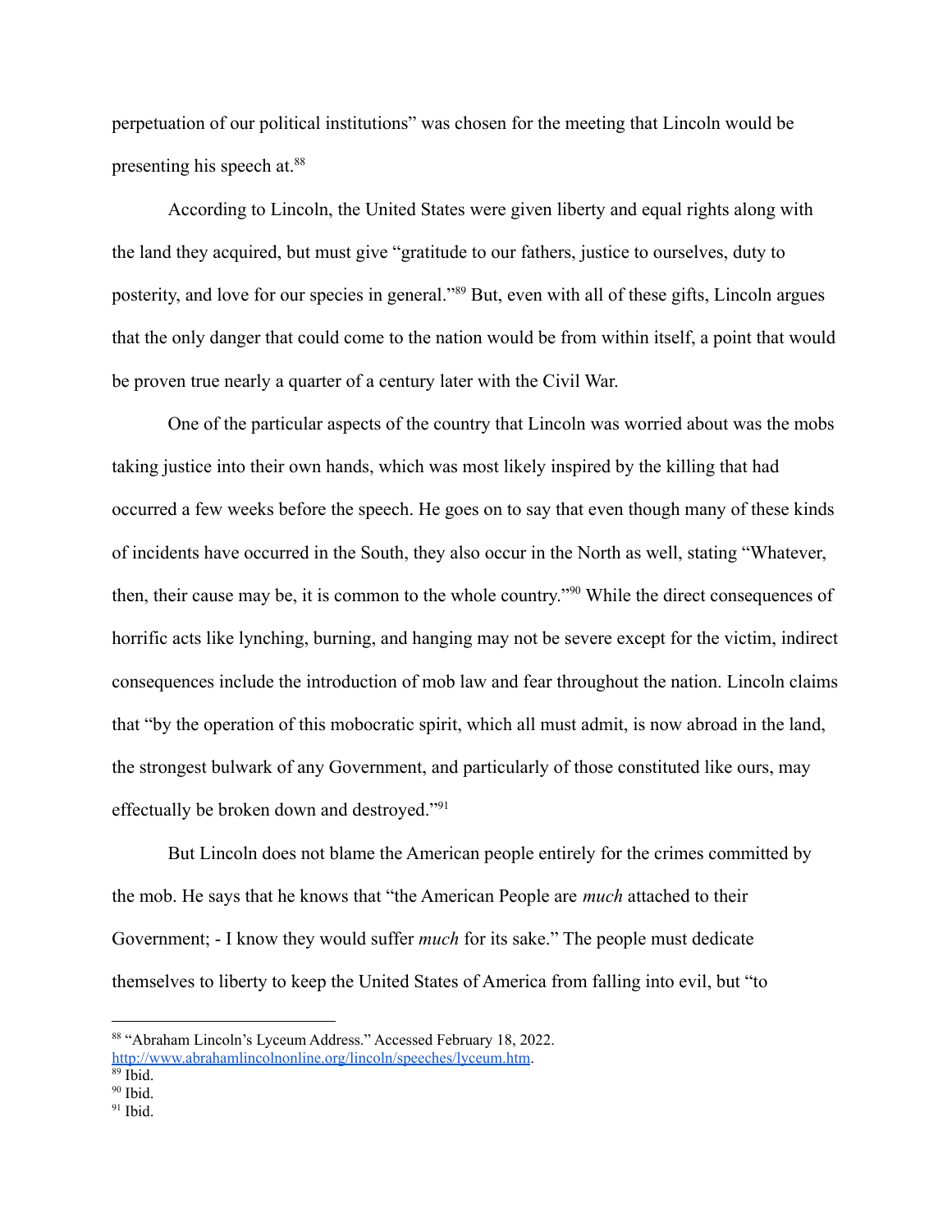perpetuation of our political institutions" was chosen for the meeting that Lincoln would be presenting his speech at.[88]

According to Lincoln, the United States were given liberty and equal rights along with the land they acquired, but must give "gratitude to our fathers, justice to ourselves, duty to posterity, and love for our species in general."[89] But, even with all of these gifts, Lincoln argues that the only danger that could come to the nation would be from within itself, a point that would be proven true nearly a quarter of a century later with the Civil War.

One of the particular aspects of the country that Lincoln was worried about was the mobs taking justice into their own hands, which was most likely inspired by the killing that had occurred a few weeks before the speech. He goes on to say that even though many of these kinds of incidents have occurred in the South, they also occur in the North as well, stating "Whatever, then, their cause may be, it is common to the whole country."[90] While the direct consequences of horrific acts like lynching, burning, and hanging may not be severe except for the victim, indirect consequences include the introduction of mob law and fear throughout the nation. Lincoln claims that "by the operation of this mobocratic spirit, which all must admit, is now abroad in the land, the strongest bulwark of any Government, and particularly of those constituted like ours, may effectually be broken down and destroyed."[91]

But Lincoln does not blame the American people entirely for the crimes committed by the mob. He says that he knows that "the American People are *much* attached to their Government; - I know they would suffer *much* for its sake." The people must dedicate themselves to liberty to keep the United States of America from falling into evil, but "to

---

[88] "Abraham Lincoln's Lyceum Address." Accessed February 18, 2022. [http://www.abrahamlincolnonline.org/lincoln/speeches/lyceum.htm](http://www.abrahamlincolnonline.org/lincoln/speeches/lyceum.htm).

[89] Ibid.

[90] Ibid.

[91] Ibid.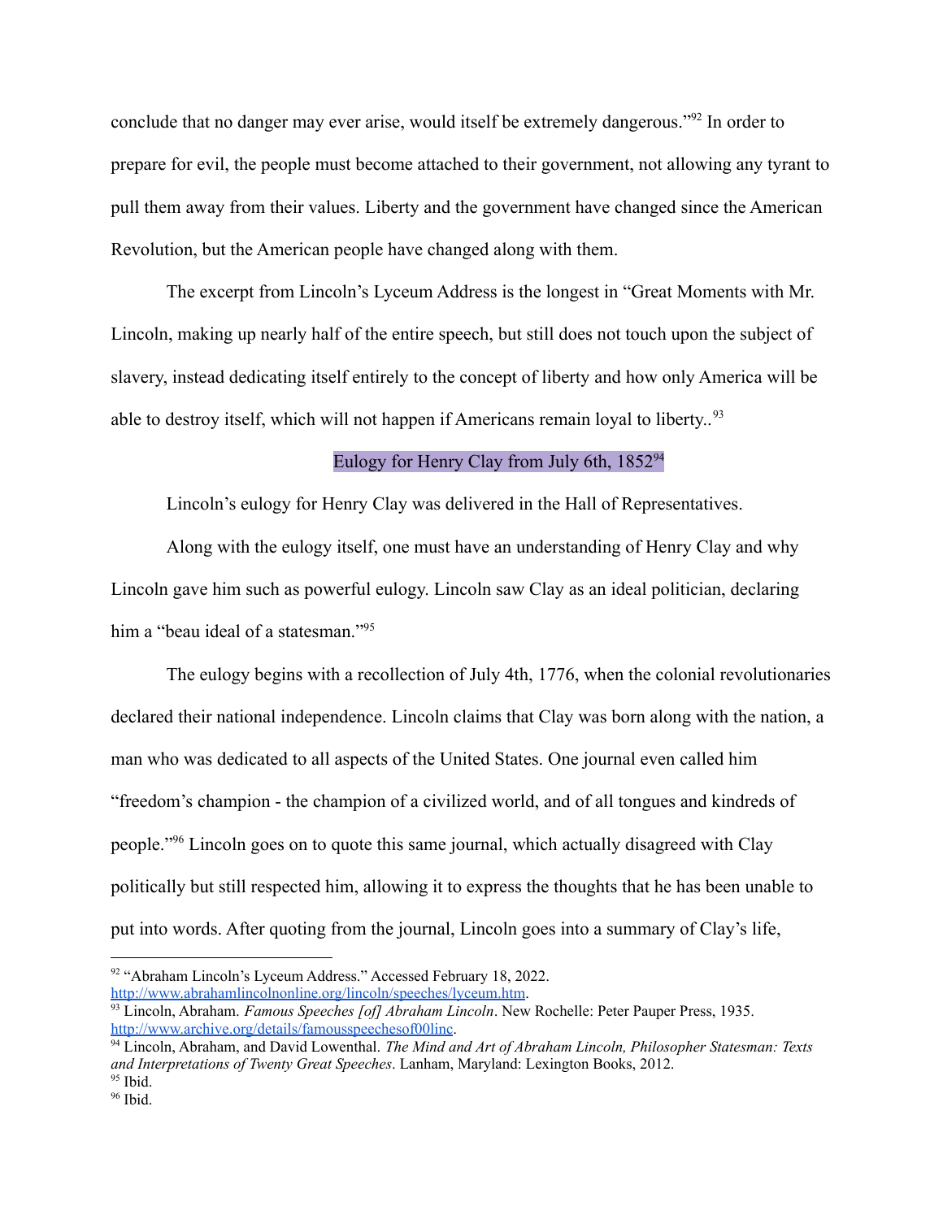conclude that no danger may ever arise, would itself be extremely dangerous."[92] In order to prepare for evil, the people must become attached to their government, not allowing any tyrant to pull them away from their values. Liberty and the government have changed since the American Revolution, but the American people have changed along with them.

The excerpt from Lincoln's Lyceum Address is the longest in "Great Moments with Mr. Lincoln, making up nearly half of the entire speech, but still does not touch upon the subject of slavery, instead dedicating itself entirely to the concept of liberty and how only America will be able to destroy itself, which will not happen if Americans remain loyal to liberty..[93]

### Eulogy for Henry Clay from July 6th, 1852[94]

Lincoln's eulogy for Henry Clay was delivered in the Hall of Representatives.

Along with the eulogy itself, one must have an understanding of Henry Clay and why Lincoln gave him such as powerful eulogy. Lincoln saw Clay as an ideal politician, declaring him a "beau ideal of a statesman."[95]

The eulogy begins with a recollection of July 4th, 1776, when the colonial revolutionaries declared their national independence. Lincoln claims that Clay was born along with the nation, a man who was dedicated to all aspects of the United States. One journal even called him "freedom's champion - the champion of a civilized world, and of all tongues and kindreds of people."[96] Lincoln goes on to quote this same journal, which actually disagreed with Clay politically but still respected him, allowing it to express the thoughts that he has been unable to put into words. After quoting from the journal, Lincoln goes into a summary of Clay's life,

---

[92] "Abraham Lincoln's Lyceum Address." Accessed February 18, 2022. http://www.abrahamlincolnonline.org/lincoln/speeches/lyceum.htm.

[93] Lincoln, Abraham. *Famous Speeches [of] Abraham Lincoln*. New Rochelle: Peter Pauper Press, 1935. http://www.archive.org/details/famousspeechesof00linc.

[94] Lincoln, Abraham, and David Lowenthal. *The Mind and Art of Abraham Lincoln, Philosopher Statesman: Texts and Interpretations of Twenty Great Speeches*. Lanham, Maryland: Lexington Books, 2012.

[95] Ibid.

[96] Ibid.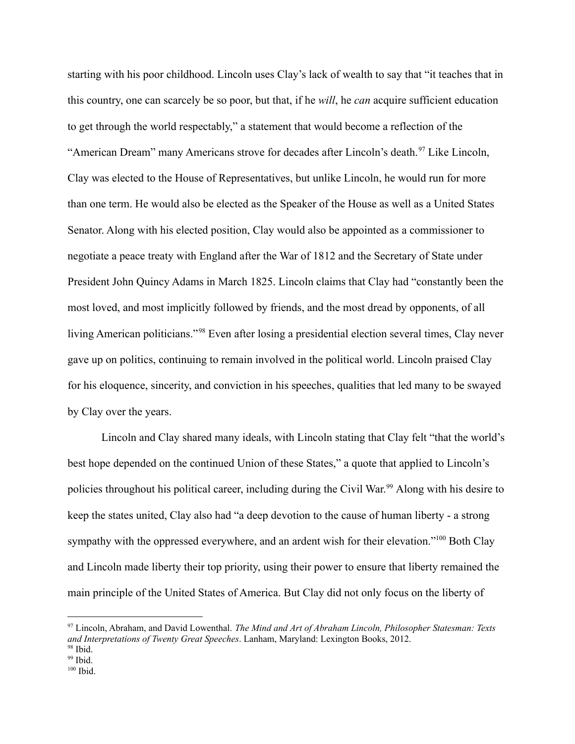starting with his poor childhood. Lincoln uses Clay's lack of wealth to say that "it teaches that in this country, one can scarcely be so poor, but that, if he *will*, he *can* acquire sufficient education to get through the world respectably," a statement that would become a reflection of the "American Dream" many Americans strove for decades after Lincoln's death.[97] Like Lincoln, Clay was elected to the House of Representatives, but unlike Lincoln, he would run for more than one term. He would also be elected as the Speaker of the House as well as a United States Senator. Along with his elected position, Clay would also be appointed as a commissioner to negotiate a peace treaty with England after the War of 1812 and the Secretary of State under President John Quincy Adams in March 1825. Lincoln claims that Clay had "constantly been the most loved, and most implicitly followed by friends, and the most dread by opponents, of all living American politicians."[98] Even after losing a presidential election several times, Clay never gave up on politics, continuing to remain involved in the political world. Lincoln praised Clay for his eloquence, sincerity, and conviction in his speeches, qualities that led many to be swayed by Clay over the years.

Lincoln and Clay shared many ideals, with Lincoln stating that Clay felt "that the world's best hope depended on the continued Union of these States," a quote that applied to Lincoln's policies throughout his political career, including during the Civil War.[99] Along with his desire to keep the states united, Clay also had "a deep devotion to the cause of human liberty - a strong sympathy with the oppressed everywhere, and an ardent wish for their elevation."[100] Both Clay and Lincoln made liberty their top priority, using their power to ensure that liberty remained the main principle of the United States of America. But Clay did not only focus on the liberty of

---

[97] Lincoln, Abraham, and David Lowenthal. *The Mind and Art of Abraham Lincoln, Philosopher Statesman: Texts and Interpretations of Twenty Great Speeches*. Lanham, Maryland: Lexington Books, 2012.

[98] Ibid.

[99] Ibid.

[100] Ibid.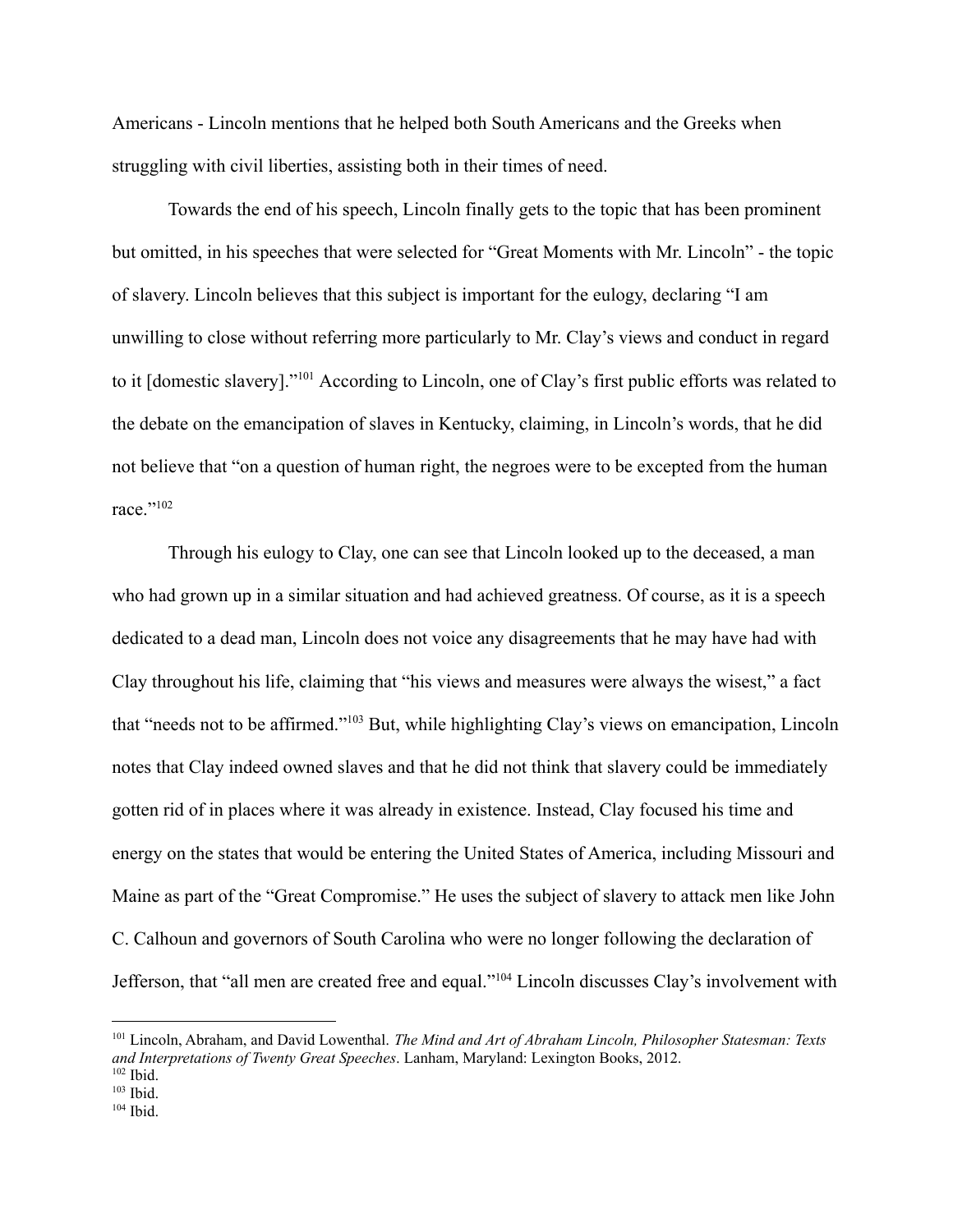Americans - Lincoln mentions that he helped both South Americans and the Greeks when struggling with civil liberties, assisting both in their times of need.

Towards the end of his speech, Lincoln finally gets to the topic that has been prominent but omitted, in his speeches that were selected for "Great Moments with Mr. Lincoln" - the topic of slavery. Lincoln believes that this subject is important for the eulogy, declaring "I am unwilling to close without referring more particularly to Mr. Clay's views and conduct in regard to it [domestic slavery]."[101] According to Lincoln, one of Clay's first public efforts was related to the debate on the emancipation of slaves in Kentucky, claiming, in Lincoln's words, that he did not believe that "on a question of human right, the negroes were to be excepted from the human race."[102]

Through his eulogy to Clay, one can see that Lincoln looked up to the deceased, a man who had grown up in a similar situation and had achieved greatness. Of course, as it is a speech dedicated to a dead man, Lincoln does not voice any disagreements that he may have had with Clay throughout his life, claiming that "his views and measures were always the wisest," a fact that "needs not to be affirmed."[103] But, while highlighting Clay's views on emancipation, Lincoln notes that Clay indeed owned slaves and that he did not think that slavery could be immediately gotten rid of in places where it was already in existence. Instead, Clay focused his time and energy on the states that would be entering the United States of America, including Missouri and Maine as part of the "Great Compromise." He uses the subject of slavery to attack men like John C. Calhoun and governors of South Carolina who were no longer following the declaration of Jefferson, that "all men are created free and equal."[104] Lincoln discusses Clay's involvement with

---

[101] Lincoln, Abraham, and David Lowenthal. *The Mind and Art of Abraham Lincoln, Philosopher Statesman: Texts and Interpretations of Twenty Great Speeches*. Lanham, Maryland: Lexington Books, 2012.

[102] Ibid.

[103] Ibid.

[104] Ibid.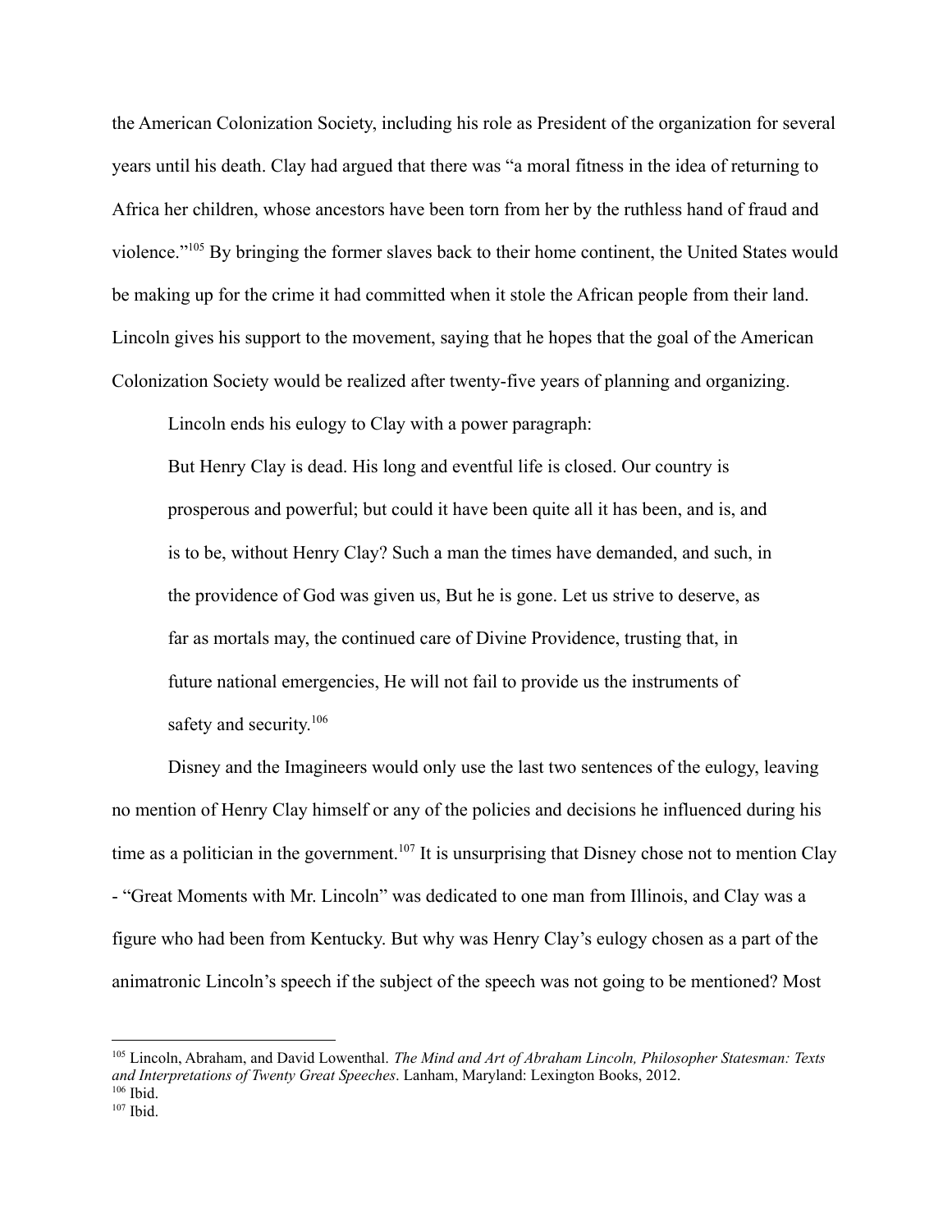the American Colonization Society, including his role as President of the organization for several years until his death. Clay had argued that there was "a moral fitness in the idea of returning to Africa her children, whose ancestors have been torn from her by the ruthless hand of fraud and violence."[105] By bringing the former slaves back to their home continent, the United States would be making up for the crime it had committed when it stole the African people from their land. Lincoln gives his support to the movement, saying that he hopes that the goal of the American Colonization Society would be realized after twenty-five years of planning and organizing.

Lincoln ends his eulogy to Clay with a power paragraph:

> But Henry Clay is dead. His long and eventful life is closed. Our country is prosperous and powerful; but could it have been quite all it has been, and is, and is to be, without Henry Clay? Such a man the times have demanded, and such, in the providence of God was given us, But he is gone. Let us strive to deserve, as far as mortals may, the continued care of Divine Providence, trusting that, in future national emergencies, He will not fail to provide us the instruments of safety and security.[106]

Disney and the Imagineers would only use the last two sentences of the eulogy, leaving no mention of Henry Clay himself or any of the policies and decisions he influenced during his time as a politician in the government.[107] It is unsurprising that Disney chose not to mention Clay - "Great Moments with Mr. Lincoln" was dedicated to one man from Illinois, and Clay was a figure who had been from Kentucky. But why was Henry Clay's eulogy chosen as a part of the animatronic Lincoln's speech if the subject of the speech was not going to be mentioned? Most

---

[105] Lincoln, Abraham, and David Lowenthal. *The Mind and Art of Abraham Lincoln, Philosopher Statesman: Texts and Interpretations of Twenty Great Speeches*. Lanham, Maryland: Lexington Books, 2012.

[106] Ibid.

[107] Ibid.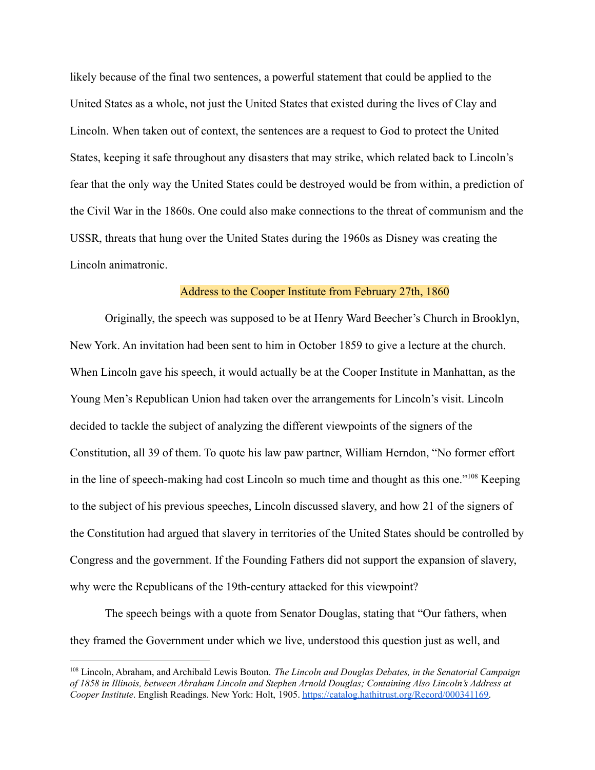likely because of the final two sentences, a powerful statement that could be applied to the United States as a whole, not just the United States that existed during the lives of Clay and Lincoln. When taken out of context, the sentences are a request to God to protect the United States, keeping it safe throughout any disasters that may strike, which related back to Lincoln's fear that the only way the United States could be destroyed would be from within, a prediction of the Civil War in the 1860s. One could also make connections to the threat of communism and the USSR, threats that hung over the United States during the 1960s as Disney was creating the Lincoln animatronic.

### Address to the Cooper Institute from February 27th, 1860

Originally, the speech was supposed to be at Henry Ward Beecher's Church in Brooklyn, New York. An invitation had been sent to him in October 1859 to give a lecture at the church. When Lincoln gave his speech, it would actually be at the Cooper Institute in Manhattan, as the Young Men's Republican Union had taken over the arrangements for Lincoln's visit. Lincoln decided to tackle the subject of analyzing the different viewpoints of the signers of the Constitution, all 39 of them. To quote his law paw partner, William Herndon, "No former effort in the line of speech-making had cost Lincoln so much time and thought as this one."[108] Keeping to the subject of his previous speeches, Lincoln discussed slavery, and how 21 of the signers of the Constitution had argued that slavery in territories of the United States should be controlled by Congress and the government. If the Founding Fathers did not support the expansion of slavery, why were the Republicans of the 19th-century attacked for this viewpoint?

The speech beings with a quote from Senator Douglas, stating that "Our fathers, when they framed the Government under which we live, understood this question just as well, and

---

[108] Lincoln, Abraham, and Archibald Lewis Bouton. *The Lincoln and Douglas Debates, in the Senatorial Campaign of 1858 in Illinois, between Abraham Lincoln and Stephen Arnold Douglas; Containing Also Lincoln's Address at Cooper Institute*. English Readings. New York: Holt, 1905. https://catalog.hathitrust.org/Record/000341169.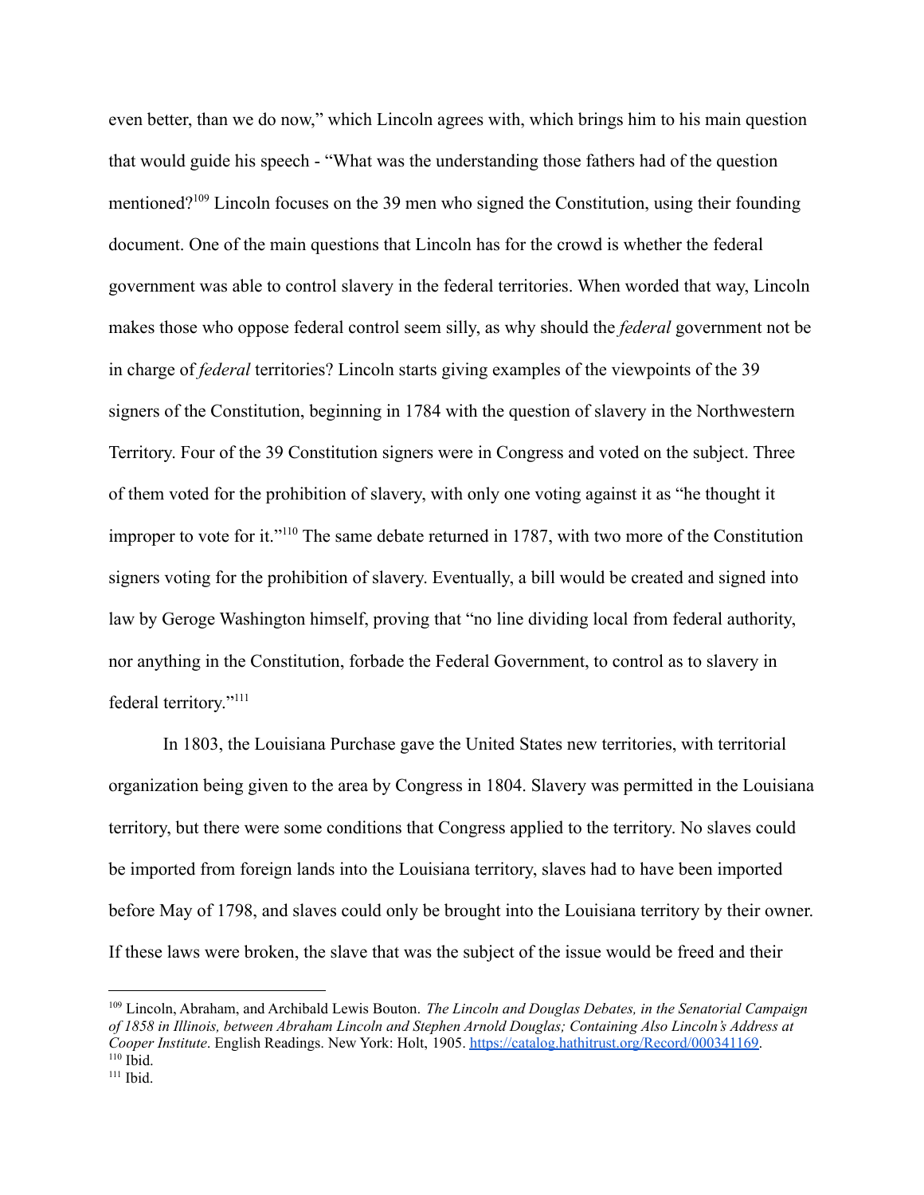even better, than we do now," which Lincoln agrees with, which brings him to his main question that would guide his speech - "What was the understanding those fathers had of the question mentioned?[109] Lincoln focuses on the 39 men who signed the Constitution, using their founding document. One of the main questions that Lincoln has for the crowd is whether the federal government was able to control slavery in the federal territories. When worded that way, Lincoln makes those who oppose federal control seem silly, as why should the *federal* government not be in charge of *federal* territories? Lincoln starts giving examples of the viewpoints of the 39 signers of the Constitution, beginning in 1784 with the question of slavery in the Northwestern Territory. Four of the 39 Constitution signers were in Congress and voted on the subject. Three of them voted for the prohibition of slavery, with only one voting against it as "he thought it improper to vote for it."[110] The same debate returned in 1787, with two more of the Constitution signers voting for the prohibition of slavery. Eventually, a bill would be created and signed into law by Geroge Washington himself, proving that "no line dividing local from federal authority, nor anything in the Constitution, forbade the Federal Government, to control as to slavery in federal territory."[111]

In 1803, the Louisiana Purchase gave the United States new territories, with territorial organization being given to the area by Congress in 1804. Slavery was permitted in the Louisiana territory, but there were some conditions that Congress applied to the territory. No slaves could be imported from foreign lands into the Louisiana territory, slaves had to have been imported before May of 1798, and slaves could only be brought into the Louisiana territory by their owner. If these laws were broken, the slave that was the subject of the issue would be freed and their

---

[109] Lincoln, Abraham, and Archibald Lewis Bouton. *The Lincoln and Douglas Debates, in the Senatorial Campaign of 1858 in Illinois, between Abraham Lincoln and Stephen Arnold Douglas; Containing Also Lincoln's Address at Cooper Institute*. English Readings. New York: Holt, 1905. https://catalog.hathitrust.org/Record/000341169.

[110] Ibid.

[111] Ibid.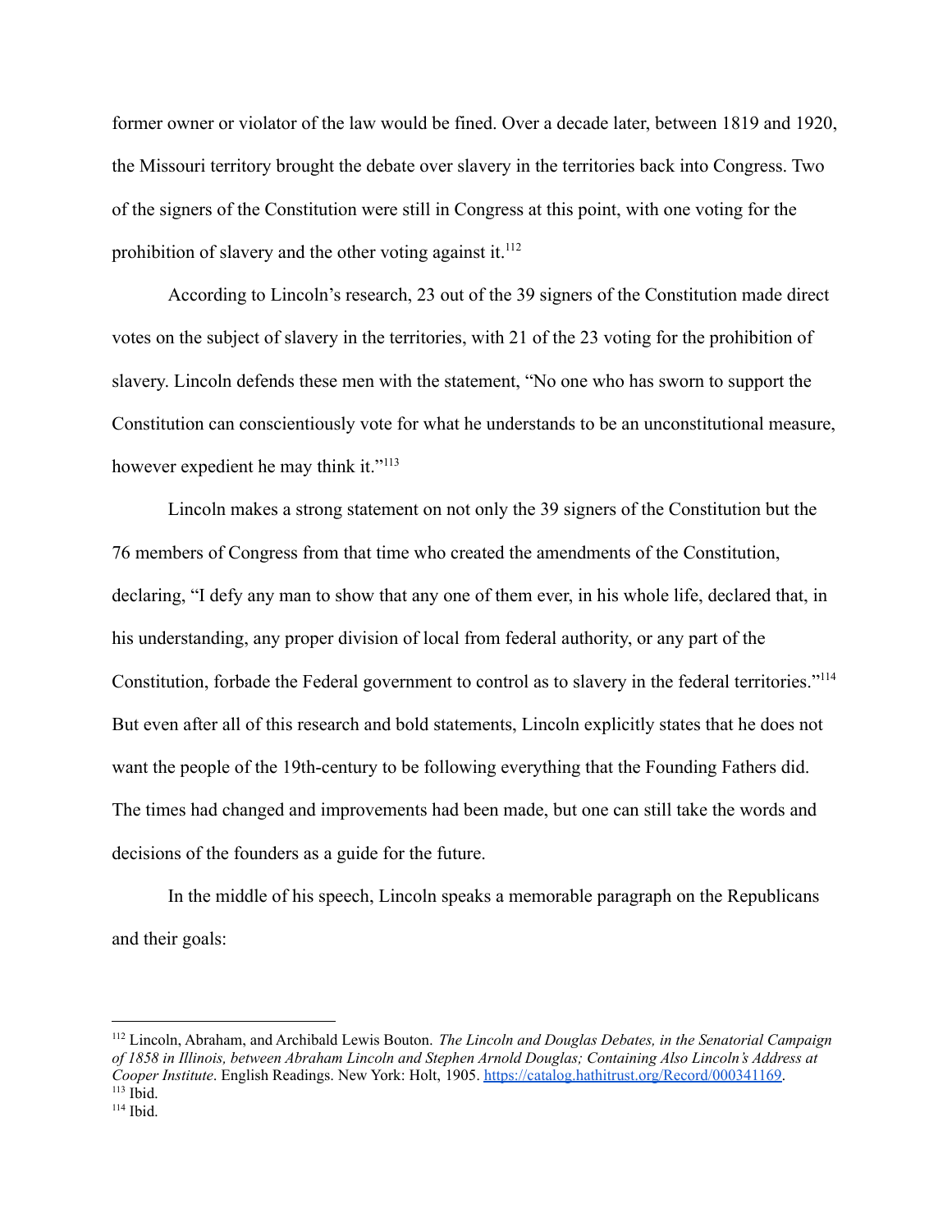former owner or violator of the law would be fined. Over a decade later, between 1819 and 1920, the Missouri territory brought the debate over slavery in the territories back into Congress. Two of the signers of the Constitution were still in Congress at this point, with one voting for the prohibition of slavery and the other voting against it.[112]

According to Lincoln's research, 23 out of the 39 signers of the Constitution made direct votes on the subject of slavery in the territories, with 21 of the 23 voting for the prohibition of slavery. Lincoln defends these men with the statement, "No one who has sworn to support the Constitution can conscientiously vote for what he understands to be an unconstitutional measure, however expedient he may think it."[113]

Lincoln makes a strong statement on not only the 39 signers of the Constitution but the 76 members of Congress from that time who created the amendments of the Constitution, declaring, "I defy any man to show that any one of them ever, in his whole life, declared that, in his understanding, any proper division of local from federal authority, or any part of the Constitution, forbade the Federal government to control as to slavery in the federal territories."[114] But even after all of this research and bold statements, Lincoln explicitly states that he does not want the people of the 19th-century to be following everything that the Founding Fathers did. The times had changed and improvements had been made, but one can still take the words and decisions of the founders as a guide for the future.

In the middle of his speech, Lincoln speaks a memorable paragraph on the Republicans and their goals:

---

[112] Lincoln, Abraham, and Archibald Lewis Bouton. *The Lincoln and Douglas Debates, in the Senatorial Campaign of 1858 in Illinois, between Abraham Lincoln and Stephen Arnold Douglas; Containing Also Lincoln's Address at Cooper Institute*. English Readings. New York: Holt, 1905. https://catalog.hathitrust.org/Record/000341169.

[113] Ibid.

[114] Ibid.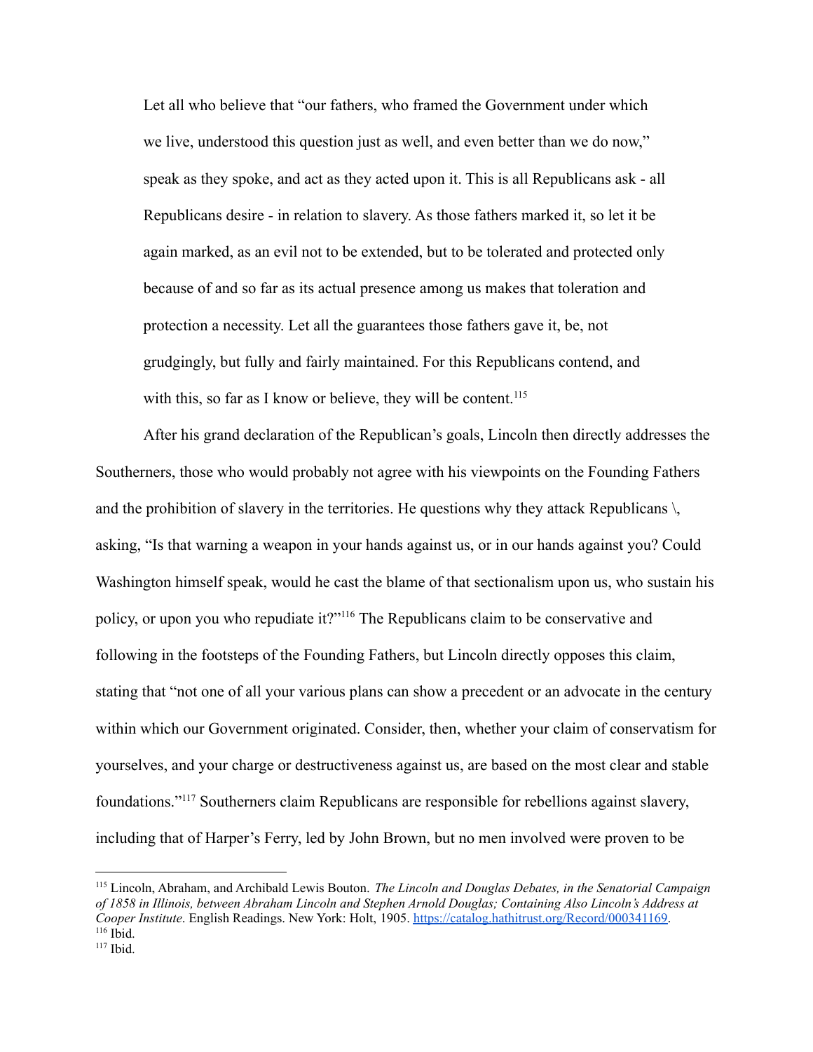> Let all who believe that "our fathers, who framed the Government under which we live, understood this question just as well, and even better than we do now," speak as they spoke, and act as they acted upon it. This is all Republicans ask - all Republicans desire - in relation to slavery. As those fathers marked it, so let it be again marked, as an evil not to be extended, but to be tolerated and protected only because of and so far as its actual presence among us makes that toleration and protection a necessity. Let all the guarantees those fathers gave it, be, not grudgingly, but fully and fairly maintained. For this Republicans contend, and with this, so far as I know or believe, they will be content.[115]

After his grand declaration of the Republican's goals, Lincoln then directly addresses the Southerners, those who would probably not agree with his viewpoints on the Founding Fathers and the prohibition of slavery in the territories. He questions why they attack Republicans \, asking, "Is that warning a weapon in your hands against us, or in our hands against you? Could Washington himself speak, would he cast the blame of that sectionalism upon us, who sustain his policy, or upon you who repudiate it?"[116] The Republicans claim to be conservative and following in the footsteps of the Founding Fathers, but Lincoln directly opposes this claim, stating that "not one of all your various plans can show a precedent or an advocate in the century within which our Government originated. Consider, then, whether your claim of conservatism for yourselves, and your charge or destructiveness against us, are based on the most clear and stable foundations."[117] Southerners claim Republicans are responsible for rebellions against slavery, including that of Harper's Ferry, led by John Brown, but no men involved were proven to be

---

[115] Lincoln, Abraham, and Archibald Lewis Bouton. *The Lincoln and Douglas Debates, in the Senatorial Campaign of 1858 in Illinois, between Abraham Lincoln and Stephen Arnold Douglas; Containing Also Lincoln's Address at Cooper Institute*. English Readings. New York: Holt, 1905. https://catalog.hathitrust.org/Record/000341169.

[116] Ibid.

[117] Ibid.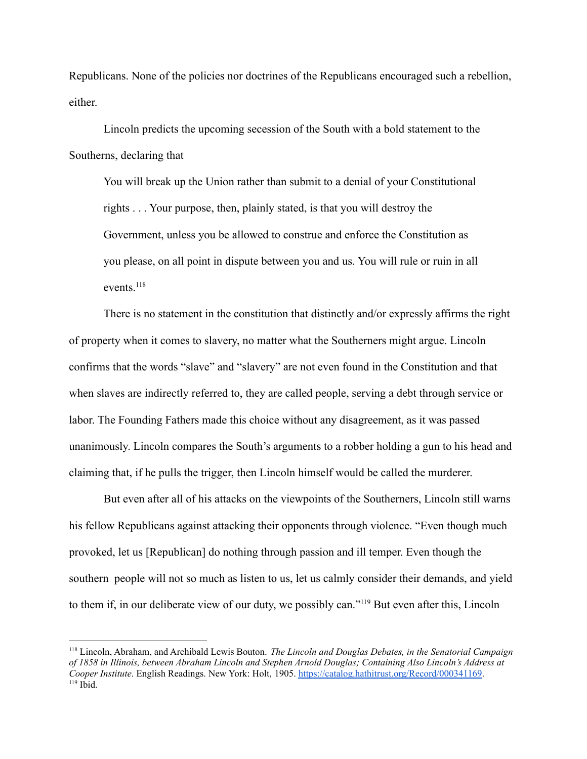Republicans. None of the policies nor doctrines of the Republicans encouraged such a rebellion, either.

Lincoln predicts the upcoming secession of the South with a bold statement to the Southerns, declaring that

> You will break up the Union rather than submit to a denial of your Constitutional rights . . . Your purpose, then, plainly stated, is that you will destroy the Government, unless you be allowed to construe and enforce the Constitution as you please, on all point in dispute between you and us. You will rule or ruin in all events.[118]

There is no statement in the constitution that distinctly and/or expressly affirms the right of property when it comes to slavery, no matter what the Southerners might argue. Lincoln confirms that the words "slave" and "slavery" are not even found in the Constitution and that when slaves are indirectly referred to, they are called people, serving a debt through service or labor. The Founding Fathers made this choice without any disagreement, as it was passed unanimously. Lincoln compares the South's arguments to a robber holding a gun to his head and claiming that, if he pulls the trigger, then Lincoln himself would be called the murderer.

But even after all of his attacks on the viewpoints of the Southerners, Lincoln still warns his fellow Republicans against attacking their opponents through violence. "Even though much provoked, let us [Republican] do nothing through passion and ill temper. Even though the southern people will not so much as listen to us, let us calmly consider their demands, and yield to them if, in our deliberate view of our duty, we possibly can."[119] But even after this, Lincoln

---

[118] Lincoln, Abraham, and Archibald Lewis Bouton. *The Lincoln and Douglas Debates, in the Senatorial Campaign of 1858 in Illinois, between Abraham Lincoln and Stephen Arnold Douglas; Containing Also Lincoln's Address at Cooper Institute*. English Readings. New York: Holt, 1905. https://catalog.hathitrust.org/Record/000341169.

[119] Ibid.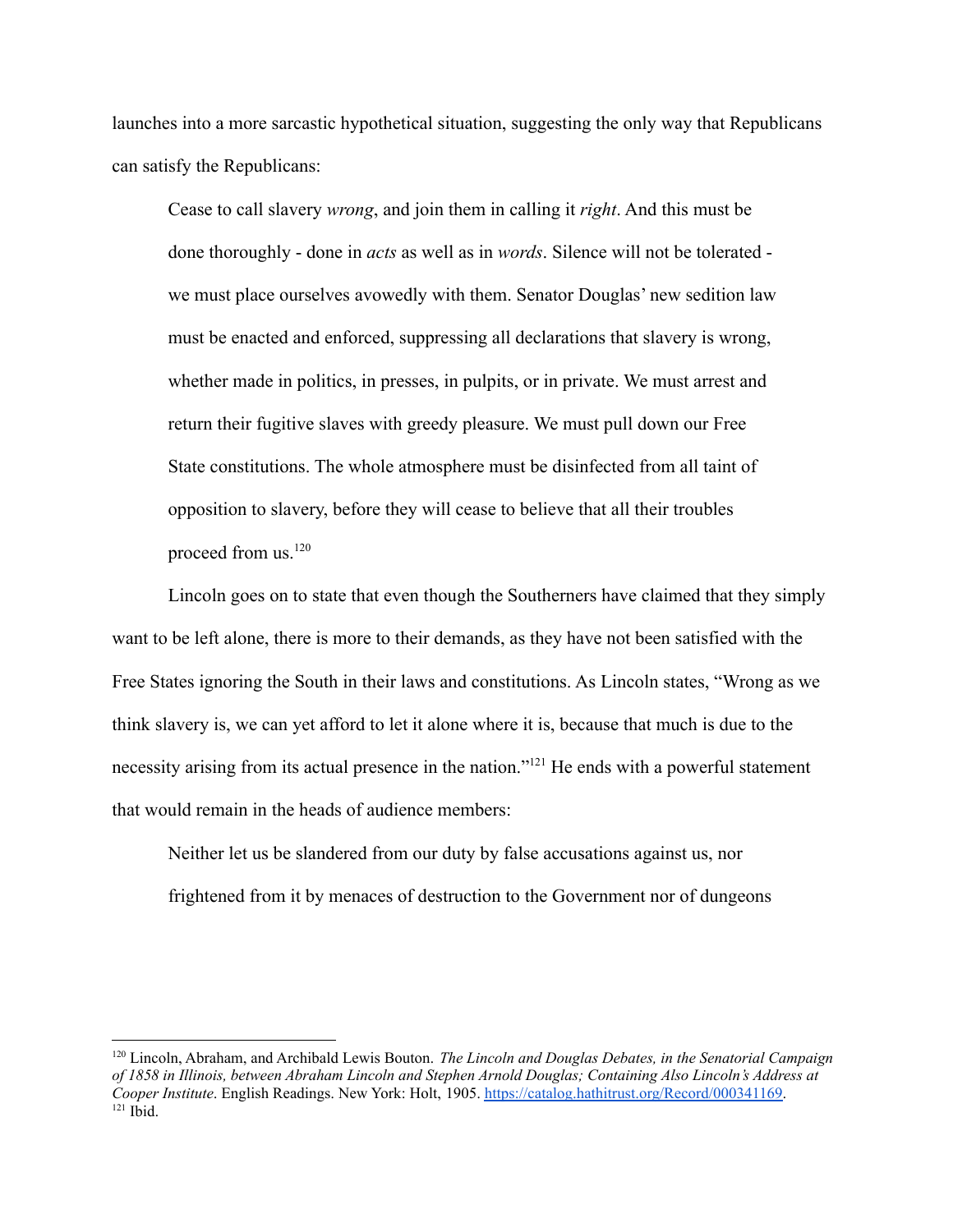launches into a more sarcastic hypothetical situation, suggesting the only way that Republicans can satisfy the Republicans:

> Cease to call slavery *wrong*, and join them in calling it *right*. And this must be done thoroughly - done in *acts* as well as in *words*. Silence will not be tolerated - we must place ourselves avowedly with them. Senator Douglas' new sedition law must be enacted and enforced, suppressing all declarations that slavery is wrong, whether made in politics, in presses, in pulpits, or in private. We must arrest and return their fugitive slaves with greedy pleasure. We must pull down our Free State constitutions. The whole atmosphere must be disinfected from all taint of opposition to slavery, before they will cease to believe that all their troubles proceed from us.[120]

Lincoln goes on to state that even though the Southerners have claimed that they simply want to be left alone, there is more to their demands, as they have not been satisfied with the Free States ignoring the South in their laws and constitutions. As Lincoln states, "Wrong as we think slavery is, we can yet afford to let it alone where it is, because that much is due to the necessity arising from its actual presence in the nation."[121] He ends with a powerful statement that would remain in the heads of audience members:

> Neither let us be slandered from our duty by false accusations against us, nor frightened from it by menaces of destruction to the Government nor of dungeons

---

[120] Lincoln, Abraham, and Archibald Lewis Bouton. *The Lincoln and Douglas Debates, in the Senatorial Campaign of 1858 in Illinois, between Abraham Lincoln and Stephen Arnold Douglas; Containing Also Lincoln's Address at Cooper Institute*. English Readings. New York: Holt, 1905. https://catalog.hathitrust.org/Record/000341169.

[121] Ibid.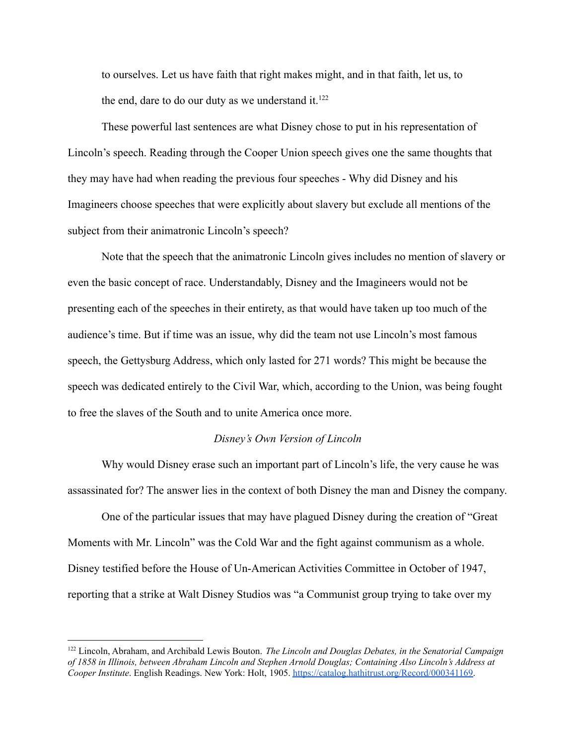> to ourselves. Let us have faith that right makes might, and in that faith, let us, to the end, dare to do our duty as we understand it.[122]

These powerful last sentences are what Disney chose to put in his representation of Lincoln's speech. Reading through the Cooper Union speech gives one the same thoughts that they may have had when reading the previous four speeches - Why did Disney and his Imagineers choose speeches that were explicitly about slavery but exclude all mentions of the subject from their animatronic Lincoln's speech?

Note that the speech that the animatronic Lincoln gives includes no mention of slavery or even the basic concept of race. Understandably, Disney and the Imagineers would not be presenting each of the speeches in their entirety, as that would have taken up too much of the audience's time. But if time was an issue, why did the team not use Lincoln's most famous speech, the Gettysburg Address, which only lasted for 271 words? This might be because the speech was dedicated entirely to the Civil War, which, according to the Union, was being fought to free the slaves of the South and to unite America once more.

*Disney's Own Version of Lincoln*

Why would Disney erase such an important part of Lincoln's life, the very cause he was assassinated for? The answer lies in the context of both Disney the man and Disney the company.

One of the particular issues that may have plagued Disney during the creation of "Great Moments with Mr. Lincoln" was the Cold War and the fight against communism as a whole. Disney testified before the House of Un-American Activities Committee in October of 1947, reporting that a strike at Walt Disney Studios was "a Communist group trying to take over my

---

[122] Lincoln, Abraham, and Archibald Lewis Bouton. *The Lincoln and Douglas Debates, in the Senatorial Campaign of 1858 in Illinois, between Abraham Lincoln and Stephen Arnold Douglas; Containing Also Lincoln's Address at Cooper Institute*. English Readings. New York: Holt, 1905. https://catalog.hathitrust.org/Record/000341169.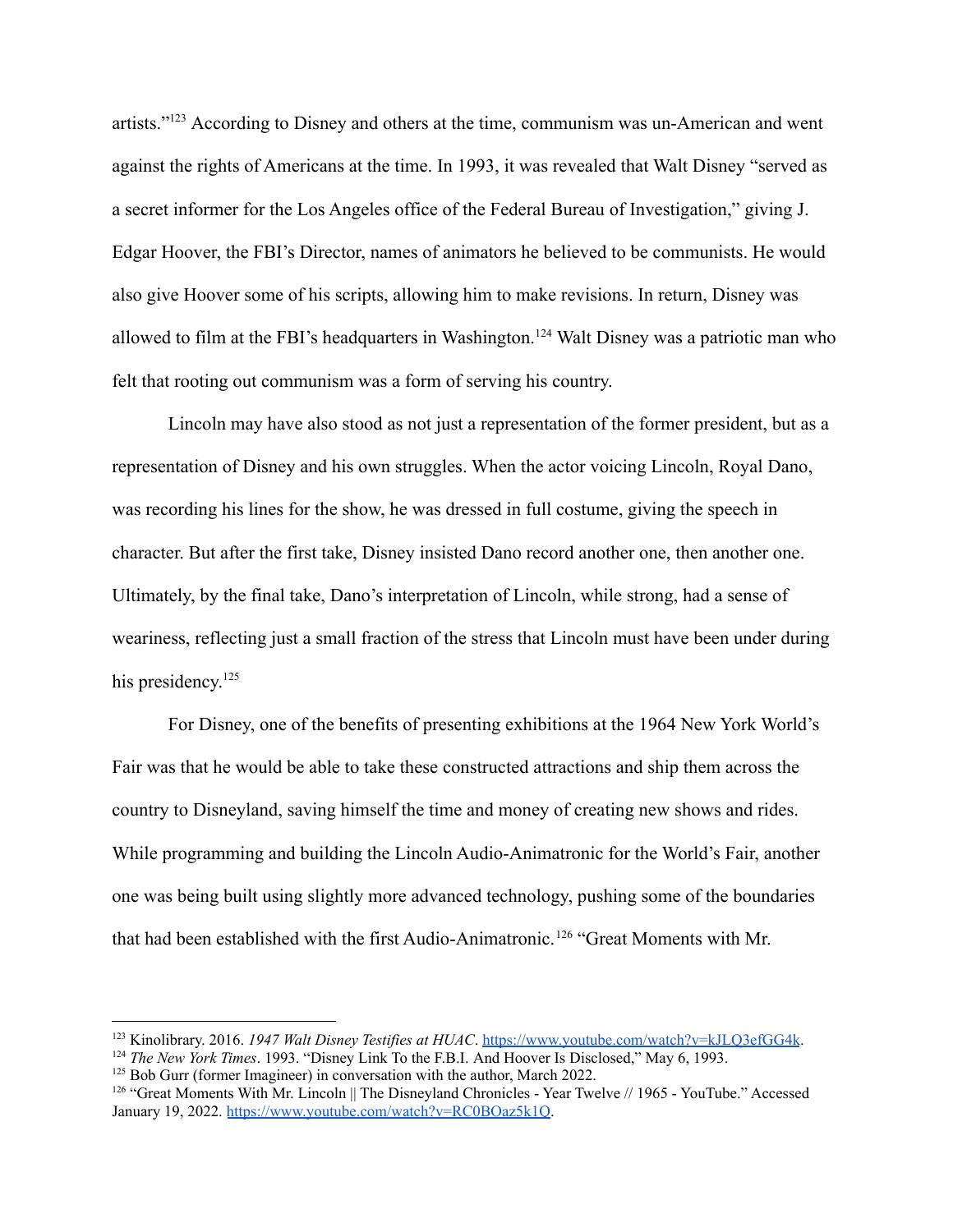artists."[123] According to Disney and others at the time, communism was un-American and went against the rights of Americans at the time. In 1993, it was revealed that Walt Disney "served as a secret informer for the Los Angeles office of the Federal Bureau of Investigation," giving J. Edgar Hoover, the FBI's Director, names of animators he believed to be communists. He would also give Hoover some of his scripts, allowing him to make revisions. In return, Disney was allowed to film at the FBI's headquarters in Washington.[124] Walt Disney was a patriotic man who felt that rooting out communism was a form of serving his country.

Lincoln may have also stood as not just a representation of the former president, but as a representation of Disney and his own struggles. When the actor voicing Lincoln, Royal Dano, was recording his lines for the show, he was dressed in full costume, giving the speech in character. But after the first take, Disney insisted Dano record another one, then another one. Ultimately, by the final take, Dano's interpretation of Lincoln, while strong, had a sense of weariness, reflecting just a small fraction of the stress that Lincoln must have been under during his presidency.[125]

For Disney, one of the benefits of presenting exhibitions at the 1964 New York World's Fair was that he would be able to take these constructed attractions and ship them across the country to Disneyland, saving himself the time and money of creating new shows and rides. While programming and building the Lincoln Audio-Animatronic for the World's Fair, another one was being built using slightly more advanced technology, pushing some of the boundaries that had been established with the first Audio-Animatronic.[126] "Great Moments with Mr.

---

[123] Kinolibrary. 2016. *1947 Walt Disney Testifies at HUAC*. https://www.youtube.com/watch?v=kJLQ3efGG4k.

[124] *The New York Times*. 1993. "Disney Link To the F.B.I. And Hoover Is Disclosed," May 6, 1993.

[125] Bob Gurr (former Imagineer) in conversation with the author, March 2022.

[126] "Great Moments With Mr. Lincoln || The Disneyland Chronicles - Year Twelve // 1965 - YouTube." Accessed January 19, 2022. https://www.youtube.com/watch?v=RC0BOaz5k1Q.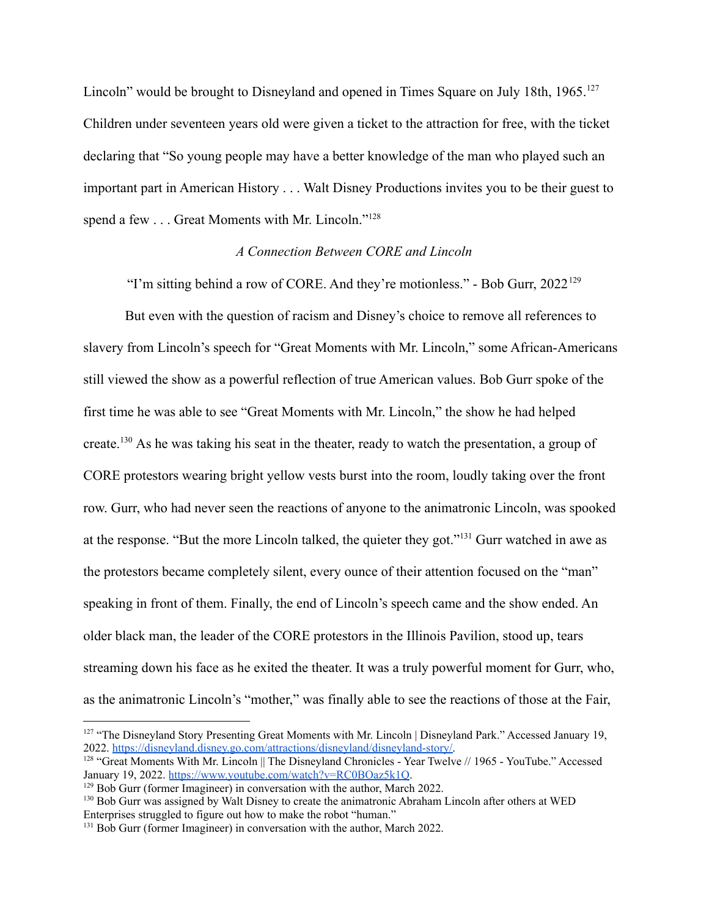Lincoln" would be brought to Disneyland and opened in Times Square on July 18th, 1965.[127] Children under seventeen years old were given a ticket to the attraction for free, with the ticket declaring that "So young people may have a better knowledge of the man who played such an important part in American History . . . Walt Disney Productions invites you to be their guest to spend a few . . . Great Moments with Mr. Lincoln."[128]

*A Connection Between CORE and Lincoln*

"I'm sitting behind a row of CORE. And they're motionless." - Bob Gurr, 2022[129]

But even with the question of racism and Disney's choice to remove all references to slavery from Lincoln's speech for "Great Moments with Mr. Lincoln," some African-Americans still viewed the show as a powerful reflection of true American values. Bob Gurr spoke of the first time he was able to see "Great Moments with Mr. Lincoln," the show he had helped create.[130] As he was taking his seat in the theater, ready to watch the presentation, a group of CORE protestors wearing bright yellow vests burst into the room, loudly taking over the front row. Gurr, who had never seen the reactions of anyone to the animatronic Lincoln, was spooked at the response. "But the more Lincoln talked, the quieter they got."[131] Gurr watched in awe as the protestors became completely silent, every ounce of their attention focused on the "man" speaking in front of them. Finally, the end of Lincoln's speech came and the show ended. An older black man, the leader of the CORE protestors in the Illinois Pavilion, stood up, tears streaming down his face as he exited the theater. It was a truly powerful moment for Gurr, who, as the animatronic Lincoln's "mother," was finally able to see the reactions of those at the Fair,

---

[127] "The Disneyland Story Presenting Great Moments with Mr. Lincoln | Disneyland Park." Accessed January 19, 2022. https://disneyland.disney.go.com/attractions/disneyland/disneyland-story/.

[128] "Great Moments With Mr. Lincoln || The Disneyland Chronicles - Year Twelve // 1965 - YouTube." Accessed January 19, 2022. https://www.youtube.com/watch?v=RC0BOaz5k1Q.

[129] Bob Gurr (former Imagineer) in conversation with the author, March 2022.

[130] Bob Gurr was assigned by Walt Disney to create the animatronic Abraham Lincoln after others at WED Enterprises struggled to figure out how to make the robot "human."

[131] Bob Gurr (former Imagineer) in conversation with the author, March 2022.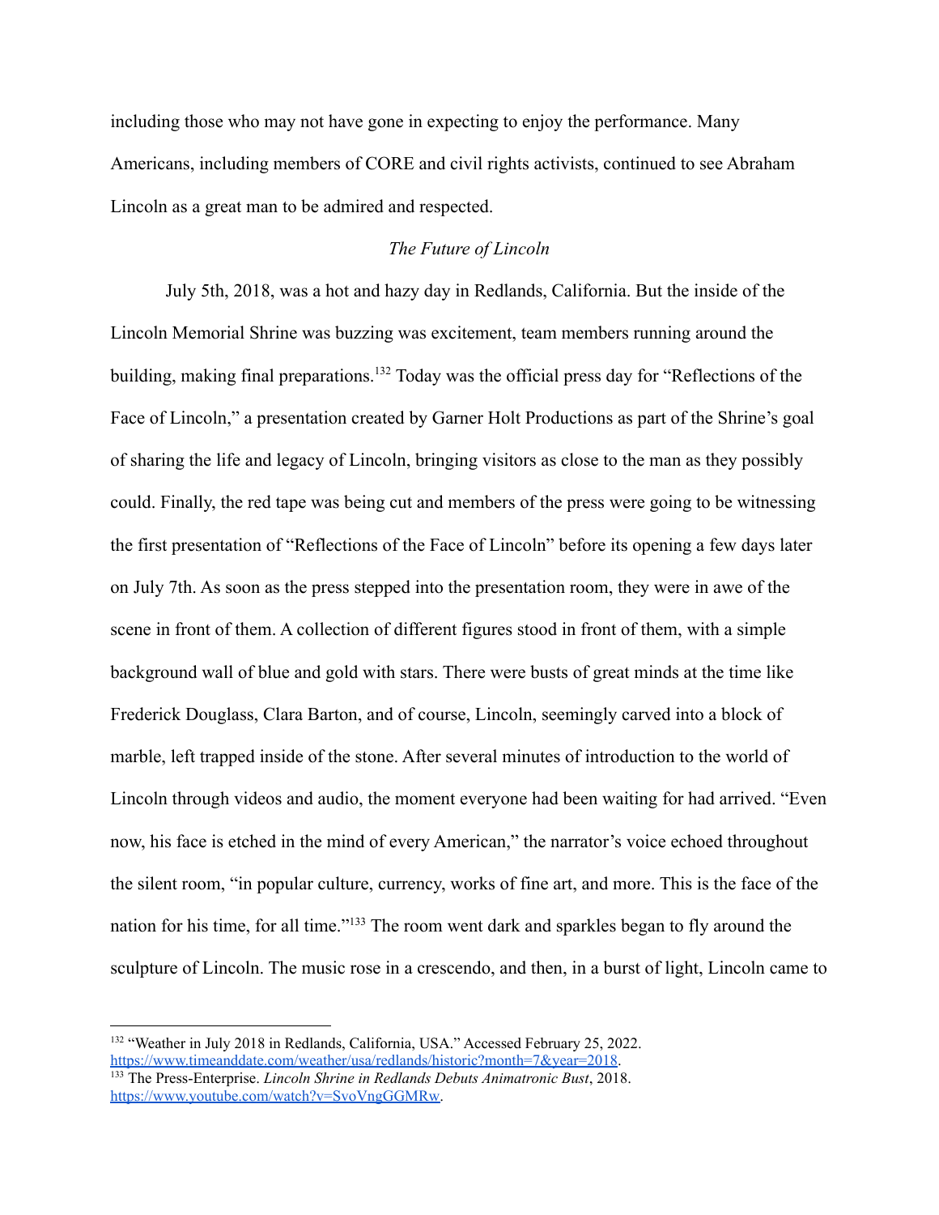including those who may not have gone in expecting to enjoy the performance. Many Americans, including members of CORE and civil rights activists, continued to see Abraham Lincoln as a great man to be admired and respected.

### *The Future of Lincoln*

July 5th, 2018, was a hot and hazy day in Redlands, California. But the inside of the Lincoln Memorial Shrine was buzzing was excitement, team members running around the building, making final preparations.[132] Today was the official press day for "Reflections of the Face of Lincoln," a presentation created by Garner Holt Productions as part of the Shrine's goal of sharing the life and legacy of Lincoln, bringing visitors as close to the man as they possibly could. Finally, the red tape was being cut and members of the press were going to be witnessing the first presentation of "Reflections of the Face of Lincoln" before its opening a few days later on July 7th. As soon as the press stepped into the presentation room, they were in awe of the scene in front of them. A collection of different figures stood in front of them, with a simple background wall of blue and gold with stars. There were busts of great minds at the time like Frederick Douglass, Clara Barton, and of course, Lincoln, seemingly carved into a block of marble, left trapped inside of the stone. After several minutes of introduction to the world of Lincoln through videos and audio, the moment everyone had been waiting for had arrived. "Even now, his face is etched in the mind of every American," the narrator's voice echoed throughout the silent room, "in popular culture, currency, works of fine art, and more. This is the face of the nation for his time, for all time."[133] The room went dark and sparkles began to fly around the sculpture of Lincoln. The music rose in a crescendo, and then, in a burst of light, Lincoln came to

---

[132] "Weather in July 2018 in Redlands, California, USA." Accessed February 25, 2022. https://www.timeanddate.com/weather/usa/redlands/historic?month=7&year=2018.

[133] The Press-Enterprise. *Lincoln Shrine in Redlands Debuts Animatronic Bust*, 2018. https://www.youtube.com/watch?v=SvoVngGGMRw.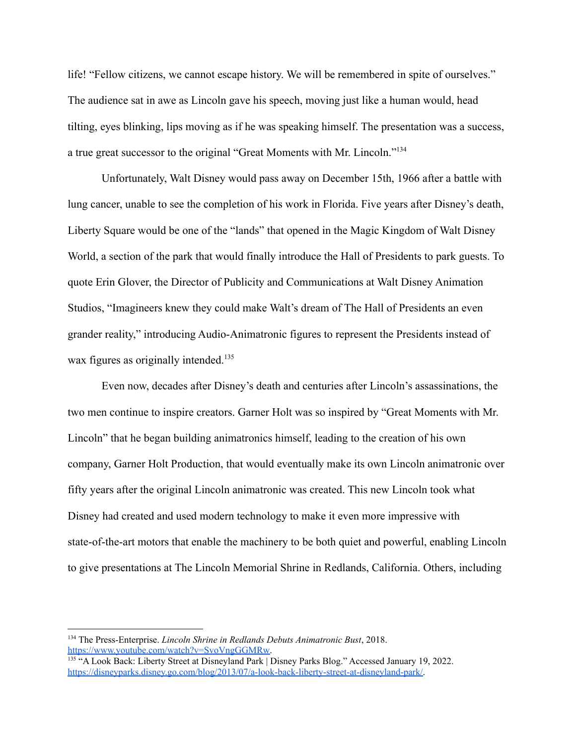life! "Fellow citizens, we cannot escape history. We will be remembered in spite of ourselves." The audience sat in awe as Lincoln gave his speech, moving just like a human would, head tilting, eyes blinking, lips moving as if he was speaking himself. The presentation was a success, a true great successor to the original "Great Moments with Mr. Lincoln."[134]

Unfortunately, Walt Disney would pass away on December 15th, 1966 after a battle with lung cancer, unable to see the completion of his work in Florida. Five years after Disney's death, Liberty Square would be one of the "lands" that opened in the Magic Kingdom of Walt Disney World, a section of the park that would finally introduce the Hall of Presidents to park guests. To quote Erin Glover, the Director of Publicity and Communications at Walt Disney Animation Studios, "Imagineers knew they could make Walt's dream of The Hall of Presidents an even grander reality," introducing Audio-Animatronic figures to represent the Presidents instead of wax figures as originally intended.[135]

Even now, decades after Disney's death and centuries after Lincoln's assassinations, the two men continue to inspire creators. Garner Holt was so inspired by "Great Moments with Mr. Lincoln" that he began building animatronics himself, leading to the creation of his own company, Garner Holt Production, that would eventually make its own Lincoln animatronic over fifty years after the original Lincoln animatronic was created. This new Lincoln took what Disney had created and used modern technology to make it even more impressive with state-of-the-art motors that enable the machinery to be both quiet and powerful, enabling Lincoln to give presentations at The Lincoln Memorial Shrine in Redlands, California. Others, including

---

[134] The Press-Enterprise. *Lincoln Shrine in Redlands Debuts Animatronic Bust*, 2018. https://www.youtube.com/watch?v=SvoVngGGMRw.

[135] "A Look Back: Liberty Street at Disneyland Park | Disney Parks Blog." Accessed January 19, 2022. https://disneyparks.disney.go.com/blog/2013/07/a-look-back-liberty-street-at-disneyland-park/.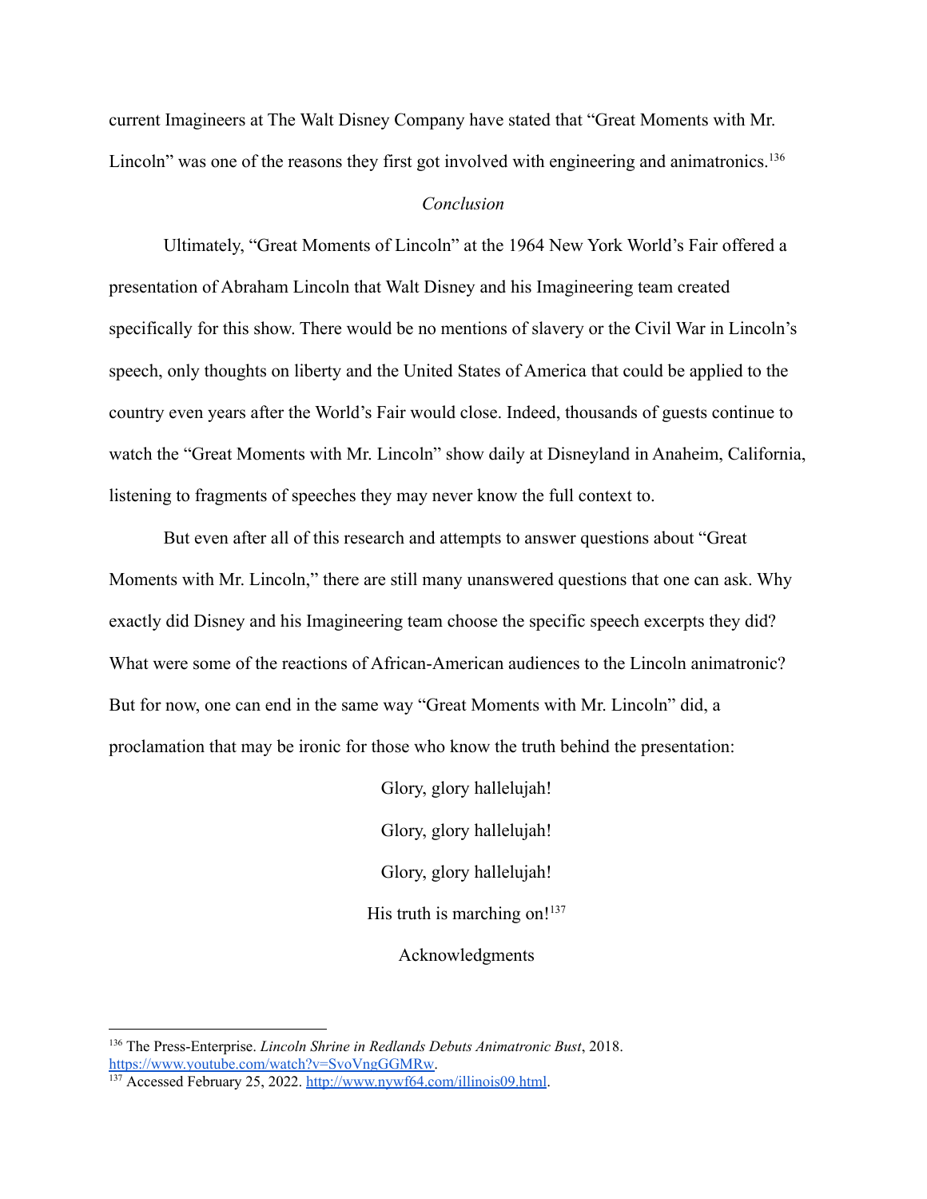current Imagineers at The Walt Disney Company have stated that "Great Moments with Mr. Lincoln" was one of the reasons they first got involved with engineering and animatronics.[136]

## *Conclusion*

Ultimately, "Great Moments of Lincoln" at the 1964 New York World's Fair offered a presentation of Abraham Lincoln that Walt Disney and his Imagineering team created specifically for this show. There would be no mentions of slavery or the Civil War in Lincoln's speech, only thoughts on liberty and the United States of America that could be applied to the country even years after the World's Fair would close. Indeed, thousands of guests continue to watch the "Great Moments with Mr. Lincoln" show daily at Disneyland in Anaheim, California, listening to fragments of speeches they may never know the full context to.

But even after all of this research and attempts to answer questions about "Great Moments with Mr. Lincoln," there are still many unanswered questions that one can ask. Why exactly did Disney and his Imagineering team choose the specific speech excerpts they did? What were some of the reactions of African-American audiences to the Lincoln animatronic? But for now, one can end in the same way "Great Moments with Mr. Lincoln" did, a proclamation that may be ironic for those who know the truth behind the presentation:

Glory, glory hallelujah!

Glory, glory hallelujah!

Glory, glory hallelujah!

His truth is marching on![137]

## Acknowledgments

---

[136] The Press-Enterprise. *Lincoln Shrine in Redlands Debuts Animatronic Bust*, 2018. https://www.youtube.com/watch?v=SvoVngGGMRw.

[137] Accessed February 25, 2022. http://www.nywf64.com/illinois09.html.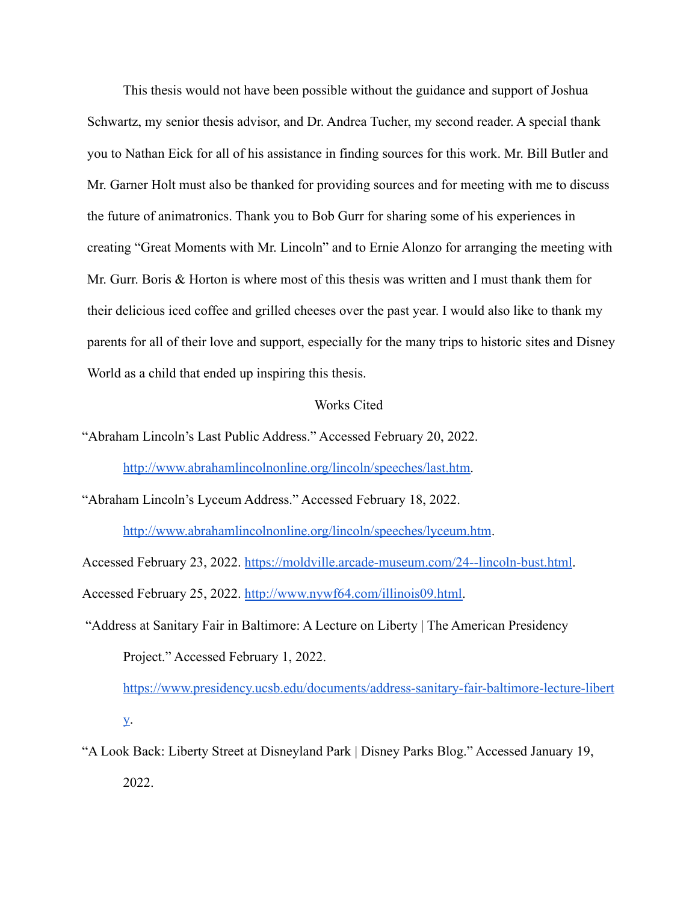This thesis would not have been possible without the guidance and support of Joshua Schwartz, my senior thesis advisor, and Dr. Andrea Tucher, my second reader. A special thank you to Nathan Eick for all of his assistance in finding sources for this work. Mr. Bill Butler and Mr. Garner Holt must also be thanked for providing sources and for meeting with me to discuss the future of animatronics. Thank you to Bob Gurr for sharing some of his experiences in creating "Great Moments with Mr. Lincoln" and to Ernie Alonzo for arranging the meeting with Mr. Gurr. Boris & Horton is where most of this thesis was written and I must thank them for their delicious iced coffee and grilled cheeses over the past year. I would also like to thank my parents for all of their love and support, especially for the many trips to historic sites and Disney World as a child that ended up inspiring this thesis.

## Works Cited

"Abraham Lincoln's Last Public Address." Accessed February 20, 2022. http://www.abrahamlincolnonline.org/lincoln/speeches/last.htm.

"Abraham Lincoln's Lyceum Address." Accessed February 18, 2022. http://www.abrahamlincolnonline.org/lincoln/speeches/lyceum.htm.

Accessed February 23, 2022. https://moldville.arcade-museum.com/24--lincoln-bust.html.

Accessed February 25, 2022. http://www.nywf64.com/illinois09.html.

"Address at Sanitary Fair in Baltimore: A Lecture on Liberty | The American Presidency Project." Accessed February 1, 2022. https://www.presidency.ucsb.edu/documents/address-sanitary-fair-baltimore-lecture-liberty.

"A Look Back: Liberty Street at Disneyland Park | Disney Parks Blog." Accessed January 19, 2022.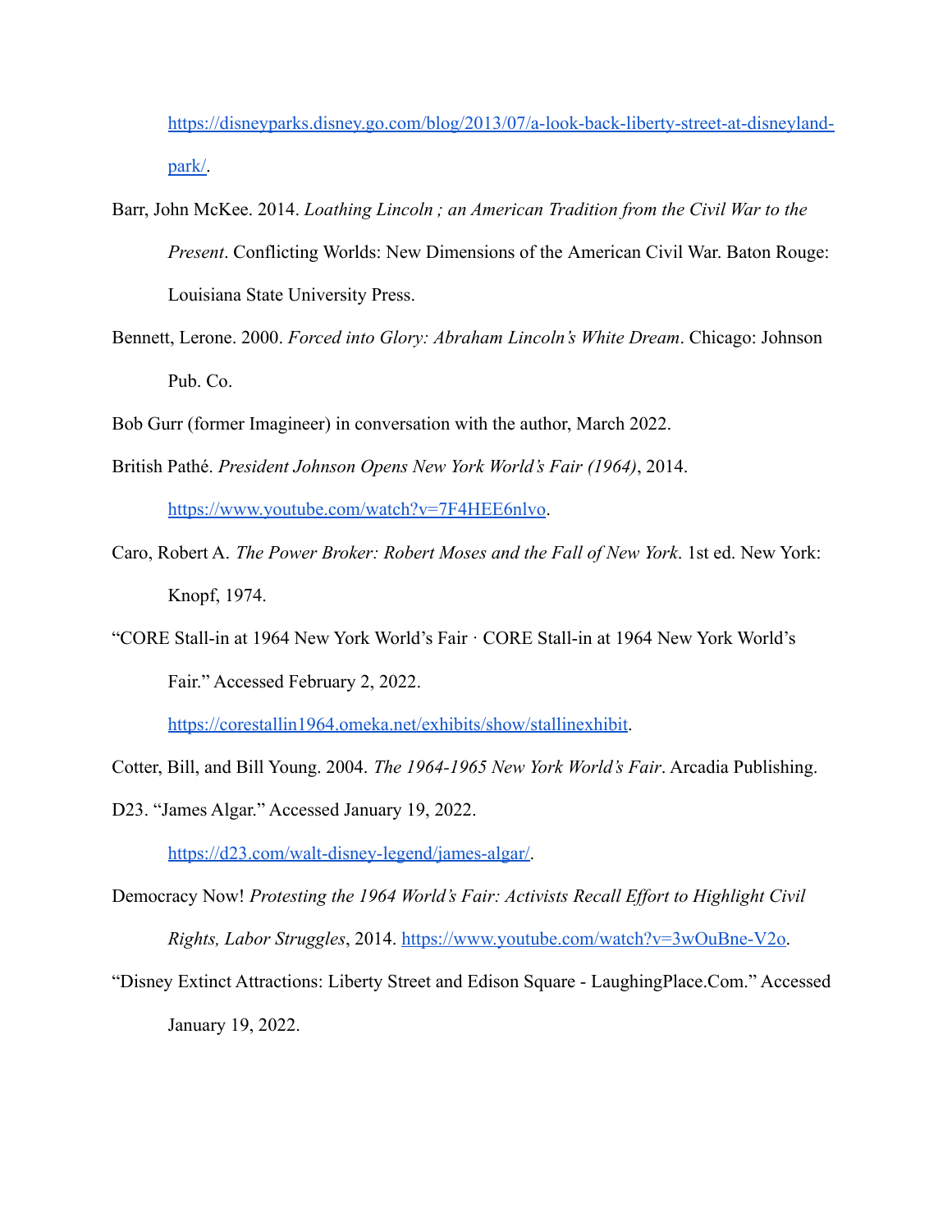https://disneyparks.disney.go.com/blog/2013/07/a-look-back-liberty-street-at-disneyland-park/.

Barr, John McKee. 2014. *Loathing Lincoln ; an American Tradition from the Civil War to the Present*. Conflicting Worlds: New Dimensions of the American Civil War. Baton Rouge: Louisiana State University Press.

Bennett, Lerone. 2000. *Forced into Glory: Abraham Lincoln's White Dream*. Chicago: Johnson Pub. Co.

Bob Gurr (former Imagineer) in conversation with the author, March 2022.

British Pathé. *President Johnson Opens New York World's Fair (1964)*, 2014. https://www.youtube.com/watch?v=7F4HEE6nlvo.

Caro, Robert A. *The Power Broker: Robert Moses and the Fall of New York*. 1st ed. New York: Knopf, 1974.

"CORE Stall-in at 1964 New York World's Fair · CORE Stall-in at 1964 New York World's Fair." Accessed February 2, 2022. https://corestallin1964.omeka.net/exhibits/show/stallinexhibit.

Cotter, Bill, and Bill Young. 2004. *The 1964-1965 New York World's Fair*. Arcadia Publishing.

D23. "James Algar." Accessed January 19, 2022. https://d23.com/walt-disney-legend/james-algar/.

Democracy Now! *Protesting the 1964 World's Fair: Activists Recall Effort to Highlight Civil Rights, Labor Struggles*, 2014. https://www.youtube.com/watch?v=3wOuBne-V2o.

"Disney Extinct Attractions: Liberty Street and Edison Square - LaughingPlace.Com." Accessed January 19, 2022.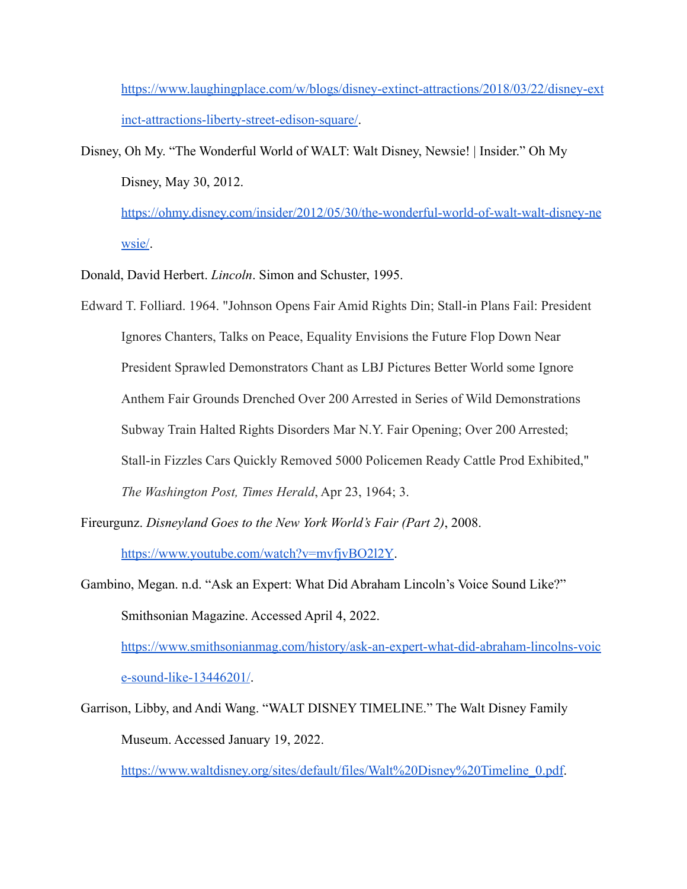https://www.laughingplace.com/w/blogs/disney-extinct-attractions/2018/03/22/disney-extinct-attractions-liberty-street-edison-square/.

Disney, Oh My. "The Wonderful World of WALT: Walt Disney, Newsie! | Insider." Oh My Disney, May 30, 2012. https://ohmy.disney.com/insider/2012/05/30/the-wonderful-world-of-walt-walt-disney-newsie/.

Donald, David Herbert. *Lincoln*. Simon and Schuster, 1995.

Edward T. Folliard. 1964. "Johnson Opens Fair Amid Rights Din; Stall-in Plans Fail: President Ignores Chanters, Talks on Peace, Equality Envisions the Future Flop Down Near President Sprawled Demonstrators Chant as LBJ Pictures Better World some Ignore Anthem Fair Grounds Drenched Over 200 Arrested in Series of Wild Demonstrations Subway Train Halted Rights Disorders Mar N.Y. Fair Opening; Over 200 Arrested; Stall-in Fizzles Cars Quickly Removed 5000 Policemen Ready Cattle Prod Exhibited," *The Washington Post, Times Herald*, Apr 23, 1964; 3.

Fireurgunz. *Disneyland Goes to the New York World's Fair (Part 2)*, 2008. https://www.youtube.com/watch?v=mvfjvBO2l2Y.

Gambino, Megan. n.d. "Ask an Expert: What Did Abraham Lincoln's Voice Sound Like?" Smithsonian Magazine. Accessed April 4, 2022. https://www.smithsonianmag.com/history/ask-an-expert-what-did-abraham-lincolns-voice-sound-like-13446201/.

Garrison, Libby, and Andi Wang. "WALT DISNEY TIMELINE." The Walt Disney Family Museum. Accessed January 19, 2022. https://www.waltdisney.org/sites/default/files/Walt%20Disney%20Timeline_0.pdf.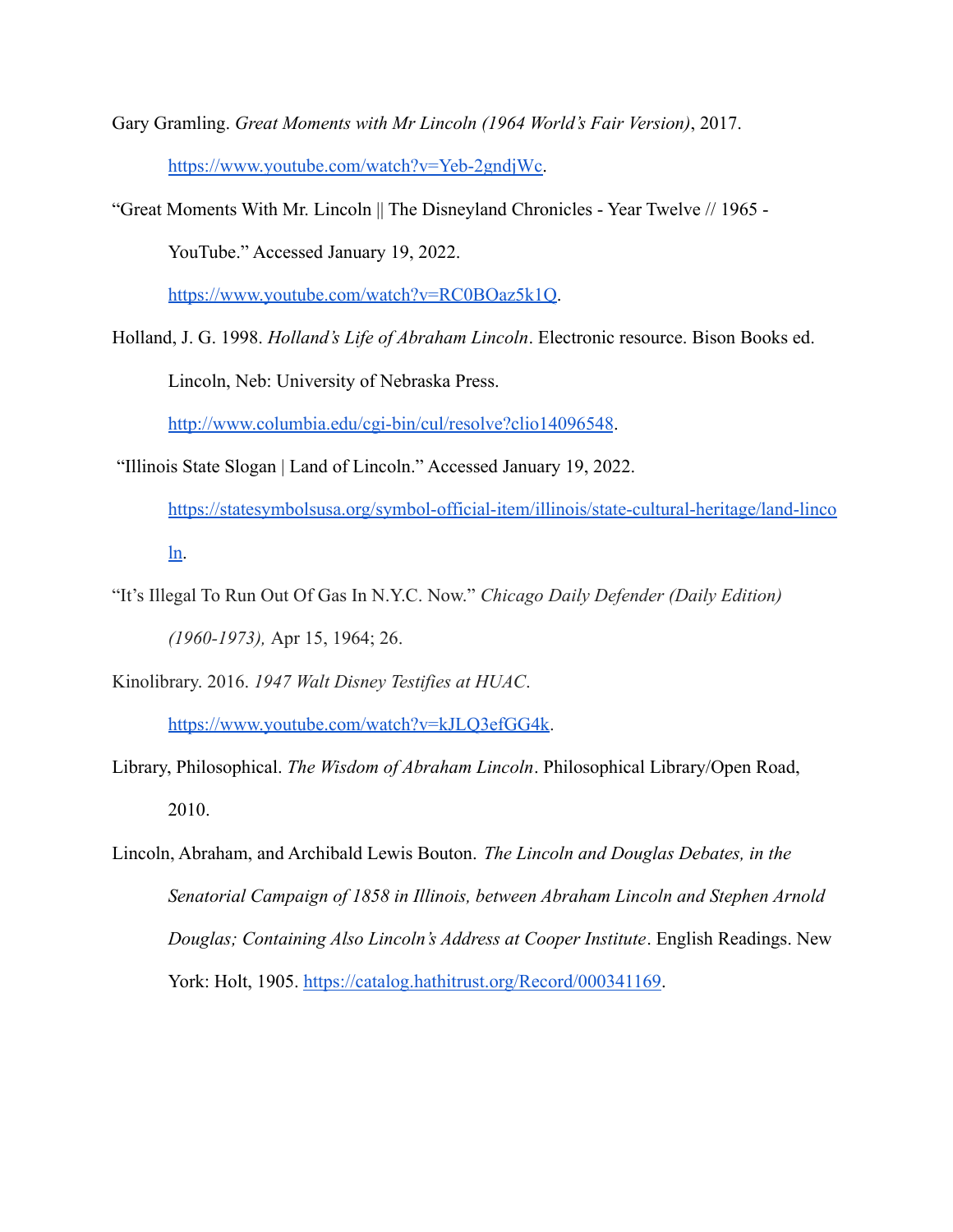Gary Gramling. *Great Moments with Mr Lincoln (1964 World's Fair Version)*, 2017. https://www.youtube.com/watch?v=Yeb-2gndjWc.

"Great Moments With Mr. Lincoln || The Disneyland Chronicles - Year Twelve // 1965 - YouTube." Accessed January 19, 2022. https://www.youtube.com/watch?v=RC0BOaz5k1Q.

Holland, J. G. 1998. *Holland's Life of Abraham Lincoln*. Electronic resource. Bison Books ed. Lincoln, Neb: University of Nebraska Press. http://www.columbia.edu/cgi-bin/cul/resolve?clio14096548.

"Illinois State Slogan | Land of Lincoln." Accessed January 19, 2022. https://statesymbolsusa.org/symbol-official-item/illinois/state-cultural-heritage/land-lincoln.

"It's Illegal To Run Out Of Gas In N.Y.C. Now." *Chicago Daily Defender (Daily Edition) (1960-1973),* Apr 15, 1964; 26.

Kinolibrary. 2016. *1947 Walt Disney Testifies at HUAC*. https://www.youtube.com/watch?v=kJLQ3efGG4k.

Library, Philosophical. *The Wisdom of Abraham Lincoln*. Philosophical Library/Open Road, 2010.

Lincoln, Abraham, and Archibald Lewis Bouton. *The Lincoln and Douglas Debates, in the Senatorial Campaign of 1858 in Illinois, between Abraham Lincoln and Stephen Arnold Douglas; Containing Also Lincoln's Address at Cooper Institute*. English Readings. New York: Holt, 1905. https://catalog.hathitrust.org/Record/000341169.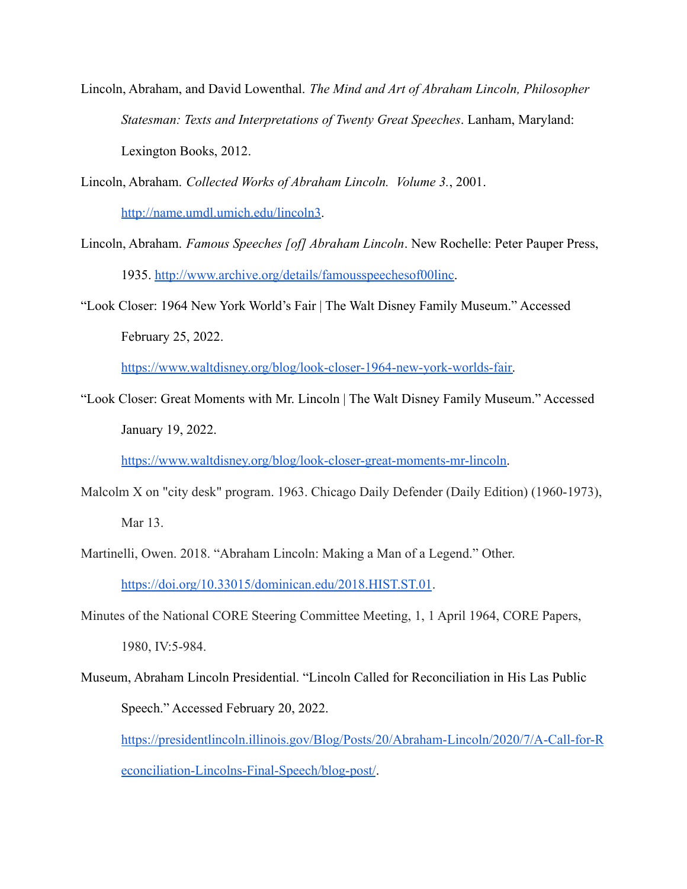Lincoln, Abraham, and David Lowenthal. *The Mind and Art of Abraham Lincoln, Philosopher Statesman: Texts and Interpretations of Twenty Great Speeches*. Lanham, Maryland: Lexington Books, 2012.

Lincoln, Abraham. *Collected Works of Abraham Lincoln. Volume 3.*, 2001. http://name.umdl.umich.edu/lincoln3.

Lincoln, Abraham. *Famous Speeches [of] Abraham Lincoln*. New Rochelle: Peter Pauper Press, 1935. http://www.archive.org/details/famousspeechesof00linc.

"Look Closer: 1964 New York World's Fair | The Walt Disney Family Museum." Accessed February 25, 2022. https://www.waltdisney.org/blog/look-closer-1964-new-york-worlds-fair.

"Look Closer: Great Moments with Mr. Lincoln | The Walt Disney Family Museum." Accessed January 19, 2022. https://www.waltdisney.org/blog/look-closer-great-moments-mr-lincoln.

Malcolm X on "city desk" program. 1963. Chicago Daily Defender (Daily Edition) (1960-1973), Mar 13.

Martinelli, Owen. 2018. "Abraham Lincoln: Making a Man of a Legend." Other. https://doi.org/10.33015/dominican.edu/2018.HIST.ST.01.

Minutes of the National CORE Steering Committee Meeting, 1, 1 April 1964, CORE Papers, 1980, IV:5-984.

Museum, Abraham Lincoln Presidential. "Lincoln Called for Reconciliation in His Las Public Speech." Accessed February 20, 2022. https://presidentlincoln.illinois.gov/Blog/Posts/20/Abraham-Lincoln/2020/7/A-Call-for-Reconciliation-Lincolns-Final-Speech/blog-post/.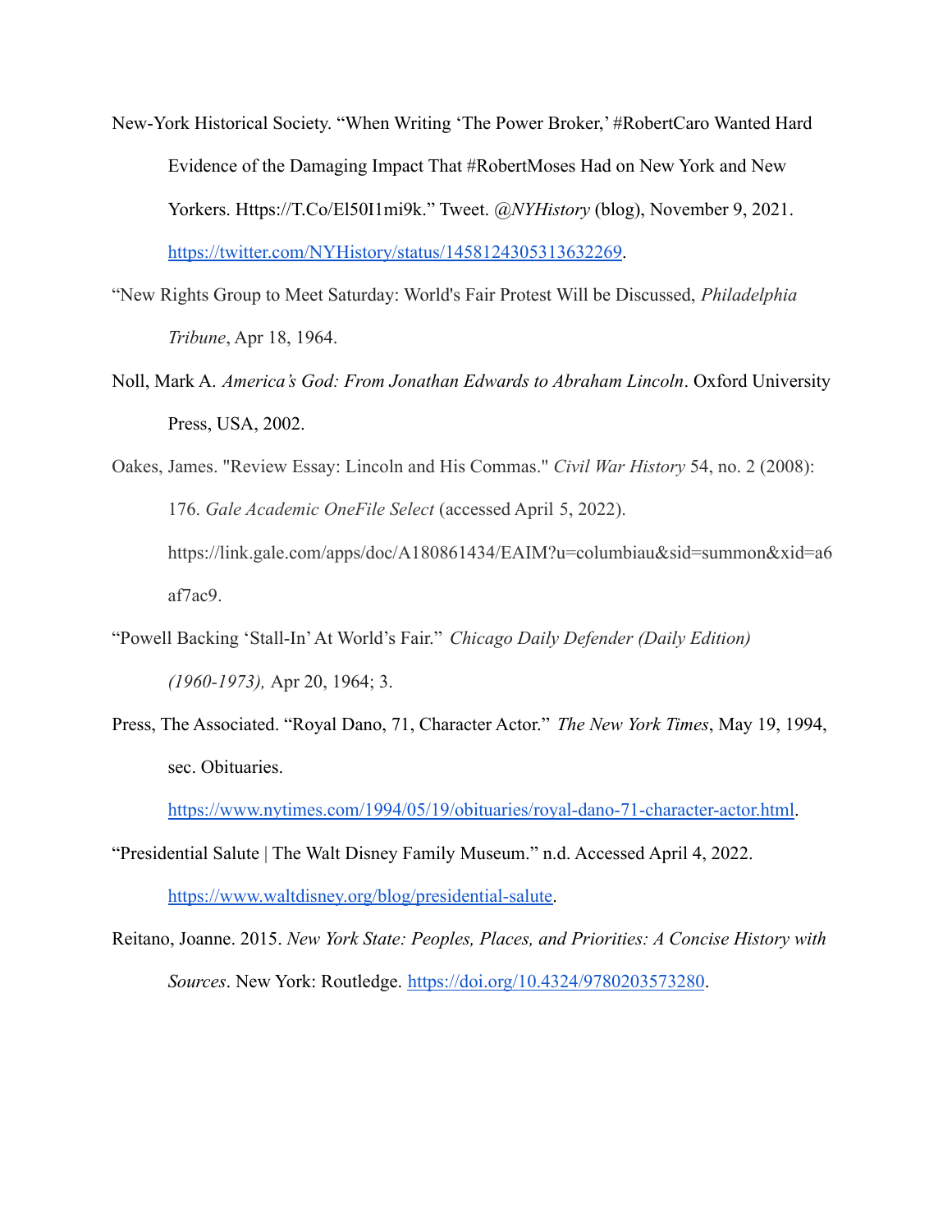New-York Historical Society. “When Writing ‘The Power Broker,’ #RobertCaro Wanted Hard Evidence of the Damaging Impact That #RobertMoses Had on New York and New Yorkers. Https://T.Co/El50I1mi9k.” Tweet. *@NYHistory* (blog), November 9, 2021. https://twitter.com/NYHistory/status/1458124305313632269.

“New Rights Group to Meet Saturday: World's Fair Protest Will be Discussed, *Philadelphia Tribune*, Apr 18, 1964.

Noll, Mark A. *America’s God: From Jonathan Edwards to Abraham Lincoln*. Oxford University Press, USA, 2002.

Oakes, James. "Review Essay: Lincoln and His Commas." *Civil War History* 54, no. 2 (2008): 176. *Gale Academic OneFile Select* (accessed April 5, 2022). https://link.gale.com/apps/doc/A180861434/EAIM?u=columbiau&sid=summon&xid=a6af7ac9.

“Powell Backing ‘Stall-In’ At World’s Fair.” *Chicago Daily Defender (Daily Edition) (1960-1973),* Apr 20, 1964; 3.

Press, The Associated. “Royal Dano, 71, Character Actor.” *The New York Times*, May 19, 1994, sec. Obituaries. https://www.nytimes.com/1994/05/19/obituaries/royal-dano-71-character-actor.html.

“Presidential Salute | The Walt Disney Family Museum.” n.d. Accessed April 4, 2022. https://www.waltdisney.org/blog/presidential-salute.

Reitano, Joanne. 2015. *New York State: Peoples, Places, and Priorities: A Concise History with Sources*. New York: Routledge. https://doi.org/10.4324/9780203573280.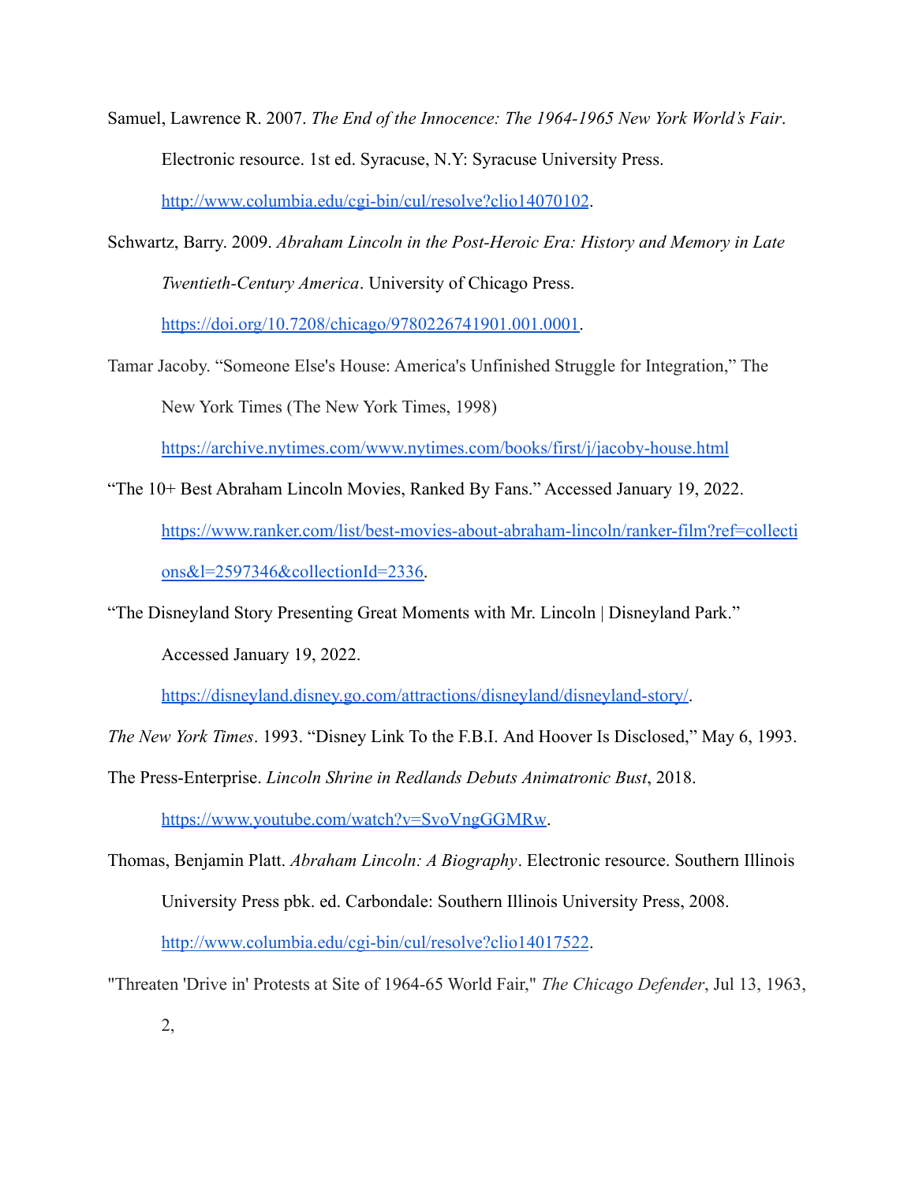Samuel, Lawrence R. 2007. *The End of the Innocence: The 1964-1965 New York World's Fair*. Electronic resource. 1st ed. Syracuse, N.Y: Syracuse University Press. http://www.columbia.edu/cgi-bin/cul/resolve?clio14070102.

Schwartz, Barry. 2009. *Abraham Lincoln in the Post-Heroic Era: History and Memory in Late Twentieth-Century America*. University of Chicago Press. https://doi.org/10.7208/chicago/9780226741901.001.0001.

Tamar Jacoby. "Someone Else's House: America's Unfinished Struggle for Integration," The New York Times (The New York Times, 1998) https://archive.nytimes.com/www.nytimes.com/books/first/j/jacoby-house.html

"The 10+ Best Abraham Lincoln Movies, Ranked By Fans." Accessed January 19, 2022. https://www.ranker.com/list/best-movies-about-abraham-lincoln/ranker-film?ref=collections&l=2597346&collectionId=2336.

"The Disneyland Story Presenting Great Moments with Mr. Lincoln | Disneyland Park." Accessed January 19, 2022. https://disneyland.disney.go.com/attractions/disneyland/disneyland-story/.

*The New York Times*. 1993. "Disney Link To the F.B.I. And Hoover Is Disclosed," May 6, 1993.

The Press-Enterprise. *Lincoln Shrine in Redlands Debuts Animatronic Bust*, 2018. https://www.youtube.com/watch?v=SvoVngGGMRw.

Thomas, Benjamin Platt. *Abraham Lincoln: A Biography*. Electronic resource. Southern Illinois University Press pbk. ed. Carbondale: Southern Illinois University Press, 2008. http://www.columbia.edu/cgi-bin/cul/resolve?clio14017522.

"Threaten 'Drive in' Protests at Site of 1964-65 World Fair," *The Chicago Defender*, Jul 13, 1963, 2,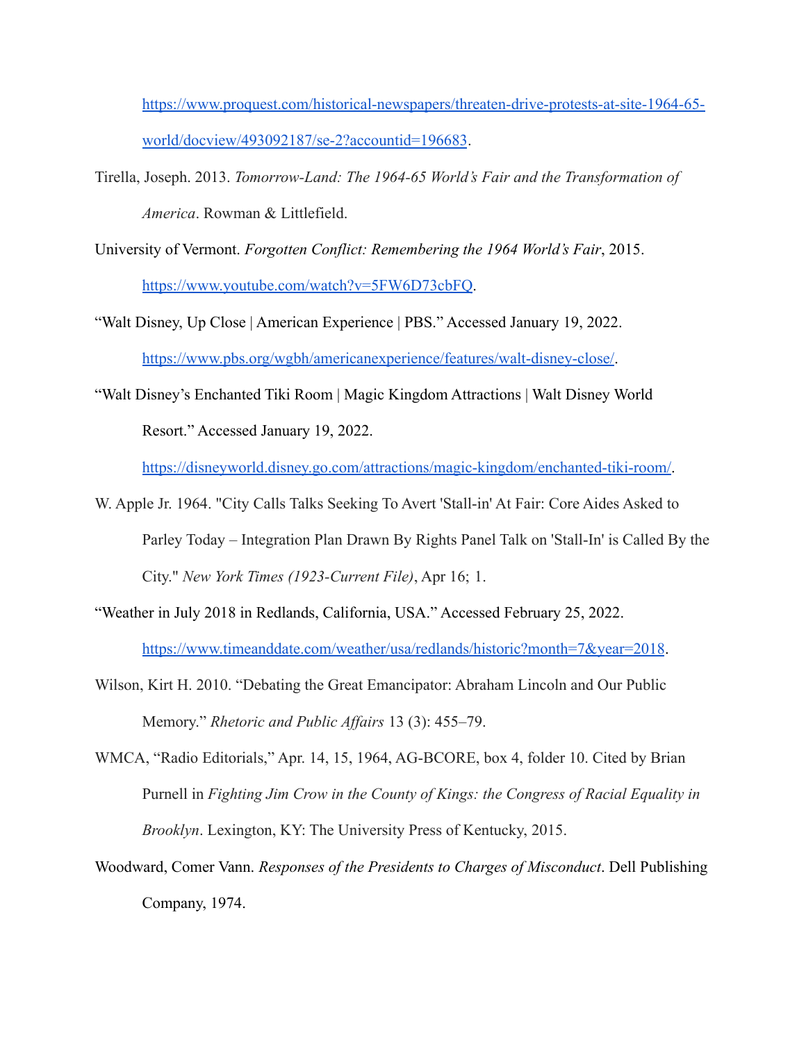https://www.proquest.com/historical-newspapers/threaten-drive-protests-at-site-1964-65-world/docview/493092187/se-2?accountid=196683.

Tirella, Joseph. 2013. *Tomorrow-Land: The 1964-65 World's Fair and the Transformation of America*. Rowman & Littlefield.

University of Vermont. *Forgotten Conflict: Remembering the 1964 World's Fair*, 2015. https://www.youtube.com/watch?v=5FW6D73cbFQ.

"Walt Disney, Up Close | American Experience | PBS." Accessed January 19, 2022. https://www.pbs.org/wgbh/americanexperience/features/walt-disney-close/.

"Walt Disney's Enchanted Tiki Room | Magic Kingdom Attractions | Walt Disney World Resort." Accessed January 19, 2022. https://disneyworld.disney.go.com/attractions/magic-kingdom/enchanted-tiki-room/.

W. Apple Jr. 1964. "City Calls Talks Seeking To Avert 'Stall-in' At Fair: Core Aides Asked to Parley Today – Integration Plan Drawn By Rights Panel Talk on 'Stall-In' is Called By the City." *New York Times (1923-Current File)*, Apr 16; 1.

"Weather in July 2018 in Redlands, California, USA." Accessed February 25, 2022. https://www.timeanddate.com/weather/usa/redlands/historic?month=7&year=2018.

Wilson, Kirt H. 2010. "Debating the Great Emancipator: Abraham Lincoln and Our Public Memory." *Rhetoric and Public Affairs* 13 (3): 455–79.

WMCA, "Radio Editorials," Apr. 14, 15, 1964, AG-BCORE, box 4, folder 10. Cited by Brian Purnell in *Fighting Jim Crow in the County of Kings: the Congress of Racial Equality in Brooklyn*. Lexington, KY: The University Press of Kentucky, 2015.

Woodward, Comer Vann. *Responses of the Presidents to Charges of Misconduct*. Dell Publishing Company, 1974.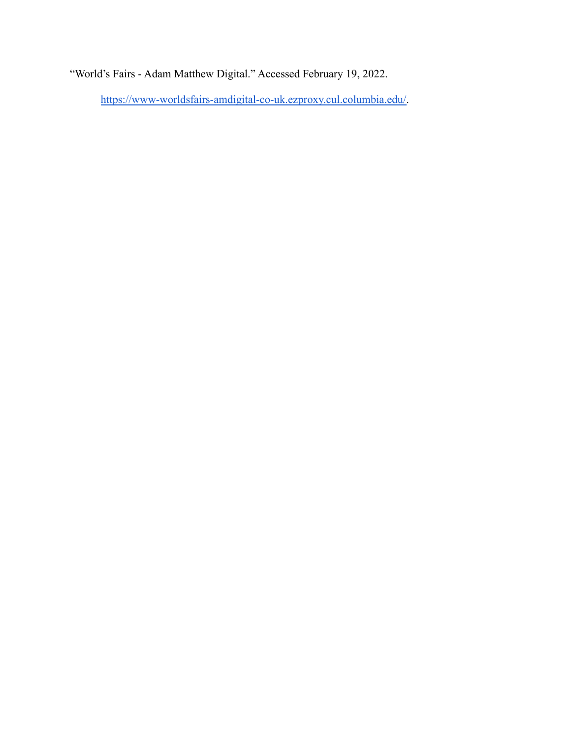"World's Fairs - Adam Matthew Digital." Accessed February 19, 2022. https://www-worldsfairs-amdigital-co-uk.ezproxy.cul.columbia.edu/.